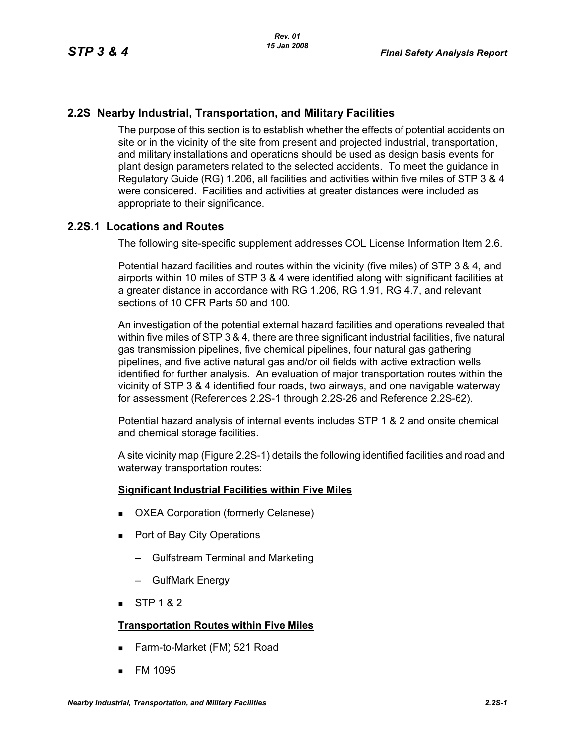## 2.2S Nearby Industrial, Transportation, and Military Facilities

The purpose of this section is to establish whether the effects of potential accidents on site or in the vicinity of the site from present and projected industrial, transportation, and military installations and operations should be used as design basis events for plant design parameters related to the selected accidents. To meet the guidance in Regulatory Guide (RG) 1.206, all facilities and activities within five miles of STP 3 & 4 were considered. Facilities and activities at greater distances were included as appropriate to their significance.

### 2.2S.1 Locations and Routes

The following site-specific supplement addresses COL License Information Item 2.6.

Potential hazard facilities and routes within the vicinity (five miles) of STP 3 & 4, and airports within 10 miles of STP 3 & 4 were identified along with significant facilities at a greater distance in accordance with RG 1.206, RG 1.91, RG 4.7, and relevant sections of 10 CFR Parts 50 and 100.

An investigation of the potential external hazard facilities and operations revealed that within five miles of STP 3 & 4, there are three significant industrial facilities, five natural gas transmission pipelines, five chemical pipelines, four natural gas gathering pipelines, and five active natural gas and/or oil fields with active extraction wells identified for further analysis. An evaluation of major transportation routes within the vicinity of STP 3 & 4 identified four roads, two airways, and one navigable waterway for assessment (References 2.2S-1 through 2.2S-26 and Reference 2.2S-62).

Potential hazard analysis of internal events includes STP 1 & 2 and onsite chemical and chemical storage facilities.

A site vicinity map (Figure 2.2S-1) details the following identified facilities and road and waterway transportation routes:

**Significant Industrial Facilities within Five Miles**

- OXEA Corporation (formerly Celanese)
- Port of Bay City Operations
  - Gulfstream Terminal and Marketing
  - GulfMark Energy
- STP 1 & 2

**Transportation Routes within Five Miles**

- Farm-to-Market (FM) 521 Road
- FM 1095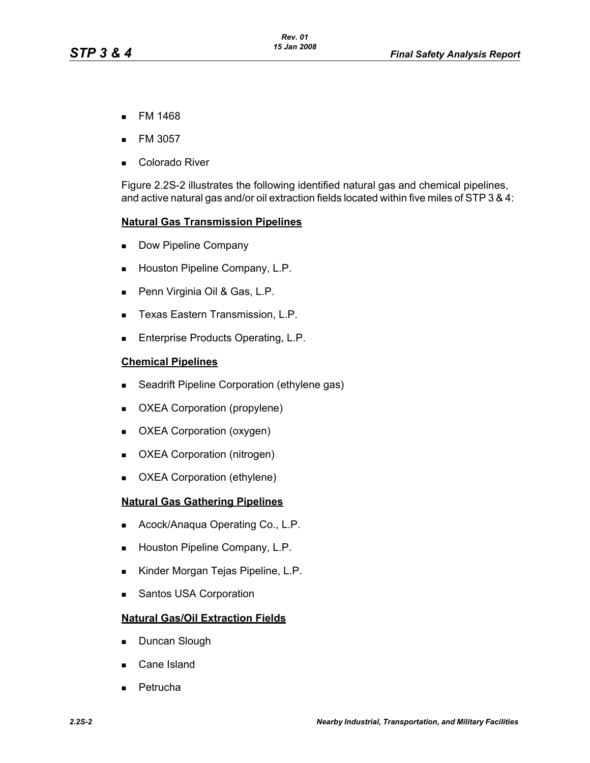- FM 1468
- FM 3057
- Colorado River

Figure 2.2S-2 illustrates the following identified natural gas and chemical pipelines, and active natural gas and/or oil extraction fields located within five miles of STP 3 & 4:

**Natural Gas Transmission Pipelines**

- Dow Pipeline Company
- Houston Pipeline Company, L.P.
- Penn Virginia Oil & Gas, L.P.
- Texas Eastern Transmission, L.P.
- Enterprise Products Operating, L.P.

**Chemical Pipelines**

- Seadrift Pipeline Corporation (ethylene gas)
- OXEA Corporation (propylene)
- OXEA Corporation (oxygen)
- OXEA Corporation (nitrogen)
- OXEA Corporation (ethylene)

**Natural Gas Gathering Pipelines**

- Acock/Anaqua Operating Co., L.P.
- Houston Pipeline Company, L.P.
- Kinder Morgan Tejas Pipeline, L.P.
- Santos USA Corporation

**Natural Gas/Oil Extraction Fields**

- Duncan Slough
- Cane Island
- Petrucha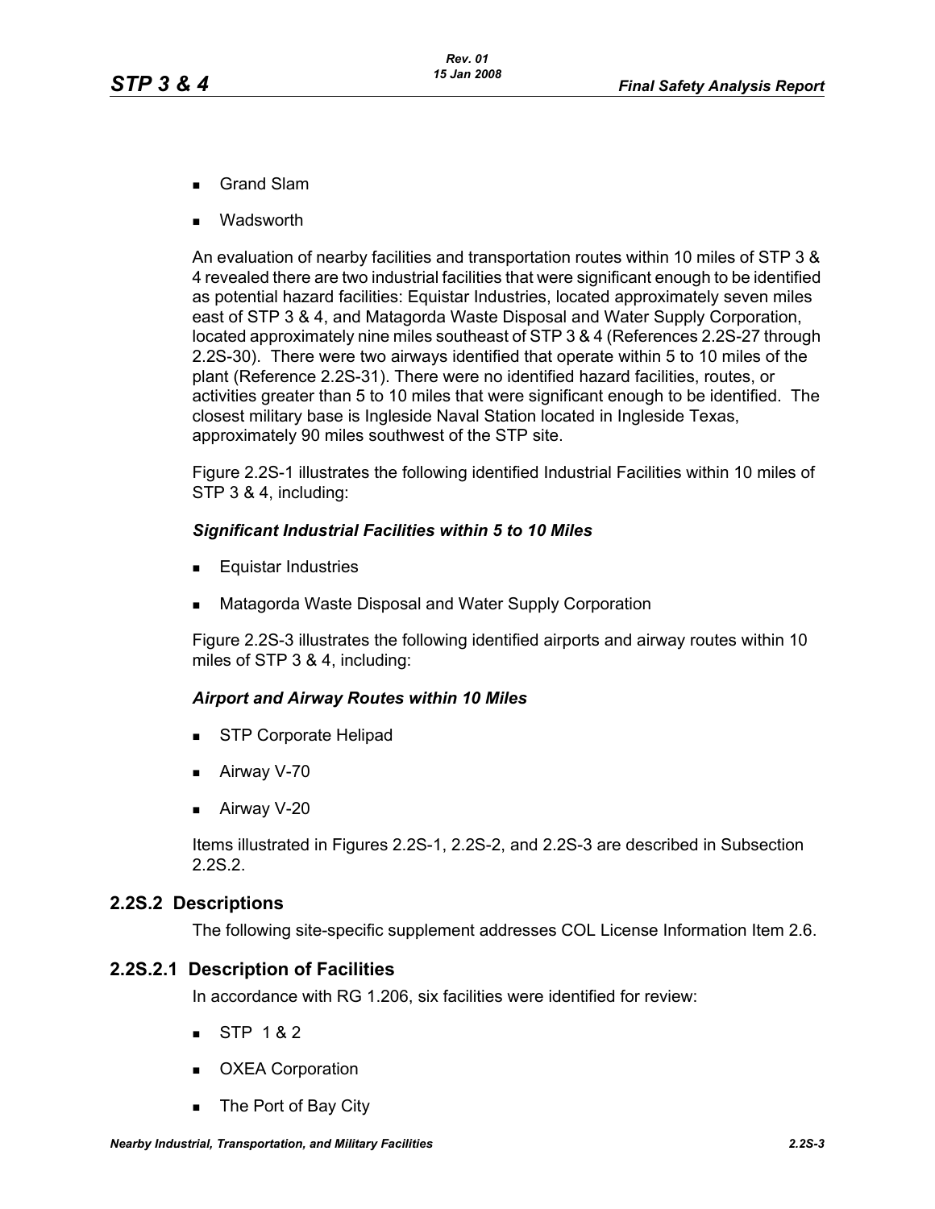- Grand Slam
- Wadsworth

An evaluation of nearby facilities and transportation routes within 10 miles of STP 3 & 4 revealed there are two industrial facilities that were significant enough to be identified as potential hazard facilities: Equistar Industries, located approximately seven miles east of STP 3 & 4, and Matagorda Waste Disposal and Water Supply Corporation, located approximately nine miles southeast of STP 3 & 4 (References 2.2S-27 through 2.2S-30). There were two airways identified that operate within 5 to 10 miles of the plant (Reference 2.2S-31). There were no identified hazard facilities, routes, or activities greater than 5 to 10 miles that were significant enough to be identified. The closest military base is Ingleside Naval Station located in Ingleside Texas, approximately 90 miles southwest of the STP site.

Figure 2.2S-1 illustrates the following identified Industrial Facilities within 10 miles of STP 3 & 4, including:

***Significant Industrial Facilities within 5 to 10 Miles***

- Equistar Industries
- Matagorda Waste Disposal and Water Supply Corporation

Figure 2.2S-3 illustrates the following identified airports and airway routes within 10 miles of STP 3 & 4, including:

***Airport and Airway Routes within 10 Miles***

- STP Corporate Helipad
- Airway V-70
- Airway V-20

Items illustrated in Figures 2.2S-1, 2.2S-2, and 2.2S-3 are described in Subsection 2.2S.2.

## 2.2S.2 Descriptions

The following site-specific supplement addresses COL License Information Item 2.6.

### 2.2S.2.1 Description of Facilities

In accordance with RG 1.206, six facilities were identified for review:

- STP 1 & 2
- OXEA Corporation
- The Port of Bay City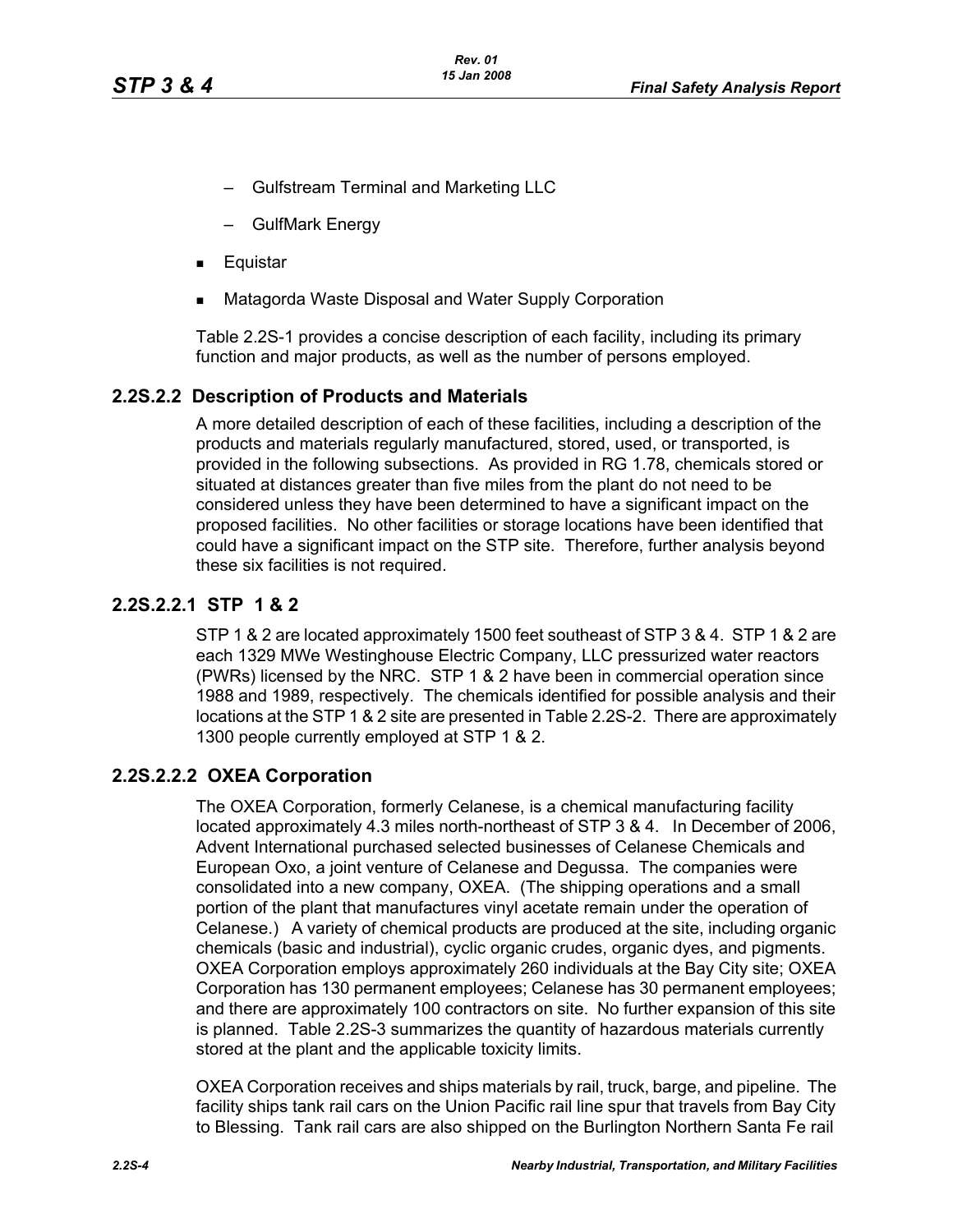- Gulfstream Terminal and Marketing LLC
  - GulfMark Energy
- Equistar
- Matagorda Waste Disposal and Water Supply Corporation

Table 2.2S-1 provides a concise description of each facility, including its primary function and major products, as well as the number of persons employed.

## 2.2S.2.2 Description of Products and Materials

A more detailed description of each of these facilities, including a description of the products and materials regularly manufactured, stored, used, or transported, is provided in the following subsections. As provided in RG 1.78, chemicals stored or situated at distances greater than five miles from the plant do not need to be considered unless they have been determined to have a significant impact on the proposed facilities. No other facilities or storage locations have been identified that could have a significant impact on the STP site. Therefore, further analysis beyond these six facilities is not required.

### 2.2S.2.2.1 STP 1 & 2

STP 1 & 2 are located approximately 1500 feet southeast of STP 3 & 4. STP 1 & 2 are each 1329 MWe Westinghouse Electric Company, LLC pressurized water reactors (PWRs) licensed by the NRC. STP 1 & 2 have been in commercial operation since 1988 and 1989, respectively. The chemicals identified for possible analysis and their locations at the STP 1 & 2 site are presented in Table 2.2S-2. There are approximately 1300 people currently employed at STP 1 & 2.

### 2.2S.2.2.2 OXEA Corporation

The OXEA Corporation, formerly Celanese, is a chemical manufacturing facility located approximately 4.3 miles north-northeast of STP 3 & 4. In December of 2006, Advent International purchased selected businesses of Celanese Chemicals and European Oxo, a joint venture of Celanese and Degussa. The companies were consolidated into a new company, OXEA. (The shipping operations and a small portion of the plant that manufactures vinyl acetate remain under the operation of Celanese.) A variety of chemical products are produced at the site, including organic chemicals (basic and industrial), cyclic organic crudes, organic dyes, and pigments. OXEA Corporation employs approximately 260 individuals at the Bay City site; OXEA Corporation has 130 permanent employees; Celanese has 30 permanent employees; and there are approximately 100 contractors on site. No further expansion of this site is planned. Table 2.2S-3 summarizes the quantity of hazardous materials currently stored at the plant and the applicable toxicity limits.

OXEA Corporation receives and ships materials by rail, truck, barge, and pipeline. The facility ships tank rail cars on the Union Pacific rail line spur that travels from Bay City to Blessing. Tank rail cars are also shipped on the Burlington Northern Santa Fe rail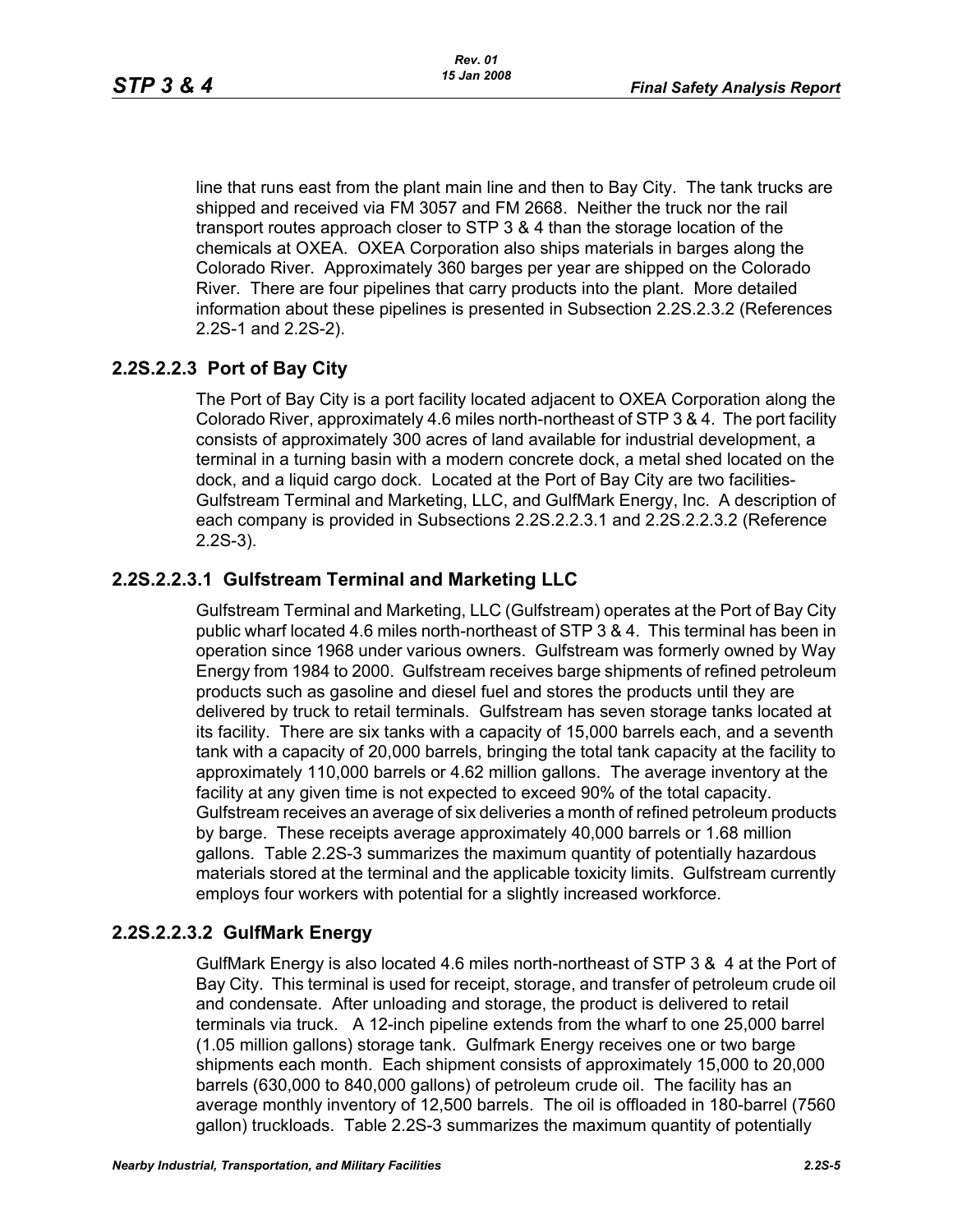line that runs east from the plant main line and then to Bay City. The tank trucks are shipped and received via FM 3057 and FM 2668. Neither the truck nor the rail transport routes approach closer to STP 3 & 4 than the storage location of the chemicals at OXEA. OXEA Corporation also ships materials in barges along the Colorado River. Approximately 360 barges per year are shipped on the Colorado River. There are four pipelines that carry products into the plant. More detailed information about these pipelines is presented in Subsection 2.2S.2.3.2 (References 2.2S-1 and 2.2S-2).

## 2.2S.2.2.3 Port of Bay City

The Port of Bay City is a port facility located adjacent to OXEA Corporation along the Colorado River, approximately 4.6 miles north-northeast of STP 3 & 4. The port facility consists of approximately 300 acres of land available for industrial development, a terminal in a turning basin with a modern concrete dock, a metal shed located on the dock, and a liquid cargo dock. Located at the Port of Bay City are two facilities- Gulfstream Terminal and Marketing, LLC, and GulfMark Energy, Inc. A description of each company is provided in Subsections 2.2S.2.2.3.1 and 2.2S.2.2.3.2 (Reference 2.2S-3).

## 2.2S.2.2.3.1 Gulfstream Terminal and Marketing LLC

Gulfstream Terminal and Marketing, LLC (Gulfstream) operates at the Port of Bay City public wharf located 4.6 miles north-northeast of STP 3 & 4. This terminal has been in operation since 1968 under various owners. Gulfstream was formerly owned by Way Energy from 1984 to 2000. Gulfstream receives barge shipments of refined petroleum products such as gasoline and diesel fuel and stores the products until they are delivered by truck to retail terminals. Gulfstream has seven storage tanks located at its facility. There are six tanks with a capacity of 15,000 barrels each, and a seventh tank with a capacity of 20,000 barrels, bringing the total tank capacity at the facility to approximately 110,000 barrels or 4.62 million gallons. The average inventory at the facility at any given time is not expected to exceed 90% of the total capacity. Gulfstream receives an average of six deliveries a month of refined petroleum products by barge. These receipts average approximately 40,000 barrels or 1.68 million gallons. Table 2.2S-3 summarizes the maximum quantity of potentially hazardous materials stored at the terminal and the applicable toxicity limits. Gulfstream currently employs four workers with potential for a slightly increased workforce.

## 2.2S.2.2.3.2 GulfMark Energy

GulfMark Energy is also located 4.6 miles north-northeast of STP 3 & 4 at the Port of Bay City. This terminal is used for receipt, storage, and transfer of petroleum crude oil and condensate. After unloading and storage, the product is delivered to retail terminals via truck. A 12-inch pipeline extends from the wharf to one 25,000 barrel (1.05 million gallons) storage tank. Gulfmark Energy receives one or two barge shipments each month. Each shipment consists of approximately 15,000 to 20,000 barrels (630,000 to 840,000 gallons) of petroleum crude oil. The facility has an average monthly inventory of 12,500 barrels. The oil is offloaded in 180-barrel (7560 gallon) truckloads. Table 2.2S-3 summarizes the maximum quantity of potentially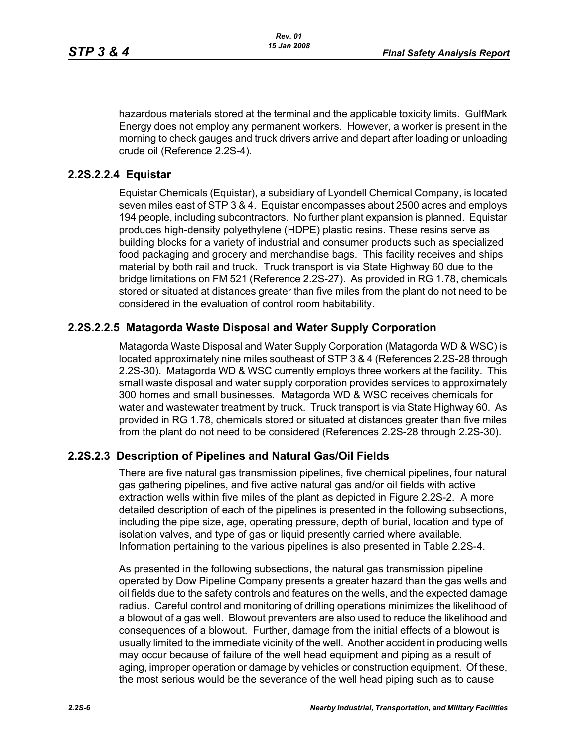hazardous materials stored at the terminal and the applicable toxicity limits. GulfMark Energy does not employ any permanent workers. However, a worker is present in the morning to check gauges and truck drivers arrive and depart after loading or unloading crude oil (Reference 2.2S-4).

### 2.2S.2.2.4 Equistar

Equistar Chemicals (Equistar), a subsidiary of Lyondell Chemical Company, is located seven miles east of STP 3 & 4. Equistar encompasses about 2500 acres and employs 194 people, including subcontractors. No further plant expansion is planned. Equistar produces high-density polyethylene (HDPE) plastic resins. These resins serve as building blocks for a variety of industrial and consumer products such as specialized food packaging and grocery and merchandise bags. This facility receives and ships material by both rail and truck. Truck transport is via State Highway 60 due to the bridge limitations on FM 521 (Reference 2.2S-27). As provided in RG 1.78, chemicals stored or situated at distances greater than five miles from the plant do not need to be considered in the evaluation of control room habitability.

### 2.2S.2.2.5 Matagorda Waste Disposal and Water Supply Corporation

Matagorda Waste Disposal and Water Supply Corporation (Matagorda WD & WSC) is located approximately nine miles southeast of STP 3 & 4 (References 2.2S-28 through 2.2S-30). Matagorda WD & WSC currently employs three workers at the facility. This small waste disposal and water supply corporation provides services to approximately 300 homes and small businesses. Matagorda WD & WSC receives chemicals for water and wastewater treatment by truck. Truck transport is via State Highway 60. As provided in RG 1.78, chemicals stored or situated at distances greater than five miles from the plant do not need to be considered (References 2.2S-28 through 2.2S-30).

## 2.2S.2.3 Description of Pipelines and Natural Gas/Oil Fields

There are five natural gas transmission pipelines, five chemical pipelines, four natural gas gathering pipelines, and five active natural gas and/or oil fields with active extraction wells within five miles of the plant as depicted in Figure 2.2S-2. A more detailed description of each of the pipelines is presented in the following subsections, including the pipe size, age, operating pressure, depth of burial, location and type of isolation valves, and type of gas or liquid presently carried where available. Information pertaining to the various pipelines is also presented in Table 2.2S-4.

As presented in the following subsections, the natural gas transmission pipeline operated by Dow Pipeline Company presents a greater hazard than the gas wells and oil fields due to the safety controls and features on the wells, and the expected damage radius. Careful control and monitoring of drilling operations minimizes the likelihood of a blowout of a gas well. Blowout preventers are also used to reduce the likelihood and consequences of a blowout. Further, damage from the initial effects of a blowout is usually limited to the immediate vicinity of the well. Another accident in producing wells may occur because of failure of the well head equipment and piping as a result of aging, improper operation or damage by vehicles or construction equipment. Of these, the most serious would be the severance of the well head piping such as to cause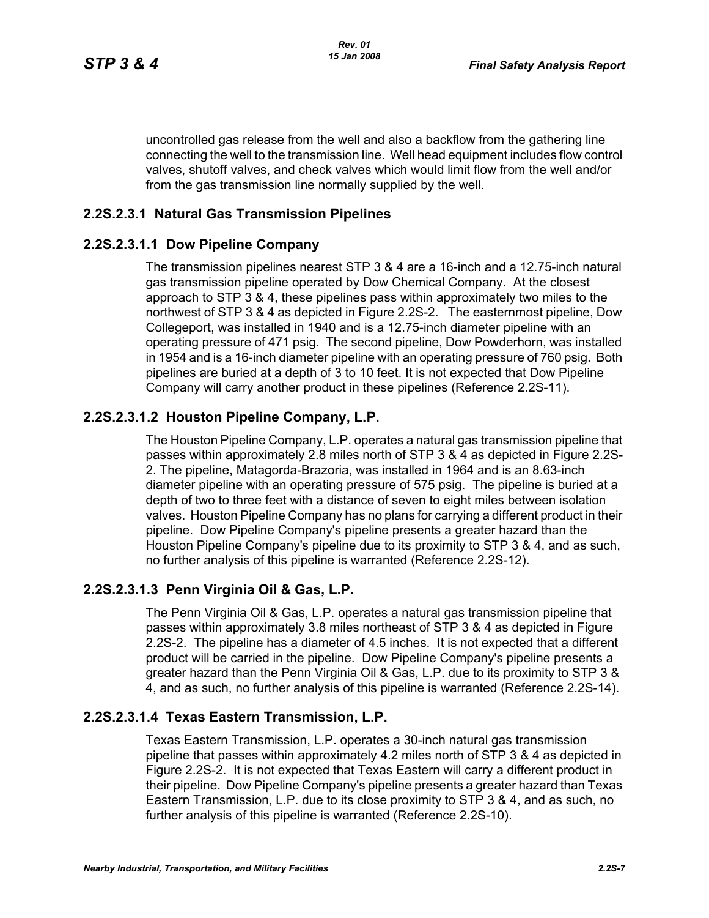uncontrolled gas release from the well and also a backflow from the gathering line connecting the well to the transmission line. Well head equipment includes flow control valves, shutoff valves, and check valves which would limit flow from the well and/or from the gas transmission line normally supplied by the well.

### 2.2S.2.3.1 Natural Gas Transmission Pipelines

#### 2.2S.2.3.1.1 Dow Pipeline Company

The transmission pipelines nearest STP 3 & 4 are a 16-inch and a 12.75-inch natural gas transmission pipeline operated by Dow Chemical Company. At the closest approach to STP 3 & 4, these pipelines pass within approximately two miles to the northwest of STP 3 & 4 as depicted in Figure 2.2S-2. The easternmost pipeline, Dow Collegeport, was installed in 1940 and is a 12.75-inch diameter pipeline with an operating pressure of 471 psig. The second pipeline, Dow Powderhorn, was installed in 1954 and is a 16-inch diameter pipeline with an operating pressure of 760 psig. Both pipelines are buried at a depth of 3 to 10 feet. It is not expected that Dow Pipeline Company will carry another product in these pipelines (Reference 2.2S-11).

#### 2.2S.2.3.1.2 Houston Pipeline Company, L.P.

The Houston Pipeline Company, L.P. operates a natural gas transmission pipeline that passes within approximately 2.8 miles north of STP 3 & 4 as depicted in Figure 2.2S-2. The pipeline, Matagorda-Brazoria, was installed in 1964 and is an 8.63-inch diameter pipeline with an operating pressure of 575 psig. The pipeline is buried at a depth of two to three feet with a distance of seven to eight miles between isolation valves. Houston Pipeline Company has no plans for carrying a different product in their pipeline. Dow Pipeline Company's pipeline presents a greater hazard than the Houston Pipeline Company's pipeline due to its proximity to STP 3 & 4, and as such, no further analysis of this pipeline is warranted (Reference 2.2S-12).

#### 2.2S.2.3.1.3 Penn Virginia Oil & Gas, L.P.

The Penn Virginia Oil & Gas, L.P. operates a natural gas transmission pipeline that passes within approximately 3.8 miles northeast of STP 3 & 4 as depicted in Figure 2.2S-2. The pipeline has a diameter of 4.5 inches. It is not expected that a different product will be carried in the pipeline. Dow Pipeline Company's pipeline presents a greater hazard than the Penn Virginia Oil & Gas, L.P. due to its proximity to STP 3 & 4, and as such, no further analysis of this pipeline is warranted (Reference 2.2S-14).

#### 2.2S.2.3.1.4 Texas Eastern Transmission, L.P.

Texas Eastern Transmission, L.P. operates a 30-inch natural gas transmission pipeline that passes within approximately 4.2 miles north of STP 3 & 4 as depicted in Figure 2.2S-2. It is not expected that Texas Eastern will carry a different product in their pipeline. Dow Pipeline Company's pipeline presents a greater hazard than Texas Eastern Transmission, L.P. due to its close proximity to STP 3 & 4, and as such, no further analysis of this pipeline is warranted (Reference 2.2S-10).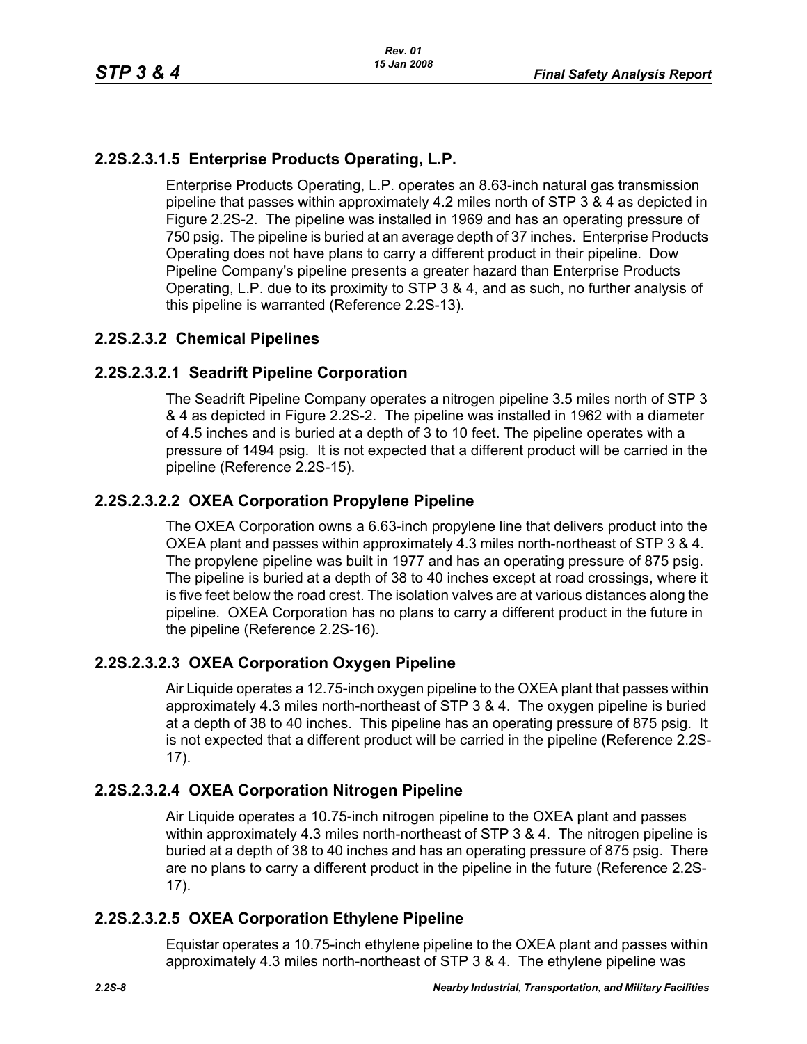### 2.2S.2.3.1.5 Enterprise Products Operating, L.P.

Enterprise Products Operating, L.P. operates an 8.63-inch natural gas transmission pipeline that passes within approximately 4.2 miles north of STP 3 & 4 as depicted in Figure 2.2S-2. The pipeline was installed in 1969 and has an operating pressure of 750 psig. The pipeline is buried at an average depth of 37 inches. Enterprise Products Operating does not have plans to carry a different product in their pipeline. Dow Pipeline Company's pipeline presents a greater hazard than Enterprise Products Operating, L.P. due to its proximity to STP 3 & 4, and as such, no further analysis of this pipeline is warranted (Reference 2.2S-13).

### 2.2S.2.3.2 Chemical Pipelines

### 2.2S.2.3.2.1 Seadrift Pipeline Corporation

The Seadrift Pipeline Company operates a nitrogen pipeline 3.5 miles north of STP 3 & 4 as depicted in Figure 2.2S-2. The pipeline was installed in 1962 with a diameter of 4.5 inches and is buried at a depth of 3 to 10 feet. The pipeline operates with a pressure of 1494 psig. It is not expected that a different product will be carried in the pipeline (Reference 2.2S-15).

### 2.2S.2.3.2.2 OXEA Corporation Propylene Pipeline

The OXEA Corporation owns a 6.63-inch propylene line that delivers product into the OXEA plant and passes within approximately 4.3 miles north-northeast of STP 3 & 4. The propylene pipeline was built in 1977 and has an operating pressure of 875 psig. The pipeline is buried at a depth of 38 to 40 inches except at road crossings, where it is five feet below the road crest. The isolation valves are at various distances along the pipeline. OXEA Corporation has no plans to carry a different product in the future in the pipeline (Reference 2.2S-16).

### 2.2S.2.3.2.3 OXEA Corporation Oxygen Pipeline

Air Liquide operates a 12.75-inch oxygen pipeline to the OXEA plant that passes within approximately 4.3 miles north-northeast of STP 3 & 4. The oxygen pipeline is buried at a depth of 38 to 40 inches. This pipeline has an operating pressure of 875 psig. It is not expected that a different product will be carried in the pipeline (Reference 2.2S-17).

### 2.2S.2.3.2.4 OXEA Corporation Nitrogen Pipeline

Air Liquide operates a 10.75-inch nitrogen pipeline to the OXEA plant and passes within approximately 4.3 miles north-northeast of STP 3 & 4. The nitrogen pipeline is buried at a depth of 38 to 40 inches and has an operating pressure of 875 psig. There are no plans to carry a different product in the pipeline in the future (Reference 2.2S-17).

### 2.2S.2.3.2.5 OXEA Corporation Ethylene Pipeline

Equistar operates a 10.75-inch ethylene pipeline to the OXEA plant and passes within approximately 4.3 miles north-northeast of STP 3 & 4. The ethylene pipeline was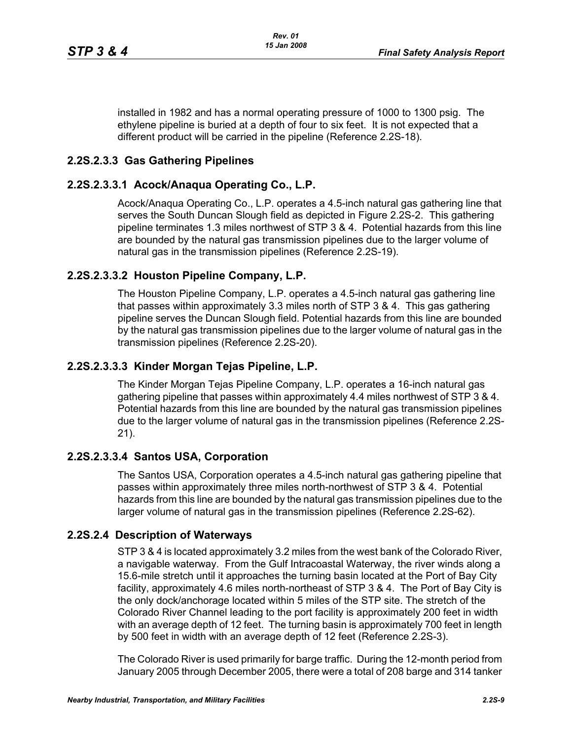installed in 1982 and has a normal operating pressure of 1000 to 1300 psig. The ethylene pipeline is buried at a depth of four to six feet. It is not expected that a different product will be carried in the pipeline (Reference 2.2S-18).

### 2.2S.2.3.3 Gas Gathering Pipelines

#### 2.2S.2.3.3.1 Acock/Anaqua Operating Co., L.P.

Acock/Anaqua Operating Co., L.P. operates a 4.5-inch natural gas gathering line that serves the South Duncan Slough field as depicted in Figure 2.2S-2. This gathering pipeline terminates 1.3 miles northwest of STP 3 & 4. Potential hazards from this line are bounded by the natural gas transmission pipelines due to the larger volume of natural gas in the transmission pipelines (Reference 2.2S-19).

#### 2.2S.2.3.3.2 Houston Pipeline Company, L.P.

The Houston Pipeline Company, L.P. operates a 4.5-inch natural gas gathering line that passes within approximately 3.3 miles north of STP 3 & 4. This gas gathering pipeline serves the Duncan Slough field. Potential hazards from this line are bounded by the natural gas transmission pipelines due to the larger volume of natural gas in the transmission pipelines (Reference 2.2S-20).

#### 2.2S.2.3.3.3 Kinder Morgan Tejas Pipeline, L.P.

The Kinder Morgan Tejas Pipeline Company, L.P. operates a 16-inch natural gas gathering pipeline that passes within approximately 4.4 miles northwest of STP 3 & 4. Potential hazards from this line are bounded by the natural gas transmission pipelines due to the larger volume of natural gas in the transmission pipelines (Reference 2.2S-21).

#### 2.2S.2.3.3.4 Santos USA, Corporation

The Santos USA, Corporation operates a 4.5-inch natural gas gathering pipeline that passes within approximately three miles north-northwest of STP 3 & 4. Potential hazards from this line are bounded by the natural gas transmission pipelines due to the larger volume of natural gas in the transmission pipelines (Reference 2.2S-62).

### 2.2S.2.4 Description of Waterways

STP 3 & 4 is located approximately 3.2 miles from the west bank of the Colorado River, a navigable waterway. From the Gulf Intracoastal Waterway, the river winds along a 15.6-mile stretch until it approaches the turning basin located at the Port of Bay City facility, approximately 4.6 miles north-northeast of STP 3 & 4. The Port of Bay City is the only dock/anchorage located within 5 miles of the STP site. The stretch of the Colorado River Channel leading to the port facility is approximately 200 feet in width with an average depth of 12 feet. The turning basin is approximately 700 feet in length by 500 feet in width with an average depth of 12 feet (Reference 2.2S-3).

The Colorado River is used primarily for barge traffic. During the 12-month period from January 2005 through December 2005, there were a total of 208 barge and 314 tanker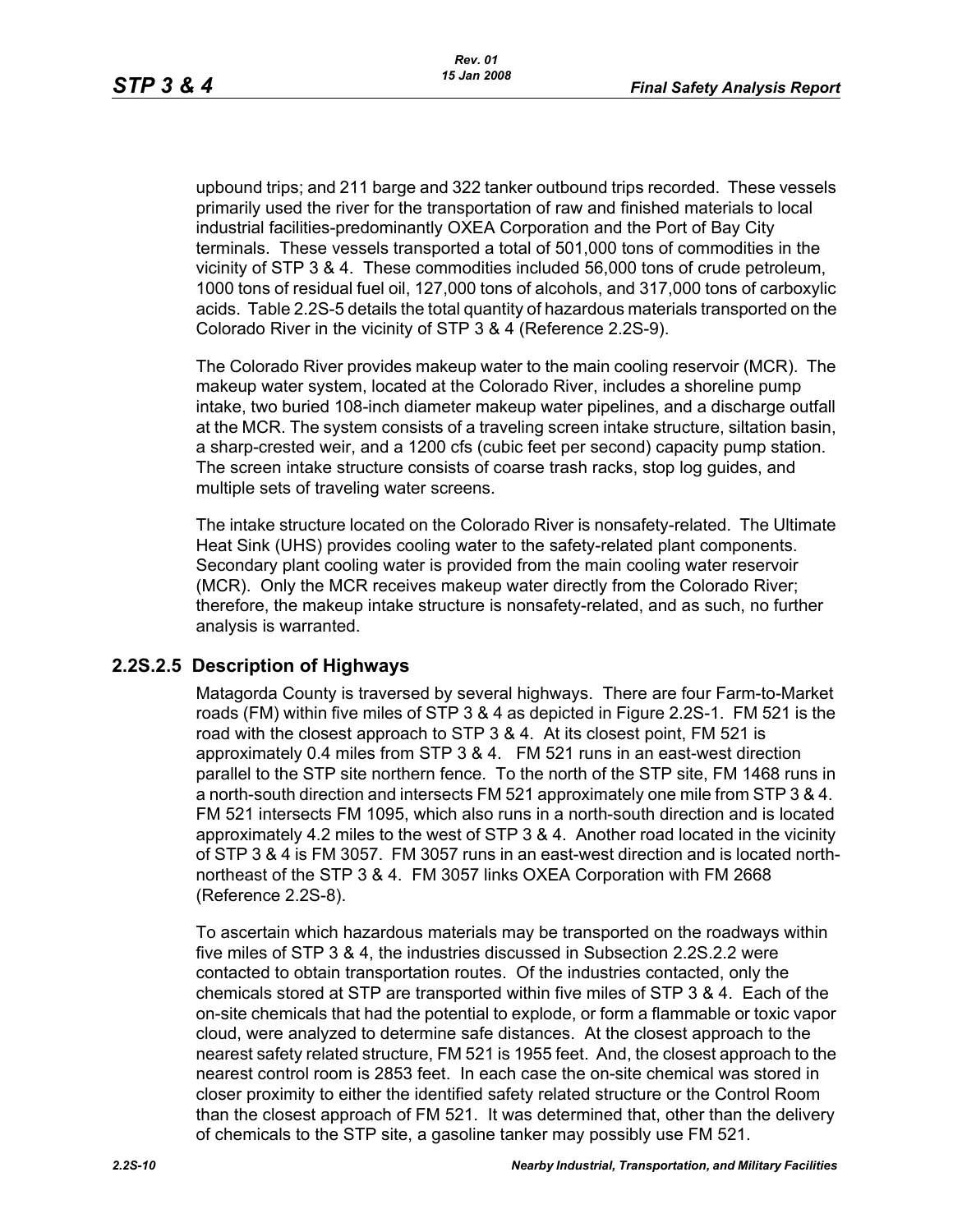upbound trips; and 211 barge and 322 tanker outbound trips recorded. These vessels primarily used the river for the transportation of raw and finished materials to local industrial facilities-predominantly OXEA Corporation and the Port of Bay City terminals. These vessels transported a total of 501,000 tons of commodities in the vicinity of STP 3 & 4. These commodities included 56,000 tons of crude petroleum, 1000 tons of residual fuel oil, 127,000 tons of alcohols, and 317,000 tons of carboxylic acids. Table 2.2S-5 details the total quantity of hazardous materials transported on the Colorado River in the vicinity of STP 3 & 4 (Reference 2.2S-9).

The Colorado River provides makeup water to the main cooling reservoir (MCR). The makeup water system, located at the Colorado River, includes a shoreline pump intake, two buried 108-inch diameter makeup water pipelines, and a discharge outfall at the MCR. The system consists of a traveling screen intake structure, siltation basin, a sharp-crested weir, and a 1200 cfs (cubic feet per second) capacity pump station. The screen intake structure consists of coarse trash racks, stop log guides, and multiple sets of traveling water screens.

The intake structure located on the Colorado River is nonsafety-related. The Ultimate Heat Sink (UHS) provides cooling water to the safety-related plant components. Secondary plant cooling water is provided from the main cooling water reservoir (MCR). Only the MCR receives makeup water directly from the Colorado River; therefore, the makeup intake structure is nonsafety-related, and as such, no further analysis is warranted.

## 2.2S.2.5 Description of Highways

Matagorda County is traversed by several highways. There are four Farm-to-Market roads (FM) within five miles of STP 3 & 4 as depicted in Figure 2.2S-1. FM 521 is the road with the closest approach to STP 3 & 4. At its closest point, FM 521 is approximately 0.4 miles from STP 3 & 4. FM 521 runs in an east-west direction parallel to the STP site northern fence. To the north of the STP site, FM 1468 runs in a north-south direction and intersects FM 521 approximately one mile from STP 3 & 4. FM 521 intersects FM 1095, which also runs in a north-south direction and is located approximately 4.2 miles to the west of STP 3 & 4. Another road located in the vicinity of STP 3 & 4 is FM 3057. FM 3057 runs in an east-west direction and is located north-northeast of the STP 3 & 4. FM 3057 links OXEA Corporation with FM 2668 (Reference 2.2S-8).

To ascertain which hazardous materials may be transported on the roadways within five miles of STP 3 & 4, the industries discussed in Subsection 2.2S.2.2 were contacted to obtain transportation routes. Of the industries contacted, only the chemicals stored at STP are transported within five miles of STP 3 & 4. Each of the on-site chemicals that had the potential to explode, or form a flammable or toxic vapor cloud, were analyzed to determine safe distances. At the closest approach to the nearest safety related structure, FM 521 is 1955 feet. And, the closest approach to the nearest control room is 2853 feet. In each case the on-site chemical was stored in closer proximity to either the identified safety related structure or the Control Room than the closest approach of FM 521. It was determined that, other than the delivery of chemicals to the STP site, a gasoline tanker may possibly use FM 521.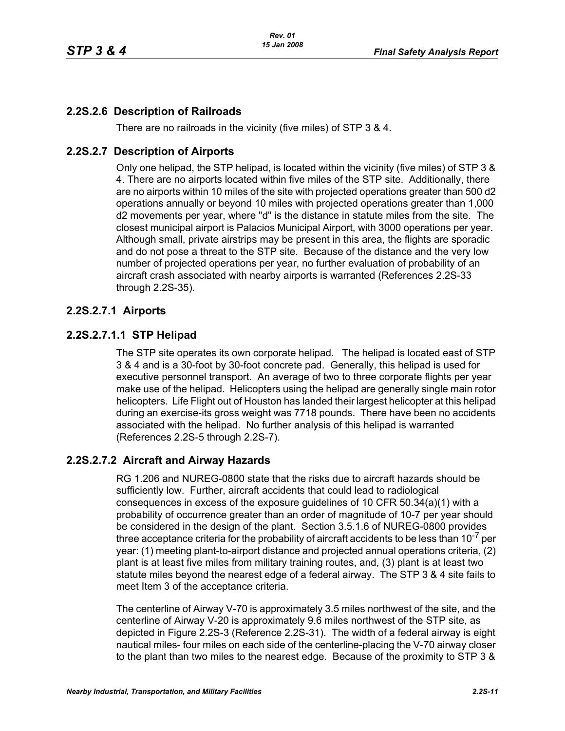## 2.2S.2.6 Description of Railroads

There are no railroads in the vicinity (five miles) of STP 3 & 4.

## 2.2S.2.7 Description of Airports

Only one helipad, the STP helipad, is located within the vicinity (five miles) of STP 3 & 4. There are no airports located within five miles of the STP site. Additionally, there are no airports within 10 miles of the site with projected operations greater than 500 d2 operations annually or beyond 10 miles with projected operations greater than 1,000 d2 movements per year, where "d" is the distance in statute miles from the site. The closest municipal airport is Palacios Municipal Airport, with 3000 operations per year. Although small, private airstrips may be present in this area, the flights are sporadic and do not pose a threat to the STP site. Because of the distance and the very low number of projected operations per year, no further evaluation of probability of an aircraft crash associated with nearby airports is warranted (References 2.2S-33 through 2.2S-35).

### 2.2S.2.7.1 Airports

#### 2.2S.2.7.1.1 STP Helipad

The STP site operates its own corporate helipad. The helipad is located east of STP 3 & 4 and is a 30-foot by 30-foot concrete pad. Generally, this helipad is used for executive personnel transport. An average of two to three corporate flights per year make use of the helipad. Helicopters using the helipad are generally single main rotor helicopters. Life Flight out of Houston has landed their largest helicopter at this helipad during an exercise-its gross weight was 7718 pounds. There have been no accidents associated with the helipad. No further analysis of this helipad is warranted (References 2.2S-5 through 2.2S-7).

### 2.2S.2.7.2 Aircraft and Airway Hazards

RG 1.206 and NUREG-0800 state that the risks due to aircraft hazards should be sufficiently low. Further, aircraft accidents that could lead to radiological consequences in excess of the exposure guidelines of 10 CFR 50.34(a)(1) with a probability of occurrence greater than an order of magnitude of 10-7 per year should be considered in the design of the plant. Section 3.5.1.6 of NUREG-0800 provides three acceptance criteria for the probability of aircraft accidents to be less than $10^{-7}$ per year: (1) meeting plant-to-airport distance and projected annual operations criteria, (2) plant is at least five miles from military training routes, and, (3) plant is at least two statute miles beyond the nearest edge of a federal airway. The STP 3 & 4 site fails to meet Item 3 of the acceptance criteria.

The centerline of Airway V-70 is approximately 3.5 miles northwest of the site, and the centerline of Airway V-20 is approximately 9.6 miles northwest of the STP site, as depicted in Figure 2.2S-3 (Reference 2.2S-31). The width of a federal airway is eight nautical miles- four miles on each side of the centerline-placing the V-70 airway closer to the plant than two miles to the nearest edge. Because of the proximity to STP 3 &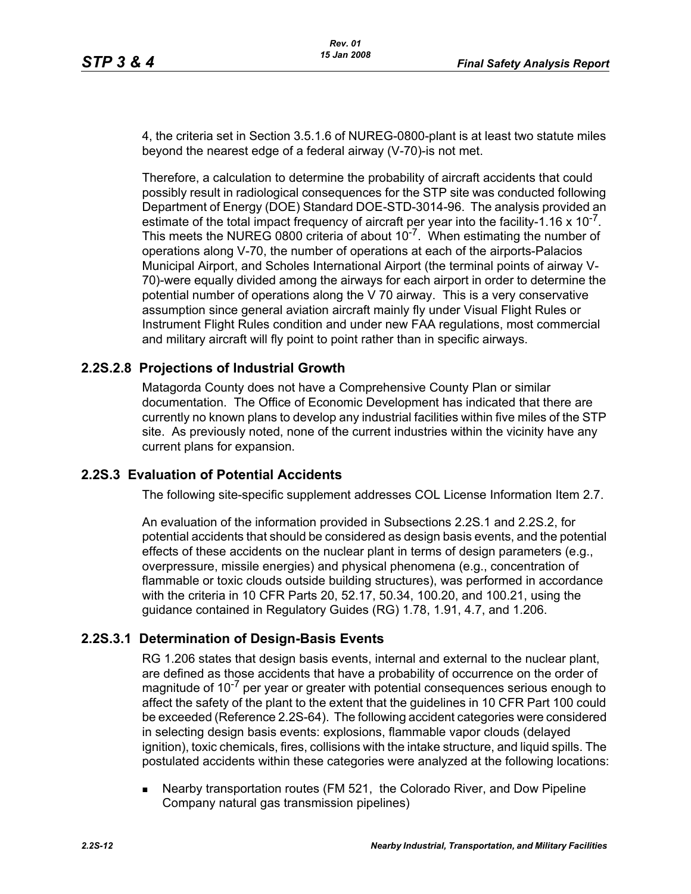4, the criteria set in Section 3.5.1.6 of NUREG-0800-plant is at least two statute miles beyond the nearest edge of a federal airway (V-70)-is not met.

Therefore, a calculation to determine the probability of aircraft accidents that could possibly result in radiological consequences for the STP site was conducted following Department of Energy (DOE) Standard DOE-STD-3014-96. The analysis provided an estimate of the total impact frequency of aircraft per year into the facility-1.16 x $10^{-7}$. This meets the NUREG 0800 criteria of about $10^{-7}$. When estimating the number of operations along V-70, the number of operations at each of the airports-Palacios Municipal Airport, and Scholes International Airport (the terminal points of airway V-70)-were equally divided among the airways for each airport in order to determine the potential number of operations along the V 70 airway. This is a very conservative assumption since general aviation aircraft mainly fly under Visual Flight Rules or Instrument Flight Rules condition and under new FAA regulations, most commercial and military aircraft will fly point to point rather than in specific airways.

## 2.2S.2.8 Projections of Industrial Growth

Matagorda County does not have a Comprehensive County Plan or similar documentation. The Office of Economic Development has indicated that there are currently no known plans to develop any industrial facilities within five miles of the STP site. As previously noted, none of the current industries within the vicinity have any current plans for expansion.

## 2.2S.3 Evaluation of Potential Accidents

The following site-specific supplement addresses COL License Information Item 2.7.

An evaluation of the information provided in Subsections 2.2S.1 and 2.2S.2, for potential accidents that should be considered as design basis events, and the potential effects of these accidents on the nuclear plant in terms of design parameters (e.g., overpressure, missile energies) and physical phenomena (e.g., concentration of flammable or toxic clouds outside building structures), was performed in accordance with the criteria in 10 CFR Parts 20, 52.17, 50.34, 100.20, and 100.21, using the guidance contained in Regulatory Guides (RG) 1.78, 1.91, 4.7, and 1.206.

## 2.2S.3.1 Determination of Design-Basis Events

RG 1.206 states that design basis events, internal and external to the nuclear plant, are defined as those accidents that have a probability of occurrence on the order of magnitude of $10^{-7}$ per year or greater with potential consequences serious enough to affect the safety of the plant to the extent that the guidelines in 10 CFR Part 100 could be exceeded (Reference 2.2S-64). The following accident categories were considered in selecting design basis events: explosions, flammable vapor clouds (delayed ignition), toxic chemicals, fires, collisions with the intake structure, and liquid spills. The postulated accidents within these categories were analyzed at the following locations:

- Nearby transportation routes (FM 521, the Colorado River, and Dow Pipeline Company natural gas transmission pipelines)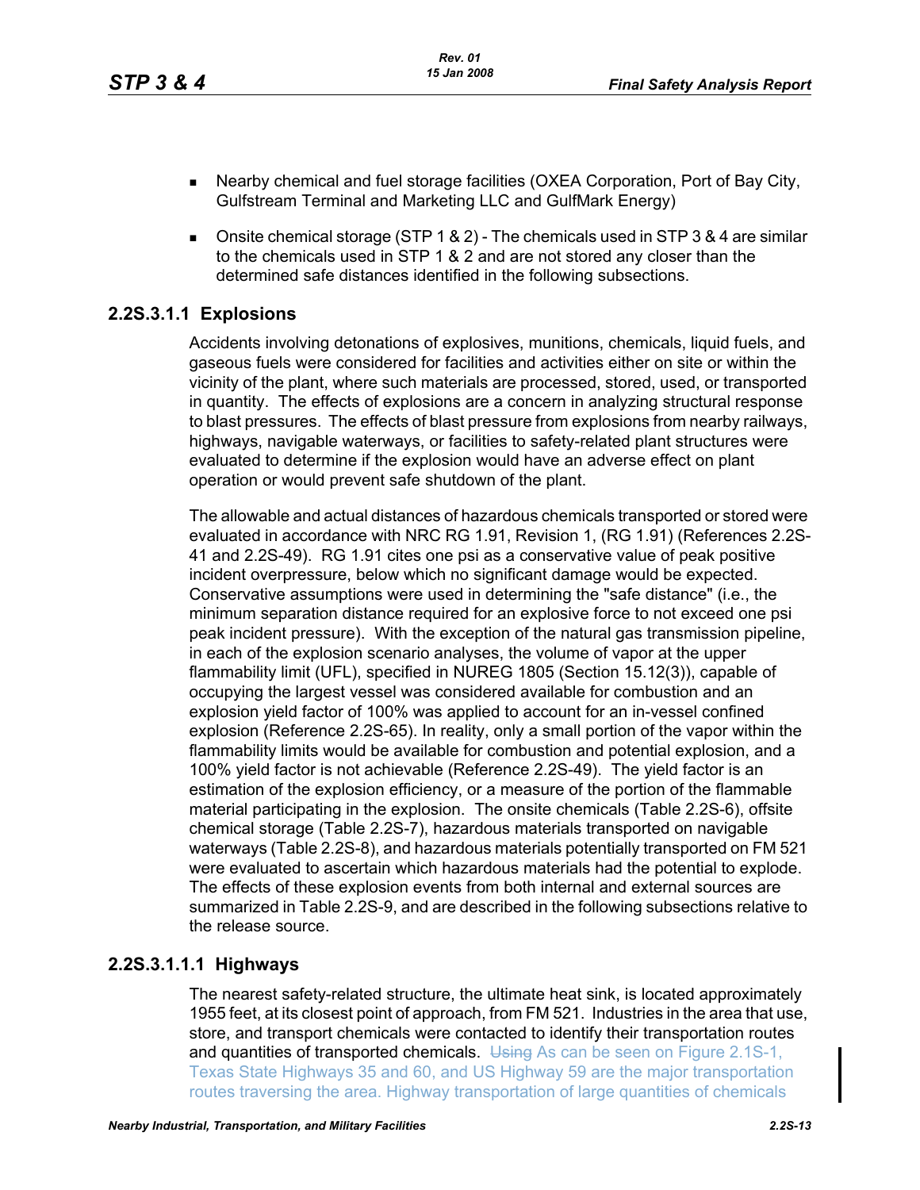- Nearby chemical and fuel storage facilities (OXEA Corporation, Port of Bay City, Gulfstream Terminal and Marketing LLC and GulfMark Energy)
- Onsite chemical storage (STP 1 & 2) - The chemicals used in STP 3 & 4 are similar to the chemicals used in STP 1 & 2 and are not stored any closer than the determined safe distances identified in the following subsections.

### 2.2S.3.1.1 Explosions

Accidents involving detonations of explosives, munitions, chemicals, liquid fuels, and gaseous fuels were considered for facilities and activities either on site or within the vicinity of the plant, where such materials are processed, stored, used, or transported in quantity. The effects of explosions are a concern in analyzing structural response to blast pressures. The effects of blast pressure from explosions from nearby railways, highways, navigable waterways, or facilities to safety-related plant structures were evaluated to determine if the explosion would have an adverse effect on plant operation or would prevent safe shutdown of the plant.

The allowable and actual distances of hazardous chemicals transported or stored were evaluated in accordance with NRC RG 1.91, Revision 1, (RG 1.91) (References 2.2S-41 and 2.2S-49). RG 1.91 cites one psi as a conservative value of peak positive incident overpressure, below which no significant damage would be expected. Conservative assumptions were used in determining the "safe distance" (i.e., the minimum separation distance required for an explosive force to not exceed one psi peak incident pressure). With the exception of the natural gas transmission pipeline, in each of the explosion scenario analyses, the volume of vapor at the upper flammability limit (UFL), specified in NUREG 1805 (Section 15.12(3)), capable of occupying the largest vessel was considered available for combustion and an explosion yield factor of 100% was applied to account for an in-vessel confined explosion (Reference 2.2S-65). In reality, only a small portion of the vapor within the flammability limits would be available for combustion and potential explosion, and a 100% yield factor is not achievable (Reference 2.2S-49). The yield factor is an estimation of the explosion efficiency, or a measure of the portion of the flammable material participating in the explosion. The onsite chemicals (Table 2.2S-6), offsite chemical storage (Table 2.2S-7), hazardous materials transported on navigable waterways (Table 2.2S-8), and hazardous materials potentially transported on FM 521 were evaluated to ascertain which hazardous materials had the potential to explode. The effects of these explosion events from both internal and external sources are summarized in Table 2.2S-9, and are described in the following subsections relative to the release source.

#### 2.2S.3.1.1.1 Highways

The nearest safety-related structure, the ultimate heat sink, is located approximately 1955 feet, at its closest point of approach, from FM 521. Industries in the area that use, store, and transport chemicals were contacted to identify their transportation routes and quantities of transported chemicals. ~~Using~~ As can be seen on Figure 2.1S-1, Texas State Highways 35 and 60, and US Highway 59 are the major transportation routes traversing the area. Highway transportation of large quantities of chemicals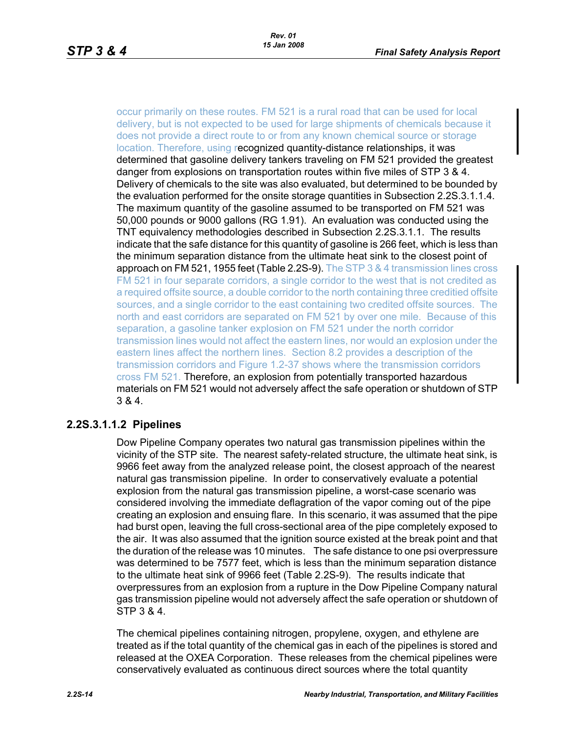occur primarily on these routes. FM 521 is a rural road that can be used for local delivery, but is not expected to be used for large shipments of chemicals because it does not provide a direct route to or from any known chemical source or storage location. Therefore, using recognized quantity-distance relationships, it was determined that gasoline delivery tankers traveling on FM 521 provided the greatest danger from explosions on transportation routes within five miles of STP 3 & 4. Delivery of chemicals to the site was also evaluated, but determined to be bounded by the evaluation performed for the onsite storage quantities in Subsection 2.2S.3.1.1.4. The maximum quantity of the gasoline assumed to be transported on FM 521 was 50,000 pounds or 9000 gallons (RG 1.91). An evaluation was conducted using the TNT equivalency methodologies described in Subsection 2.2S.3.1.1. The results indicate that the safe distance for this quantity of gasoline is 266 feet, which is less than the minimum separation distance from the ultimate heat sink to the closest point of approach on FM 521, 1955 feet (Table 2.2S-9). The STP 3 & 4 transmission lines cross FM 521 in four separate corridors, a single corridor to the west that is not credited as a required offsite source, a double corridor to the north containing three creditied offsite sources, and a single corridor to the east containing two credited offsite sources. The north and east corridors are separated on FM 521 by over one mile. Because of this separation, a gasoline tanker explosion on FM 521 under the north corridor transmission lines would not affect the eastern lines, nor would an explosion under the eastern lines affect the northern lines. Section 8.2 provides a description of the transmission corridors and Figure 1.2-37 shows where the transmission corridors cross FM 521. Therefore, an explosion from potentially transported hazardous materials on FM 521 would not adversely affect the safe operation or shutdown of STP 3 & 4.

#### 2.2S.3.1.1.2 Pipelines

Dow Pipeline Company operates two natural gas transmission pipelines within the vicinity of the STP site. The nearest safety-related structure, the ultimate heat sink, is 9966 feet away from the analyzed release point, the closest approach of the nearest natural gas transmission pipeline. In order to conservatively evaluate a potential explosion from the natural gas transmission pipeline, a worst-case scenario was considered involving the immediate deflagration of the vapor coming out of the pipe creating an explosion and ensuing flare. In this scenario, it was assumed that the pipe had burst open, leaving the full cross-sectional area of the pipe completely exposed to the air. It was also assumed that the ignition source existed at the break point and that the duration of the release was 10 minutes. The safe distance to one psi overpressure was determined to be 7577 feet, which is less than the minimum separation distance to the ultimate heat sink of 9966 feet (Table 2.2S-9). The results indicate that overpressures from an explosion from a rupture in the Dow Pipeline Company natural gas transmission pipeline would not adversely affect the safe operation or shutdown of STP 3 & 4.

The chemical pipelines containing nitrogen, propylene, oxygen, and ethylene are treated as if the total quantity of the chemical gas in each of the pipelines is stored and released at the OXEA Corporation. These releases from the chemical pipelines were conservatively evaluated as continuous direct sources where the total quantity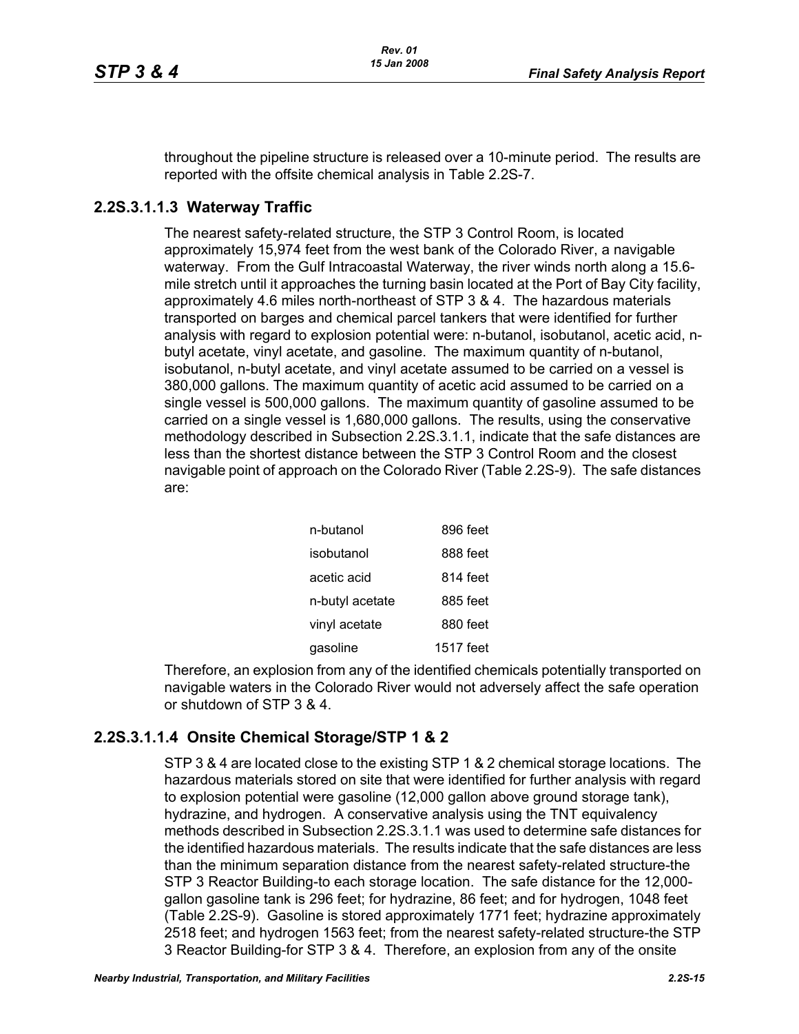throughout the pipeline structure is released over a 10-minute period. The results are reported with the offsite chemical analysis in Table 2.2S-7.

#### 2.2S.3.1.1.3 Waterway Traffic

The nearest safety-related structure, the STP 3 Control Room, is located approximately 15,974 feet from the west bank of the Colorado River, a navigable waterway. From the Gulf Intracoastal Waterway, the river winds north along a 15.6-mile stretch until it approaches the turning basin located at the Port of Bay City facility, approximately 4.6 miles north-northeast of STP 3 & 4. The hazardous materials transported on barges and chemical parcel tankers that were identified for further analysis with regard to explosion potential were: n-butanol, isobutanol, acetic acid, n-butyl acetate, vinyl acetate, and gasoline. The maximum quantity of n-butanol, isobutanol, n-butyl acetate, and vinyl acetate assumed to be carried on a vessel is 380,000 gallons. The maximum quantity of acetic acid assumed to be carried on a single vessel is 500,000 gallons. The maximum quantity of gasoline assumed to be carried on a single vessel is 1,680,000 gallons. The results, using the conservative methodology described in Subsection 2.2S.3.1.1, indicate that the safe distances are less than the shortest distance between the STP 3 Control Room and the closest navigable point of approach on the Colorado River (Table 2.2S-9). The safe distances are:

| | |
|---|---|
| n-butanol | 896 feet |
| isobutanol | 888 feet |
| acetic acid | 814 feet |
| n-butyl acetate | 885 feet |
| vinyl acetate | 880 feet |
| gasoline | 1517 feet |

Therefore, an explosion from any of the identified chemicals potentially transported on navigable waters in the Colorado River would not adversely affect the safe operation or shutdown of STP 3 & 4.

#### 2.2S.3.1.1.4 Onsite Chemical Storage/STP 1 & 2

STP 3 & 4 are located close to the existing STP 1 & 2 chemical storage locations. The hazardous materials stored on site that were identified for further analysis with regard to explosion potential were gasoline (12,000 gallon above ground storage tank), hydrazine, and hydrogen. A conservative analysis using the TNT equivalency methods described in Subsection 2.2S.3.1.1 was used to determine safe distances for the identified hazardous materials. The results indicate that the safe distances are less than the minimum separation distance from the nearest safety-related structure-the STP 3 Reactor Building-to each storage location. The safe distance for the 12,000-gallon gasoline tank is 296 feet; for hydrazine, 86 feet; and for hydrogen, 1048 feet (Table 2.2S-9). Gasoline is stored approximately 1771 feet; hydrazine approximately 2518 feet; and hydrogen 1563 feet; from the nearest safety-related structure-the STP 3 Reactor Building-for STP 3 & 4. Therefore, an explosion from any of the onsite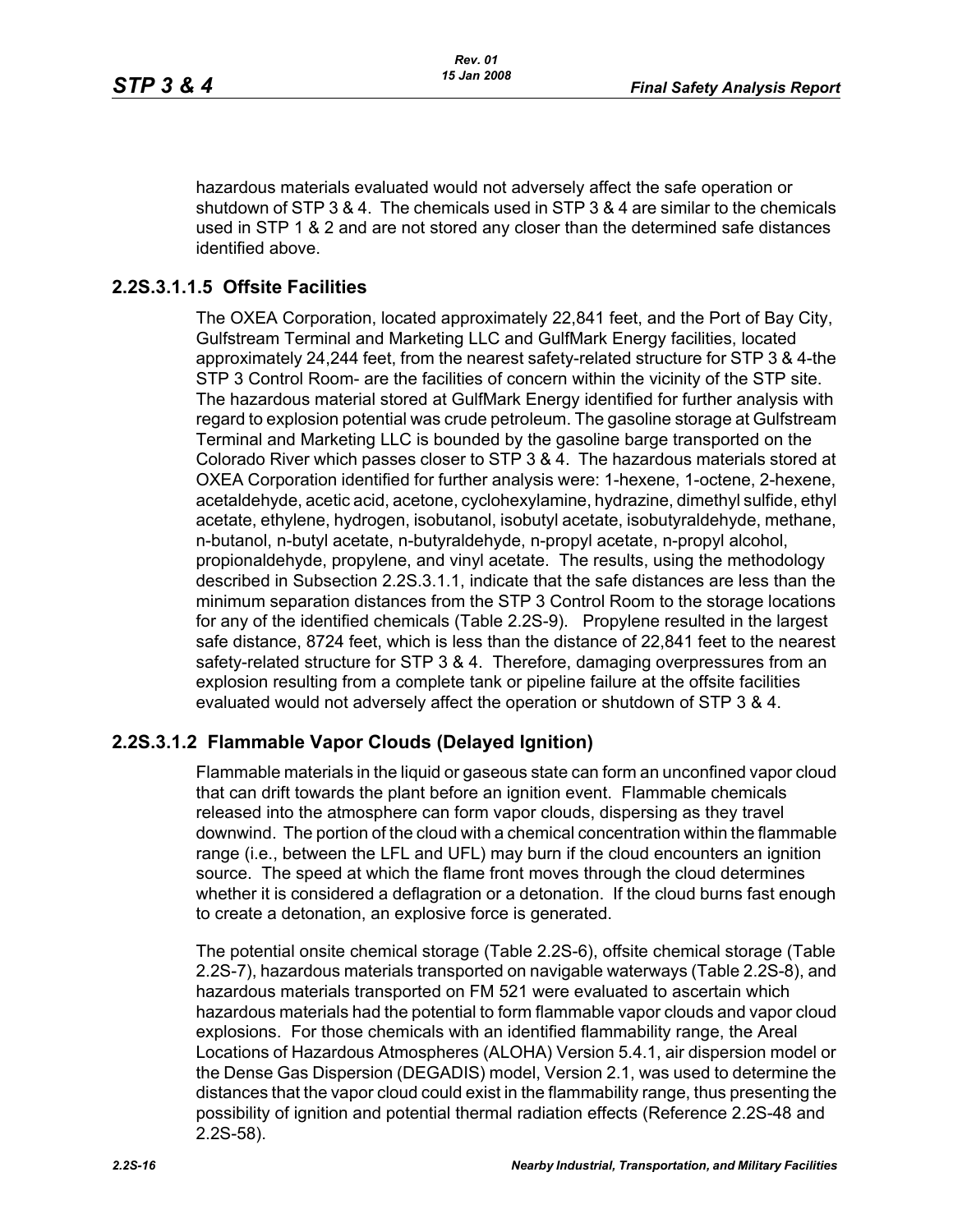hazardous materials evaluated would not adversely affect the safe operation or shutdown of STP 3 & 4. The chemicals used in STP 3 & 4 are similar to the chemicals used in STP 1 & 2 and are not stored any closer than the determined safe distances identified above.

#### 2.2S.3.1.1.5 Offsite Facilities

The OXEA Corporation, located approximately 22,841 feet, and the Port of Bay City, Gulfstream Terminal and Marketing LLC and GulfMark Energy facilities, located approximately 24,244 feet, from the nearest safety-related structure for STP 3 & 4-the STP 3 Control Room- are the facilities of concern within the vicinity of the STP site. The hazardous material stored at GulfMark Energy identified for further analysis with regard to explosion potential was crude petroleum. The gasoline storage at Gulfstream Terminal and Marketing LLC is bounded by the gasoline barge transported on the Colorado River which passes closer to STP 3 & 4. The hazardous materials stored at OXEA Corporation identified for further analysis were: 1-hexene, 1-octene, 2-hexene, acetaldehyde, acetic acid, acetone, cyclohexylamine, hydrazine, dimethyl sulfide, ethyl acetate, ethylene, hydrogen, isobutanol, isobutyl acetate, isobutyraldehyde, methane, n-butanol, n-butyl acetate, n-butyraldehyde, n-propyl acetate, n-propyl alcohol, propionaldehyde, propylene, and vinyl acetate. The results, using the methodology described in Subsection 2.2S.3.1.1, indicate that the safe distances are less than the minimum separation distances from the STP 3 Control Room to the storage locations for any of the identified chemicals (Table 2.2S-9). Propylene resulted in the largest safe distance, 8724 feet, which is less than the distance of 22,841 feet to the nearest safety-related structure for STP 3 & 4. Therefore, damaging overpressures from an explosion resulting from a complete tank or pipeline failure at the offsite facilities evaluated would not adversely affect the operation or shutdown of STP 3 & 4.

### 2.2S.3.1.2 Flammable Vapor Clouds (Delayed Ignition)

Flammable materials in the liquid or gaseous state can form an unconfined vapor cloud that can drift towards the plant before an ignition event. Flammable chemicals released into the atmosphere can form vapor clouds, dispersing as they travel downwind. The portion of the cloud with a chemical concentration within the flammable range (i.e., between the LFL and UFL) may burn if the cloud encounters an ignition source. The speed at which the flame front moves through the cloud determines whether it is considered a deflagration or a detonation. If the cloud burns fast enough to create a detonation, an explosive force is generated.

The potential onsite chemical storage (Table 2.2S-6), offsite chemical storage (Table 2.2S-7), hazardous materials transported on navigable waterways (Table 2.2S-8), and hazardous materials transported on FM 521 were evaluated to ascertain which hazardous materials had the potential to form flammable vapor clouds and vapor cloud explosions. For those chemicals with an identified flammability range, the Areal Locations of Hazardous Atmospheres (ALOHA) Version 5.4.1, air dispersion model or the Dense Gas Dispersion (DEGADIS) model, Version 2.1, was used to determine the distances that the vapor cloud could exist in the flammability range, thus presenting the possibility of ignition and potential thermal radiation effects (Reference 2.2S-48 and 2.2S-58).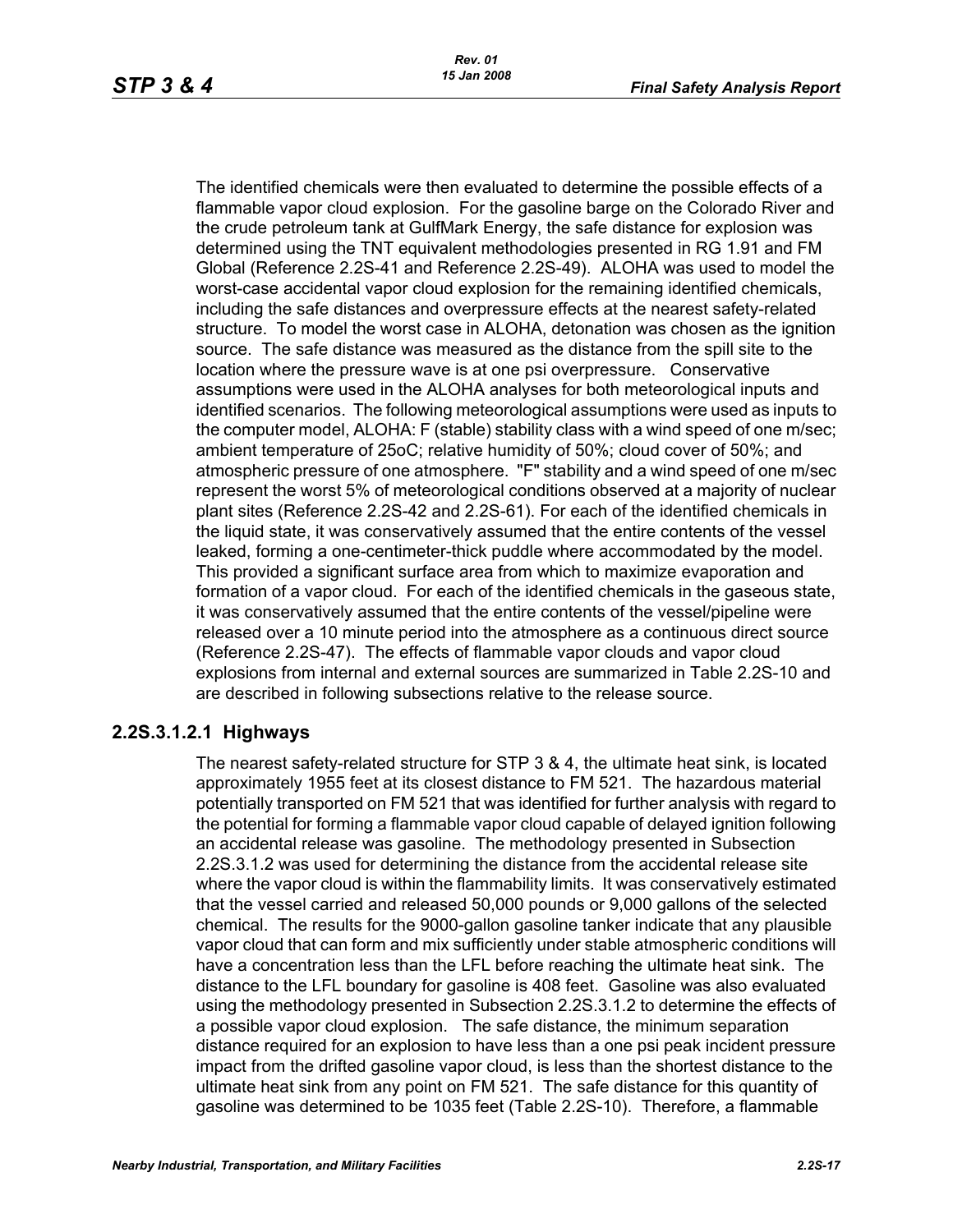The identified chemicals were then evaluated to determine the possible effects of a flammable vapor cloud explosion. For the gasoline barge on the Colorado River and the crude petroleum tank at GulfMark Energy, the safe distance for explosion was determined using the TNT equivalent methodologies presented in RG 1.91 and FM Global (Reference 2.2S-41 and Reference 2.2S-49). ALOHA was used to model the worst-case accidental vapor cloud explosion for the remaining identified chemicals, including the safe distances and overpressure effects at the nearest safety-related structure. To model the worst case in ALOHA, detonation was chosen as the ignition source. The safe distance was measured as the distance from the spill site to the location where the pressure wave is at one psi overpressure. Conservative assumptions were used in the ALOHA analyses for both meteorological inputs and identified scenarios. The following meteorological assumptions were used as inputs to the computer model, ALOHA: F (stable) stability class with a wind speed of one m/sec; ambient temperature of 25oC; relative humidity of 50%; cloud cover of 50%; and atmospheric pressure of one atmosphere. "F" stability and a wind speed of one m/sec represent the worst 5% of meteorological conditions observed at a majority of nuclear plant sites (Reference 2.2S-42 and 2.2S-61). For each of the identified chemicals in the liquid state, it was conservatively assumed that the entire contents of the vessel leaked, forming a one-centimeter-thick puddle where accommodated by the model. This provided a significant surface area from which to maximize evaporation and formation of a vapor cloud. For each of the identified chemicals in the gaseous state, it was conservatively assumed that the entire contents of the vessel/pipeline were released over a 10 minute period into the atmosphere as a continuous direct source (Reference 2.2S-47). The effects of flammable vapor clouds and vapor cloud explosions from internal and external sources are summarized in Table 2.2S-10 and are described in following subsections relative to the release source.

### 2.2S.3.1.2.1 Highways

The nearest safety-related structure for STP 3 & 4, the ultimate heat sink, is located approximately 1955 feet at its closest distance to FM 521. The hazardous material potentially transported on FM 521 that was identified for further analysis with regard to the potential for forming a flammable vapor cloud capable of delayed ignition following an accidental release was gasoline. The methodology presented in Subsection 2.2S.3.1.2 was used for determining the distance from the accidental release site where the vapor cloud is within the flammability limits. It was conservatively estimated that the vessel carried and released 50,000 pounds or 9,000 gallons of the selected chemical. The results for the 9000-gallon gasoline tanker indicate that any plausible vapor cloud that can form and mix sufficiently under stable atmospheric conditions will have a concentration less than the LFL before reaching the ultimate heat sink. The distance to the LFL boundary for gasoline is 408 feet. Gasoline was also evaluated using the methodology presented in Subsection 2.2S.3.1.2 to determine the effects of a possible vapor cloud explosion. The safe distance, the minimum separation distance required for an explosion to have less than a one psi peak incident pressure impact from the drifted gasoline vapor cloud, is less than the shortest distance to the ultimate heat sink from any point on FM 521. The safe distance for this quantity of gasoline was determined to be 1035 feet (Table 2.2S-10). Therefore, a flammable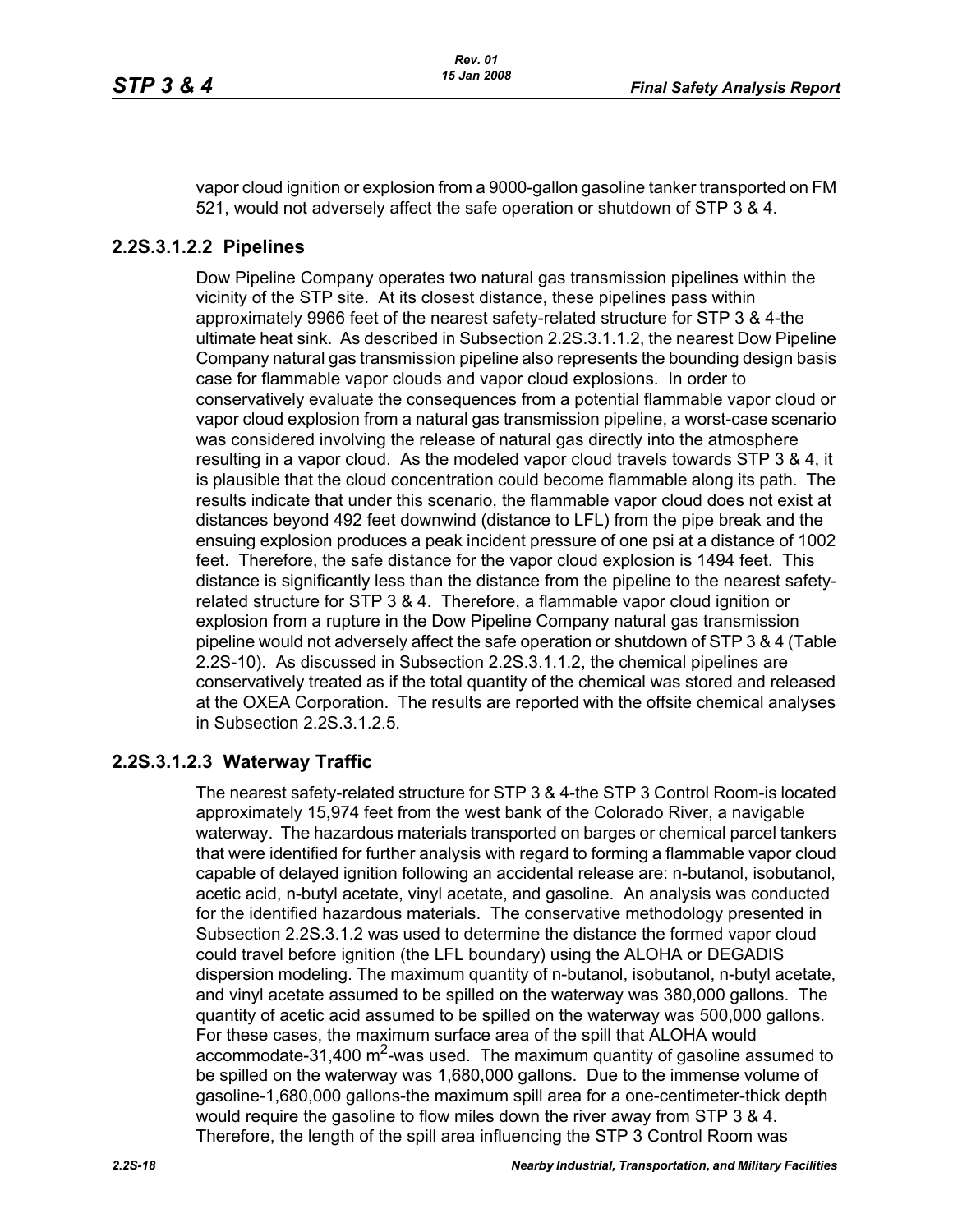vapor cloud ignition or explosion from a 9000-gallon gasoline tanker transported on FM 521, would not adversely affect the safe operation or shutdown of STP 3 & 4.

### 2.2S.3.1.2.2 Pipelines

Dow Pipeline Company operates two natural gas transmission pipelines within the vicinity of the STP site. At its closest distance, these pipelines pass within approximately 9966 feet of the nearest safety-related structure for STP 3 & 4-the ultimate heat sink. As described in Subsection 2.2S.3.1.1.2, the nearest Dow Pipeline Company natural gas transmission pipeline also represents the bounding design basis case for flammable vapor clouds and vapor cloud explosions. In order to conservatively evaluate the consequences from a potential flammable vapor cloud or vapor cloud explosion from a natural gas transmission pipeline, a worst-case scenario was considered involving the release of natural gas directly into the atmosphere resulting in a vapor cloud. As the modeled vapor cloud travels towards STP 3 & 4, it is plausible that the cloud concentration could become flammable along its path. The results indicate that under this scenario, the flammable vapor cloud does not exist at distances beyond 492 feet downwind (distance to LFL) from the pipe break and the ensuing explosion produces a peak incident pressure of one psi at a distance of 1002 feet. Therefore, the safe distance for the vapor cloud explosion is 1494 feet. This distance is significantly less than the distance from the pipeline to the nearest safety-related structure for STP 3 & 4. Therefore, a flammable vapor cloud ignition or explosion from a rupture in the Dow Pipeline Company natural gas transmission pipeline would not adversely affect the safe operation or shutdown of STP 3 & 4 (Table 2.2S-10). As discussed in Subsection 2.2S.3.1.1.2, the chemical pipelines are conservatively treated as if the total quantity of the chemical was stored and released at the OXEA Corporation. The results are reported with the offsite chemical analyses in Subsection 2.2S.3.1.2.5.

### 2.2S.3.1.2.3 Waterway Traffic

The nearest safety-related structure for STP 3 & 4-the STP 3 Control Room-is located approximately 15,974 feet from the west bank of the Colorado River, a navigable waterway. The hazardous materials transported on barges or chemical parcel tankers that were identified for further analysis with regard to forming a flammable vapor cloud capable of delayed ignition following an accidental release are: n-butanol, isobutanol, acetic acid, n-butyl acetate, vinyl acetate, and gasoline. An analysis was conducted for the identified hazardous materials. The conservative methodology presented in Subsection 2.2S.3.1.2 was used to determine the distance the formed vapor cloud could travel before ignition (the LFL boundary) using the ALOHA or DEGADIS dispersion modeling. The maximum quantity of n-butanol, isobutanol, n-butyl acetate, and vinyl acetate assumed to be spilled on the waterway was 380,000 gallons. The quantity of acetic acid assumed to be spilled on the waterway was 500,000 gallons. For these cases, the maximum surface area of the spill that ALOHA would accommodate-31,400 $m^2$-was used. The maximum quantity of gasoline assumed to be spilled on the waterway was 1,680,000 gallons. Due to the immense volume of gasoline-1,680,000 gallons-the maximum spill area for a one-centimeter-thick depth would require the gasoline to flow miles down the river away from STP 3 & 4. Therefore, the length of the spill area influencing the STP 3 Control Room was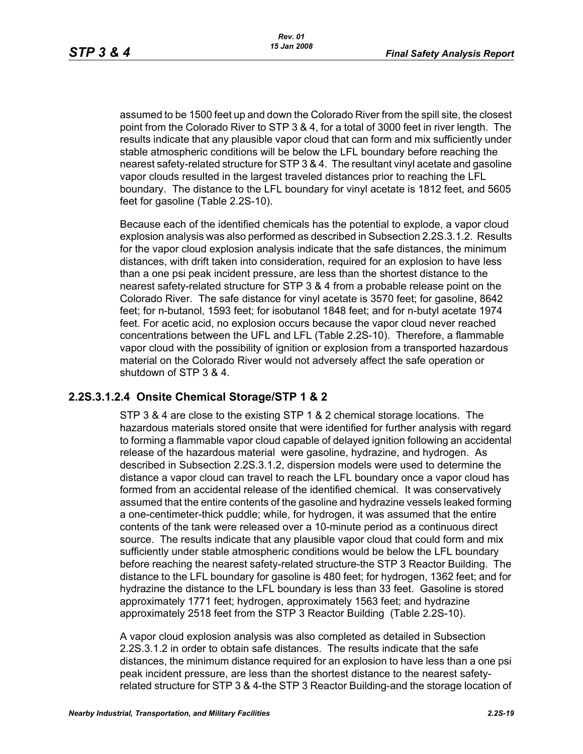assumed to be 1500 feet up and down the Colorado River from the spill site, the closest point from the Colorado River to STP 3 & 4, for a total of 3000 feet in river length. The results indicate that any plausible vapor cloud that can form and mix sufficiently under stable atmospheric conditions will be below the LFL boundary before reaching the nearest safety-related structure for STP 3 & 4. The resultant vinyl acetate and gasoline vapor clouds resulted in the largest traveled distances prior to reaching the LFL boundary. The distance to the LFL boundary for vinyl acetate is 1812 feet, and 5605 feet for gasoline (Table 2.2S-10).

Because each of the identified chemicals has the potential to explode, a vapor cloud explosion analysis was also performed as described in Subsection 2.2S.3.1.2. Results for the vapor cloud explosion analysis indicate that the safe distances, the minimum distances, with drift taken into consideration, required for an explosion to have less than a one psi peak incident pressure, are less than the shortest distance to the nearest safety-related structure for STP 3 & 4 from a probable release point on the Colorado River. The safe distance for vinyl acetate is 3570 feet; for gasoline, 8642 feet; for n-butanol, 1593 feet; for isobutanol 1848 feet; and for n-butyl acetate 1974 feet. For acetic acid, no explosion occurs because the vapor cloud never reached concentrations between the UFL and LFL (Table 2.2S-10). Therefore, a flammable vapor cloud with the possibility of ignition or explosion from a transported hazardous material on the Colorado River would not adversely affect the safe operation or shutdown of STP 3 & 4.

### 2.2S.3.1.2.4 Onsite Chemical Storage/STP 1 & 2

STP 3 & 4 are close to the existing STP 1 & 2 chemical storage locations. The hazardous materials stored onsite that were identified for further analysis with regard to forming a flammable vapor cloud capable of delayed ignition following an accidental release of the hazardous material were gasoline, hydrazine, and hydrogen. As described in Subsection 2.2S.3.1.2, dispersion models were used to determine the distance a vapor cloud can travel to reach the LFL boundary once a vapor cloud has formed from an accidental release of the identified chemical. It was conservatively assumed that the entire contents of the gasoline and hydrazine vessels leaked forming a one-centimeter-thick puddle; while, for hydrogen, it was assumed that the entire contents of the tank were released over a 10-minute period as a continuous direct source. The results indicate that any plausible vapor cloud that could form and mix sufficiently under stable atmospheric conditions would be below the LFL boundary before reaching the nearest safety-related structure-the STP 3 Reactor Building. The distance to the LFL boundary for gasoline is 480 feet; for hydrogen, 1362 feet; and for hydrazine the distance to the LFL boundary is less than 33 feet. Gasoline is stored approximately 1771 feet; hydrogen, approximately 1563 feet; and hydrazine approximately 2518 feet from the STP 3 Reactor Building (Table 2.2S-10).

A vapor cloud explosion analysis was also completed as detailed in Subsection 2.2S.3.1.2 in order to obtain safe distances. The results indicate that the safe distances, the minimum distance required for an explosion to have less than a one psi peak incident pressure, are less than the shortest distance to the nearest safety-related structure for STP 3 & 4-the STP 3 Reactor Building-and the storage location of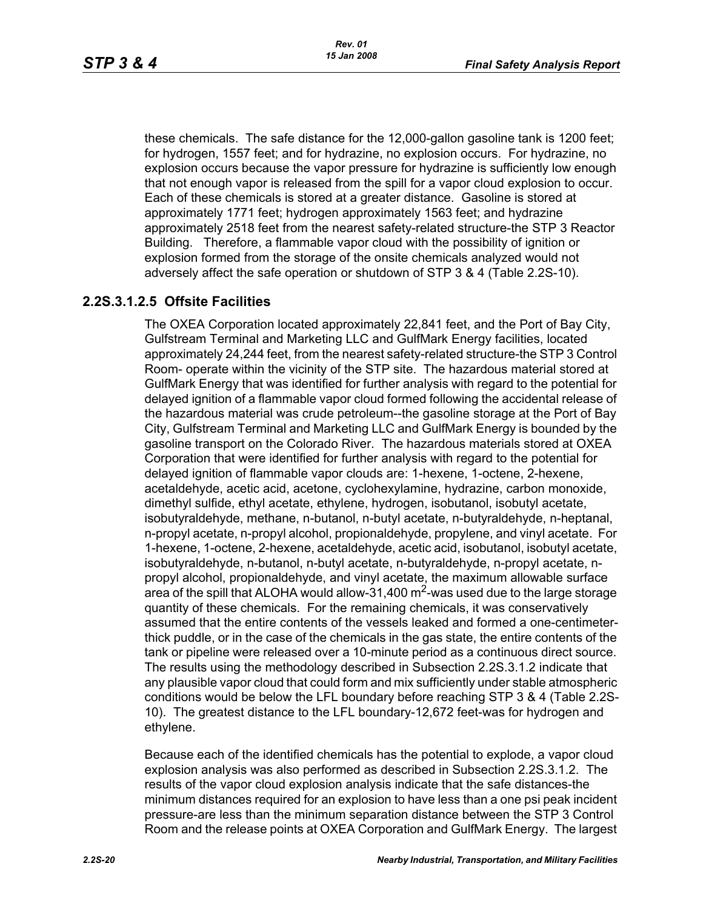these chemicals. The safe distance for the 12,000-gallon gasoline tank is 1200 feet; for hydrogen, 1557 feet; and for hydrazine, no explosion occurs. For hydrazine, no explosion occurs because the vapor pressure for hydrazine is sufficiently low enough that not enough vapor is released from the spill for a vapor cloud explosion to occur. Each of these chemicals is stored at a greater distance. Gasoline is stored at approximately 1771 feet; hydrogen approximately 1563 feet; and hydrazine approximately 2518 feet from the nearest safety-related structure-the STP 3 Reactor Building. Therefore, a flammable vapor cloud with the possibility of ignition or explosion formed from the storage of the onsite chemicals analyzed would not adversely affect the safe operation or shutdown of STP 3 & 4 (Table 2.2S-10).

### 2.2S.3.1.2.5 Offsite Facilities

The OXEA Corporation located approximately 22,841 feet, and the Port of Bay City, Gulfstream Terminal and Marketing LLC and GulfMark Energy facilities, located approximately 24,244 feet, from the nearest safety-related structure-the STP 3 Control Room- operate within the vicinity of the STP site. The hazardous material stored at GulfMark Energy that was identified for further analysis with regard to the potential for delayed ignition of a flammable vapor cloud formed following the accidental release of the hazardous material was crude petroleum--the gasoline storage at the Port of Bay City, Gulfstream Terminal and Marketing LLC and GulfMark Energy is bounded by the gasoline transport on the Colorado River. The hazardous materials stored at OXEA Corporation that were identified for further analysis with regard to the potential for delayed ignition of flammable vapor clouds are: 1-hexene, 1-octene, 2-hexene, acetaldehyde, acetic acid, acetone, cyclohexylamine, hydrazine, carbon monoxide, dimethyl sulfide, ethyl acetate, ethylene, hydrogen, isobutanol, isobutyl acetate, isobutyraldehyde, methane, n-butanol, n-butyl acetate, n-butyraldehyde, n-heptanal, n-propyl acetate, n-propyl alcohol, propionaldehyde, propylene, and vinyl acetate. For 1-hexene, 1-octene, 2-hexene, acetaldehyde, acetic acid, isobutanol, isobutyl acetate, isobutyraldehyde, n-butanol, n-butyl acetate, n-butyraldehyde, n-propyl acetate, n-propyl alcohol, propionaldehyde, and vinyl acetate, the maximum allowable surface area of the spill that ALOHA would allow-31,400 $m^2$-was used due to the large storage quantity of these chemicals. For the remaining chemicals, it was conservatively assumed that the entire contents of the vessels leaked and formed a one-centimeter-thick puddle, or in the case of the chemicals in the gas state, the entire contents of the tank or pipeline were released over a 10-minute period as a continuous direct source. The results using the methodology described in Subsection 2.2S.3.1.2 indicate that any plausible vapor cloud that could form and mix sufficiently under stable atmospheric conditions would be below the LFL boundary before reaching STP 3 & 4 (Table 2.2S-10). The greatest distance to the LFL boundary-12,672 feet-was for hydrogen and ethylene.

Because each of the identified chemicals has the potential to explode, a vapor cloud explosion analysis was also performed as described in Subsection 2.2S.3.1.2. The results of the vapor cloud explosion analysis indicate that the safe distances-the minimum distances required for an explosion to have less than a one psi peak incident pressure-are less than the minimum separation distance between the STP 3 Control Room and the release points at OXEA Corporation and GulfMark Energy. The largest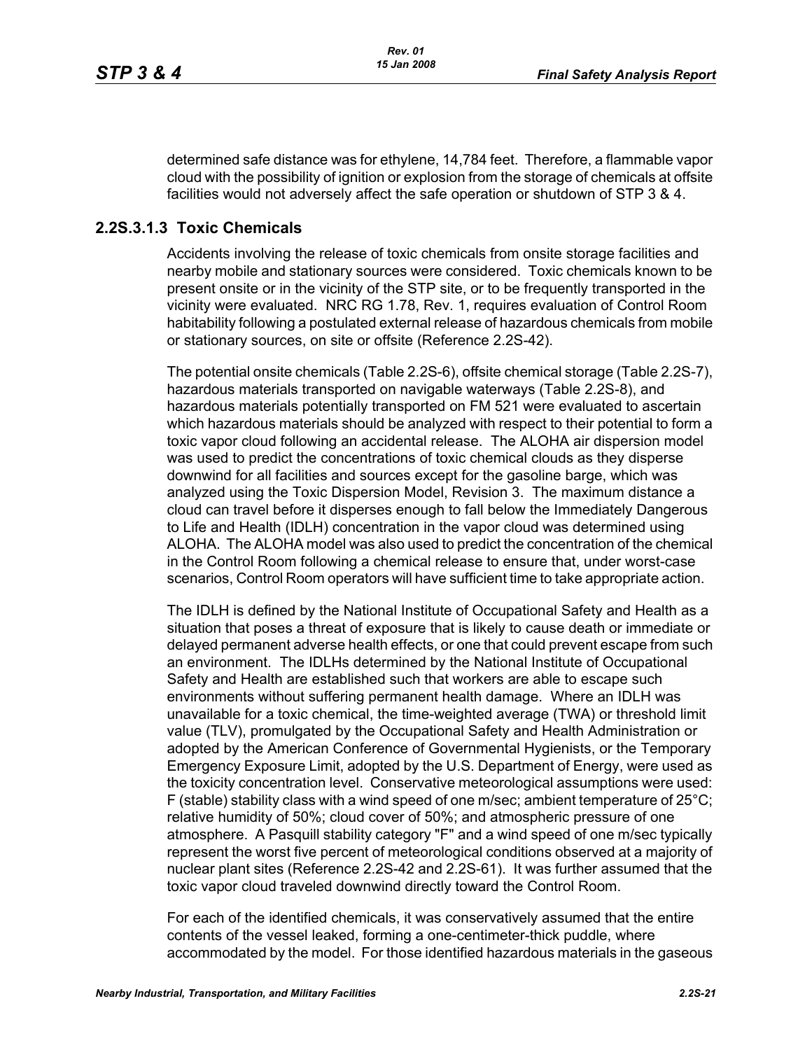determined safe distance was for ethylene, 14,784 feet. Therefore, a flammable vapor cloud with the possibility of ignition or explosion from the storage of chemicals at offsite facilities would not adversely affect the safe operation or shutdown of STP 3 & 4.

### 2.2S.3.1.3 Toxic Chemicals

Accidents involving the release of toxic chemicals from onsite storage facilities and nearby mobile and stationary sources were considered. Toxic chemicals known to be present onsite or in the vicinity of the STP site, or to be frequently transported in the vicinity were evaluated. NRC RG 1.78, Rev. 1, requires evaluation of Control Room habitability following a postulated external release of hazardous chemicals from mobile or stationary sources, on site or offsite (Reference 2.2S-42).

The potential onsite chemicals (Table 2.2S-6), offsite chemical storage (Table 2.2S-7), hazardous materials transported on navigable waterways (Table 2.2S-8), and hazardous materials potentially transported on FM 521 were evaluated to ascertain which hazardous materials should be analyzed with respect to their potential to form a toxic vapor cloud following an accidental release. The ALOHA air dispersion model was used to predict the concentrations of toxic chemical clouds as they disperse downwind for all facilities and sources except for the gasoline barge, which was analyzed using the Toxic Dispersion Model, Revision 3. The maximum distance a cloud can travel before it disperses enough to fall below the Immediately Dangerous to Life and Health (IDLH) concentration in the vapor cloud was determined using ALOHA. The ALOHA model was also used to predict the concentration of the chemical in the Control Room following a chemical release to ensure that, under worst-case scenarios, Control Room operators will have sufficient time to take appropriate action.

The IDLH is defined by the National Institute of Occupational Safety and Health as a situation that poses a threat of exposure that is likely to cause death or immediate or delayed permanent adverse health effects, or one that could prevent escape from such an environment. The IDLHs determined by the National Institute of Occupational Safety and Health are established such that workers are able to escape such environments without suffering permanent health damage. Where an IDLH was unavailable for a toxic chemical, the time-weighted average (TWA) or threshold limit value (TLV), promulgated by the Occupational Safety and Health Administration or adopted by the American Conference of Governmental Hygienists, or the Temporary Emergency Exposure Limit, adopted by the U.S. Department of Energy, were used as the toxicity concentration level. Conservative meteorological assumptions were used: F (stable) stability class with a wind speed of one m/sec; ambient temperature of 25°C; relative humidity of 50%; cloud cover of 50%; and atmospheric pressure of one atmosphere. A Pasquill stability category "F" and a wind speed of one m/sec typically represent the worst five percent of meteorological conditions observed at a majority of nuclear plant sites (Reference 2.2S-42 and 2.2S-61). It was further assumed that the toxic vapor cloud traveled downwind directly toward the Control Room.

For each of the identified chemicals, it was conservatively assumed that the entire contents of the vessel leaked, forming a one-centimeter-thick puddle, where accommodated by the model. For those identified hazardous materials in the gaseous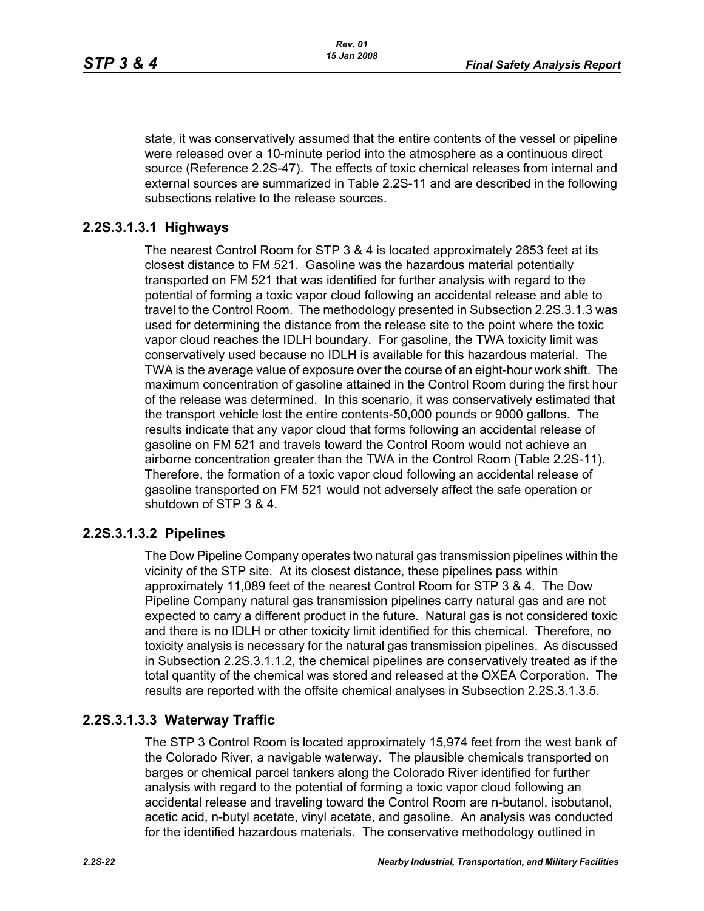state, it was conservatively assumed that the entire contents of the vessel or pipeline were released over a 10-minute period into the atmosphere as a continuous direct source (Reference 2.2S-47). The effects of toxic chemical releases from internal and external sources are summarized in Table 2.2S-11 and are described in the following subsections relative to the release sources.

### 2.2S.3.1.3.1 Highways

The nearest Control Room for STP 3 & 4 is located approximately 2853 feet at its closest distance to FM 521. Gasoline was the hazardous material potentially transported on FM 521 that was identified for further analysis with regard to the potential of forming a toxic vapor cloud following an accidental release and able to travel to the Control Room. The methodology presented in Subsection 2.2S.3.1.3 was used for determining the distance from the release site to the point where the toxic vapor cloud reaches the IDLH boundary. For gasoline, the TWA toxicity limit was conservatively used because no IDLH is available for this hazardous material. The TWA is the average value of exposure over the course of an eight-hour work shift. The maximum concentration of gasoline attained in the Control Room during the first hour of the release was determined. In this scenario, it was conservatively estimated that the transport vehicle lost the entire contents-50,000 pounds or 9000 gallons. The results indicate that any vapor cloud that forms following an accidental release of gasoline on FM 521 and travels toward the Control Room would not achieve an airborne concentration greater than the TWA in the Control Room (Table 2.2S-11). Therefore, the formation of a toxic vapor cloud following an accidental release of gasoline transported on FM 521 would not adversely affect the safe operation or shutdown of STP 3 & 4.

### 2.2S.3.1.3.2 Pipelines

The Dow Pipeline Company operates two natural gas transmission pipelines within the vicinity of the STP site. At its closest distance, these pipelines pass within approximately 11,089 feet of the nearest Control Room for STP 3 & 4. The Dow Pipeline Company natural gas transmission pipelines carry natural gas and are not expected to carry a different product in the future. Natural gas is not considered toxic and there is no IDLH or other toxicity limit identified for this chemical. Therefore, no toxicity analysis is necessary for the natural gas transmission pipelines. As discussed in Subsection 2.2S.3.1.1.2, the chemical pipelines are conservatively treated as if the total quantity of the chemical was stored and released at the OXEA Corporation. The results are reported with the offsite chemical analyses in Subsection 2.2S.3.1.3.5.

### 2.2S.3.1.3.3 Waterway Traffic

The STP 3 Control Room is located approximately 15,974 feet from the west bank of the Colorado River, a navigable waterway. The plausible chemicals transported on barges or chemical parcel tankers along the Colorado River identified for further analysis with regard to the potential of forming a toxic vapor cloud following an accidental release and traveling toward the Control Room are n-butanol, isobutanol, acetic acid, n-butyl acetate, vinyl acetate, and gasoline. An analysis was conducted for the identified hazardous materials. The conservative methodology outlined in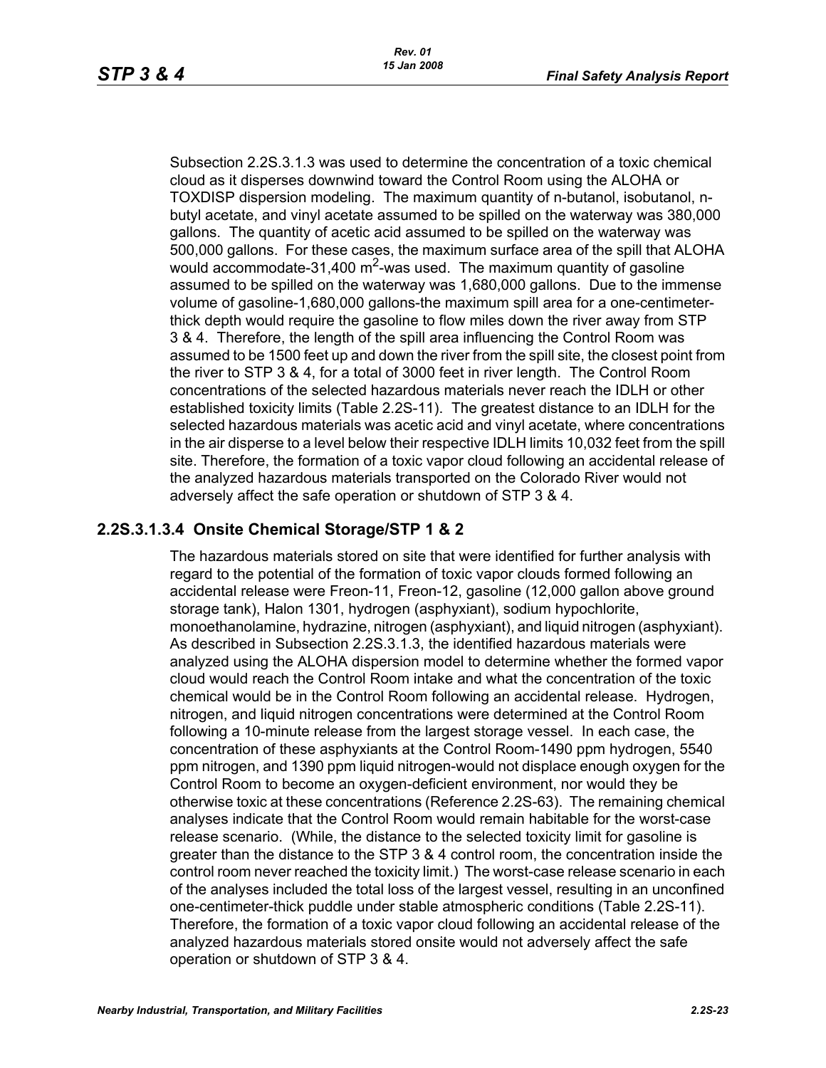Subsection 2.2S.3.1.3 was used to determine the concentration of a toxic chemical cloud as it disperses downwind toward the Control Room using the ALOHA or TOXDISP dispersion modeling. The maximum quantity of n-butanol, isobutanol, n-butyl acetate, and vinyl acetate assumed to be spilled on the waterway was 380,000 gallons. The quantity of acetic acid assumed to be spilled on the waterway was 500,000 gallons. For these cases, the maximum surface area of the spill that ALOHA would accommodate-31,400 $m^2$-was used. The maximum quantity of gasoline assumed to be spilled on the waterway was 1,680,000 gallons. Due to the immense volume of gasoline-1,680,000 gallons-the maximum spill area for a one-centimeter-thick depth would require the gasoline to flow miles down the river away from STP 3 & 4. Therefore, the length of the spill area influencing the Control Room was assumed to be 1500 feet up and down the river from the spill site, the closest point from the river to STP 3 & 4, for a total of 3000 feet in river length. The Control Room concentrations of the selected hazardous materials never reach the IDLH or other established toxicity limits (Table 2.2S-11). The greatest distance to an IDLH for the selected hazardous materials was acetic acid and vinyl acetate, where concentrations in the air disperse to a level below their respective IDLH limits 10,032 feet from the spill site. Therefore, the formation of a toxic vapor cloud following an accidental release of the analyzed hazardous materials transported on the Colorado River would not adversely affect the safe operation or shutdown of STP 3 & 4.

### 2.2S.3.1.3.4 Onsite Chemical Storage/STP 1 & 2

The hazardous materials stored on site that were identified for further analysis with regard to the potential of the formation of toxic vapor clouds formed following an accidental release were Freon-11, Freon-12, gasoline (12,000 gallon above ground storage tank), Halon 1301, hydrogen (asphyxiant), sodium hypochlorite, monoethanolamine, hydrazine, nitrogen (asphyxiant), and liquid nitrogen (asphyxiant). As described in Subsection 2.2S.3.1.3, the identified hazardous materials were analyzed using the ALOHA dispersion model to determine whether the formed vapor cloud would reach the Control Room intake and what the concentration of the toxic chemical would be in the Control Room following an accidental release. Hydrogen, nitrogen, and liquid nitrogen concentrations were determined at the Control Room following a 10-minute release from the largest storage vessel. In each case, the concentration of these asphyxiants at the Control Room-1490 ppm hydrogen, 5540 ppm nitrogen, and 1390 ppm liquid nitrogen-would not displace enough oxygen for the Control Room to become an oxygen-deficient environment, nor would they be otherwise toxic at these concentrations (Reference 2.2S-63). The remaining chemical analyses indicate that the Control Room would remain habitable for the worst-case release scenario. (While, the distance to the selected toxicity limit for gasoline is greater than the distance to the STP 3 & 4 control room, the concentration inside the control room never reached the toxicity limit.) The worst-case release scenario in each of the analyses included the total loss of the largest vessel, resulting in an unconfined one-centimeter-thick puddle under stable atmospheric conditions (Table 2.2S-11). Therefore, the formation of a toxic vapor cloud following an accidental release of the analyzed hazardous materials stored onsite would not adversely affect the safe operation or shutdown of STP 3 & 4.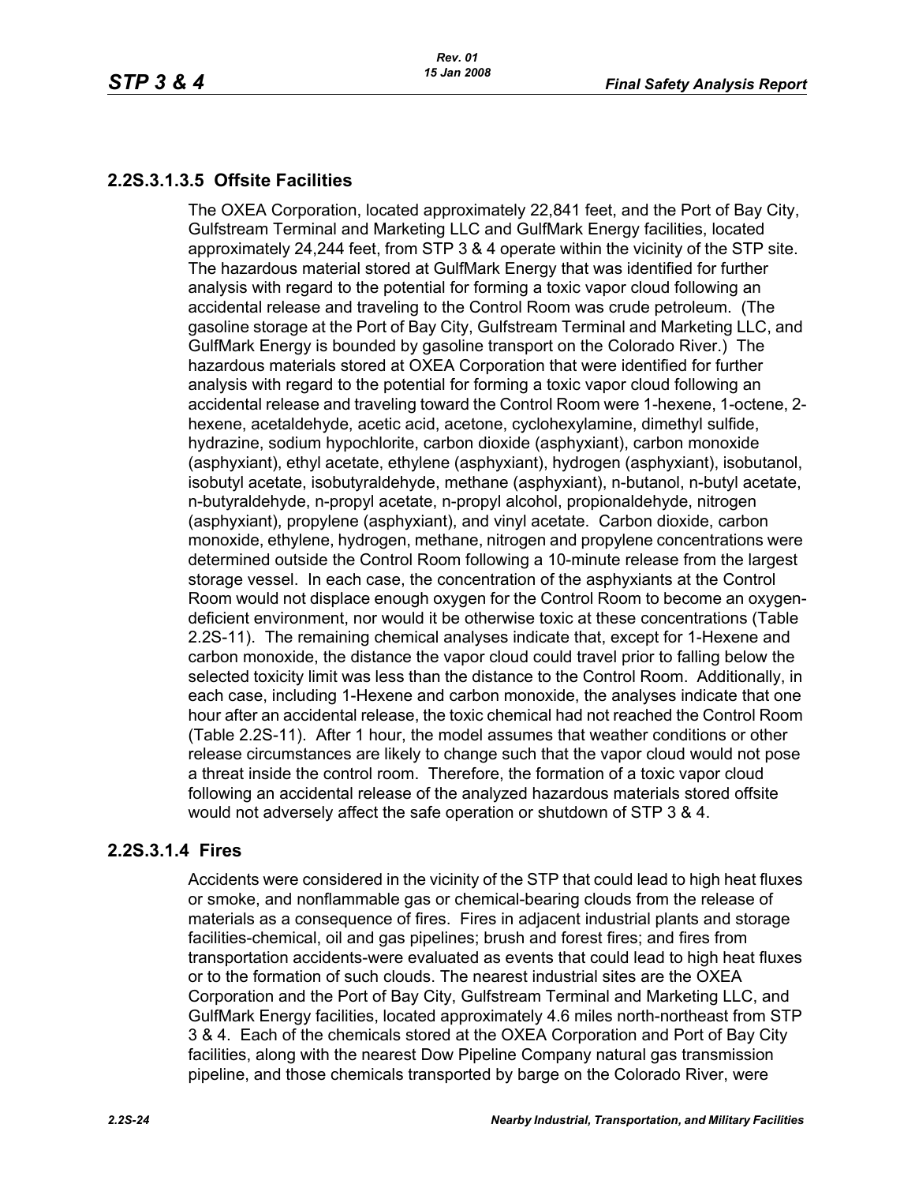## 2.2S.3.1.3.5 Offsite Facilities

The OXEA Corporation, located approximately 22,841 feet, and the Port of Bay City, Gulfstream Terminal and Marketing LLC and GulfMark Energy facilities, located approximately 24,244 feet, from STP 3 & 4 operate within the vicinity of the STP site. The hazardous material stored at GulfMark Energy that was identified for further analysis with regard to the potential for forming a toxic vapor cloud following an accidental release and traveling to the Control Room was crude petroleum. (The gasoline storage at the Port of Bay City, Gulfstream Terminal and Marketing LLC, and GulfMark Energy is bounded by gasoline transport on the Colorado River.) The hazardous materials stored at OXEA Corporation that were identified for further analysis with regard to the potential for forming a toxic vapor cloud following an accidental release and traveling toward the Control Room were 1-hexene, 1-octene, 2-hexene, acetaldehyde, acetic acid, acetone, cyclohexylamine, dimethyl sulfide, hydrazine, sodium hypochlorite, carbon dioxide (asphyxiant), carbon monoxide (asphyxiant), ethyl acetate, ethylene (asphyxiant), hydrogen (asphyxiant), isobutanol, isobutyl acetate, isobutyraldehyde, methane (asphyxiant), n-butanol, n-butyl acetate, n-butyraldehyde, n-propyl acetate, n-propyl alcohol, propionaldehyde, nitrogen (asphyxiant), propylene (asphyxiant), and vinyl acetate. Carbon dioxide, carbon monoxide, ethylene, hydrogen, methane, nitrogen and propylene concentrations were determined outside the Control Room following a 10-minute release from the largest storage vessel. In each case, the concentration of the asphyxiants at the Control Room would not displace enough oxygen for the Control Room to become an oxygen-deficient environment, nor would it be otherwise toxic at these concentrations (Table 2.2S-11). The remaining chemical analyses indicate that, except for 1-Hexene and carbon monoxide, the distance the vapor cloud could travel prior to falling below the selected toxicity limit was less than the distance to the Control Room. Additionally, in each case, including 1-Hexene and carbon monoxide, the analyses indicate that one hour after an accidental release, the toxic chemical had not reached the Control Room (Table 2.2S-11). After 1 hour, the model assumes that weather conditions or other release circumstances are likely to change such that the vapor cloud would not pose a threat inside the control room. Therefore, the formation of a toxic vapor cloud following an accidental release of the analyzed hazardous materials stored offsite would not adversely affect the safe operation or shutdown of STP 3 & 4.

## 2.2S.3.1.4 Fires

Accidents were considered in the vicinity of the STP that could lead to high heat fluxes or smoke, and nonflammable gas or chemical-bearing clouds from the release of materials as a consequence of fires. Fires in adjacent industrial plants and storage facilities-chemical, oil and gas pipelines; brush and forest fires; and fires from transportation accidents-were evaluated as events that could lead to high heat fluxes or to the formation of such clouds. The nearest industrial sites are the OXEA Corporation and the Port of Bay City, Gulfstream Terminal and Marketing LLC, and GulfMark Energy facilities, located approximately 4.6 miles north-northeast from STP 3 & 4. Each of the chemicals stored at the OXEA Corporation and Port of Bay City facilities, along with the nearest Dow Pipeline Company natural gas transmission pipeline, and those chemicals transported by barge on the Colorado River, were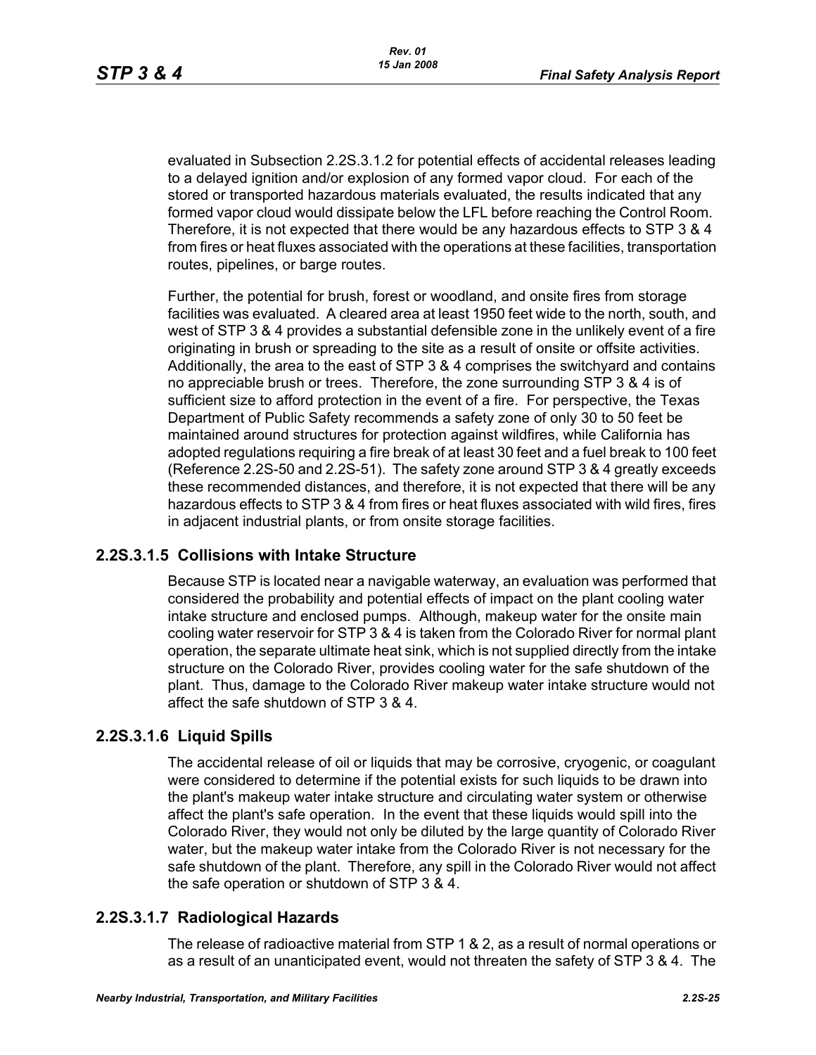evaluated in Subsection 2.2S.3.1.2 for potential effects of accidental releases leading to a delayed ignition and/or explosion of any formed vapor cloud. For each of the stored or transported hazardous materials evaluated, the results indicated that any formed vapor cloud would dissipate below the LFL before reaching the Control Room. Therefore, it is not expected that there would be any hazardous effects to STP 3 & 4 from fires or heat fluxes associated with the operations at these facilities, transportation routes, pipelines, or barge routes.

Further, the potential for brush, forest or woodland, and onsite fires from storage facilities was evaluated. A cleared area at least 1950 feet wide to the north, south, and west of STP 3 & 4 provides a substantial defensible zone in the unlikely event of a fire originating in brush or spreading to the site as a result of onsite or offsite activities. Additionally, the area to the east of STP 3 & 4 comprises the switchyard and contains no appreciable brush or trees. Therefore, the zone surrounding STP 3 & 4 is of sufficient size to afford protection in the event of a fire. For perspective, the Texas Department of Public Safety recommends a safety zone of only 30 to 50 feet be maintained around structures for protection against wildfires, while California has adopted regulations requiring a fire break of at least 30 feet and a fuel break to 100 feet (Reference 2.2S-50 and 2.2S-51). The safety zone around STP 3 & 4 greatly exceeds these recommended distances, and therefore, it is not expected that there will be any hazardous effects to STP 3 & 4 from fires or heat fluxes associated with wild fires, fires in adjacent industrial plants, or from onsite storage facilities.

### 2.2S.3.1.5 Collisions with Intake Structure

Because STP is located near a navigable waterway, an evaluation was performed that considered the probability and potential effects of impact on the plant cooling water intake structure and enclosed pumps. Although, makeup water for the onsite main cooling water reservoir for STP 3 & 4 is taken from the Colorado River for normal plant operation, the separate ultimate heat sink, which is not supplied directly from the intake structure on the Colorado River, provides cooling water for the safe shutdown of the plant. Thus, damage to the Colorado River makeup water intake structure would not affect the safe shutdown of STP 3 & 4.

### 2.2S.3.1.6 Liquid Spills

The accidental release of oil or liquids that may be corrosive, cryogenic, or coagulant were considered to determine if the potential exists for such liquids to be drawn into the plant's makeup water intake structure and circulating water system or otherwise affect the plant's safe operation. In the event that these liquids would spill into the Colorado River, they would not only be diluted by the large quantity of Colorado River water, but the makeup water intake from the Colorado River is not necessary for the safe shutdown of the plant. Therefore, any spill in the Colorado River would not affect the safe operation or shutdown of STP 3 & 4.

### 2.2S.3.1.7 Radiological Hazards

The release of radioactive material from STP 1 & 2, as a result of normal operations or as a result of an unanticipated event, would not threaten the safety of STP 3 & 4. The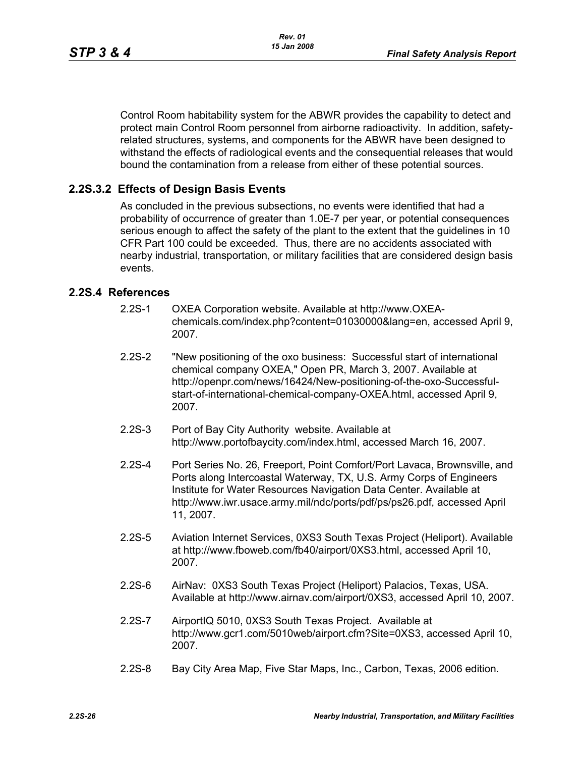Control Room habitability system for the ABWR provides the capability to detect and protect main Control Room personnel from airborne radioactivity. In addition, safety-related structures, systems, and components for the ABWR have been designed to withstand the effects of radiological events and the consequential releases that would bound the contamination from a release from either of these potential sources.

### 2.2S.3.2 Effects of Design Basis Events

As concluded in the previous subsections, no events were identified that had a probability of occurrence of greater than 1.0E-7 per year, or potential consequences serious enough to affect the safety of the plant to the extent that the guidelines in 10 CFR Part 100 could be exceeded. Thus, there are no accidents associated with nearby industrial, transportation, or military facilities that are considered design basis events.

## 2.2S.4 References

2.2S-1 OXEA Corporation website. Available at http://www.OXEA-chemicals.com/index.php?content=01030000&lang=en, accessed April 9, 2007.

2.2S-2 "New positioning of the oxo business: Successful start of international chemical company OXEA," Open PR, March 3, 2007. Available at http://openpr.com/news/16424/New-positioning-of-the-oxo-Successful-start-of-international-chemical-company-OXEA.html, accessed April 9, 2007.

2.2S-3 Port of Bay City Authority website. Available at http://www.portofbaycity.com/index.html, accessed March 16, 2007.

2.2S-4 Port Series No. 26, Freeport, Point Comfort/Port Lavaca, Brownsville, and Ports along Intercoastal Waterway, TX, U.S. Army Corps of Engineers Institute for Water Resources Navigation Data Center. Available at http://www.iwr.usace.army.mil/ndc/ports/pdf/ps/ps26.pdf, accessed April 11, 2007.

2.2S-5 Aviation Internet Services, 0XS3 South Texas Project (Heliport). Available at http://www.fboweb.com/fb40/airport/0XS3.html, accessed April 10, 2007.

2.2S-6 AirNav: 0XS3 South Texas Project (Heliport) Palacios, Texas, USA. Available at http://www.airnav.com/airport/0XS3, accessed April 10, 2007.

2.2S-7 AirportIQ 5010, 0XS3 South Texas Project. Available at http://www.gcr1.com/5010web/airport.cfm?Site=0XS3, accessed April 10, 2007.

2.2S-8 Bay City Area Map, Five Star Maps, Inc., Carbon, Texas, 2006 edition.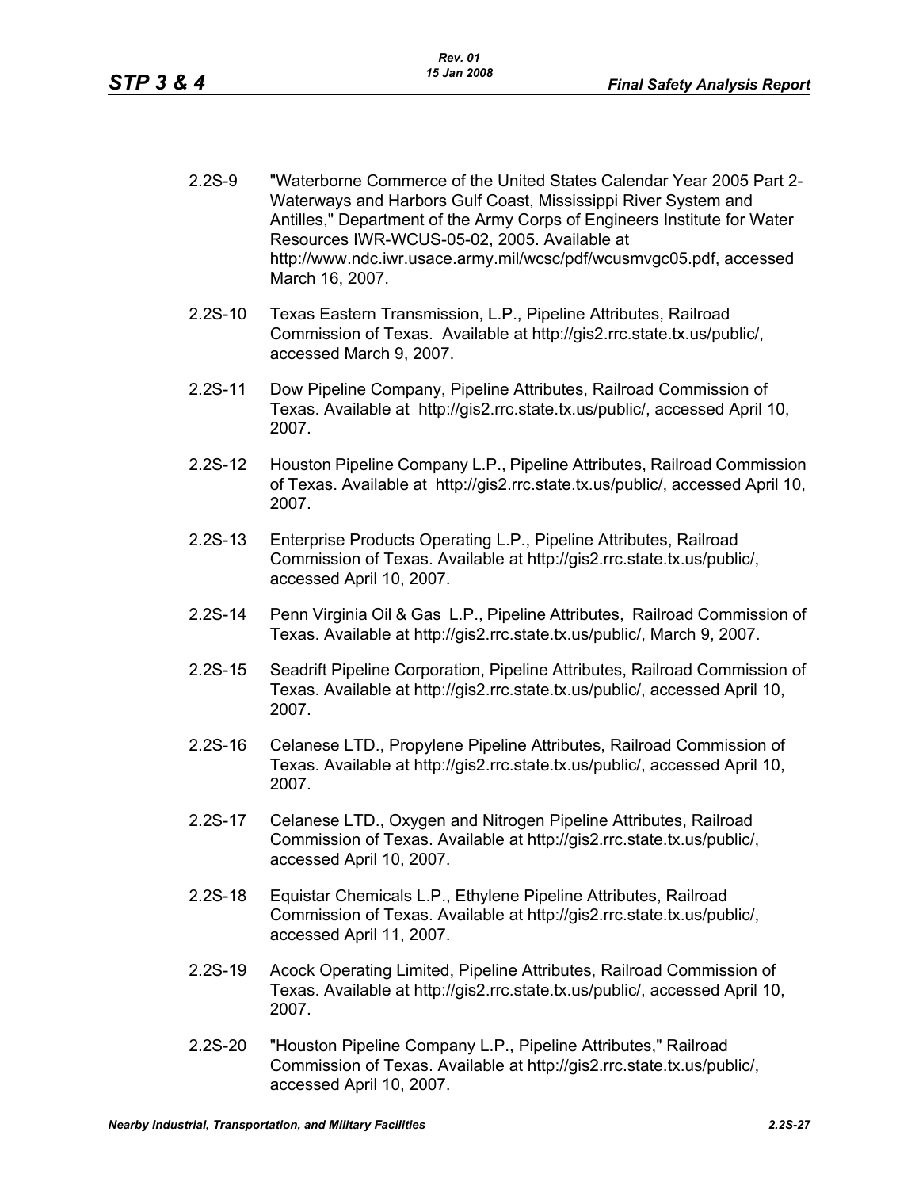2.2S-9 "Waterborne Commerce of the United States Calendar Year 2005 Part 2-Waterways and Harbors Gulf Coast, Mississippi River System and Antilles," Department of the Army Corps of Engineers Institute for Water Resources IWR-WCUS-05-02, 2005. Available at http://www.ndc.iwr.usace.army.mil/wcsc/pdf/wcusmvgc05.pdf, accessed March 16, 2007.

2.2S-10 Texas Eastern Transmission, L.P., Pipeline Attributes, Railroad Commission of Texas. Available at http://gis2.rrc.state.tx.us/public/, accessed March 9, 2007.

2.2S-11 Dow Pipeline Company, Pipeline Attributes, Railroad Commission of Texas. Available at http://gis2.rrc.state.tx.us/public/, accessed April 10, 2007.

2.2S-12 Houston Pipeline Company L.P., Pipeline Attributes, Railroad Commission of Texas. Available at http://gis2.rrc.state.tx.us/public/, accessed April 10, 2007.

2.2S-13 Enterprise Products Operating L.P., Pipeline Attributes, Railroad Commission of Texas. Available at http://gis2.rrc.state.tx.us/public/, accessed April 10, 2007.

2.2S-14 Penn Virginia Oil & Gas L.P., Pipeline Attributes, Railroad Commission of Texas. Available at http://gis2.rrc.state.tx.us/public/, March 9, 2007.

2.2S-15 Seadrift Pipeline Corporation, Pipeline Attributes, Railroad Commission of Texas. Available at http://gis2.rrc.state.tx.us/public/, accessed April 10, 2007.

2.2S-16 Celanese LTD., Propylene Pipeline Attributes, Railroad Commission of Texas. Available at http://gis2.rrc.state.tx.us/public/, accessed April 10, 2007.

2.2S-17 Celanese LTD., Oxygen and Nitrogen Pipeline Attributes, Railroad Commission of Texas. Available at http://gis2.rrc.state.tx.us/public/, accessed April 10, 2007.

2.2S-18 Equistar Chemicals L.P., Ethylene Pipeline Attributes, Railroad Commission of Texas. Available at http://gis2.rrc.state.tx.us/public/, accessed April 11, 2007.

2.2S-19 Acock Operating Limited, Pipeline Attributes, Railroad Commission of Texas. Available at http://gis2.rrc.state.tx.us/public/, accessed April 10, 2007.

2.2S-20 "Houston Pipeline Company L.P., Pipeline Attributes," Railroad Commission of Texas. Available at http://gis2.rrc.state.tx.us/public/, accessed April 10, 2007.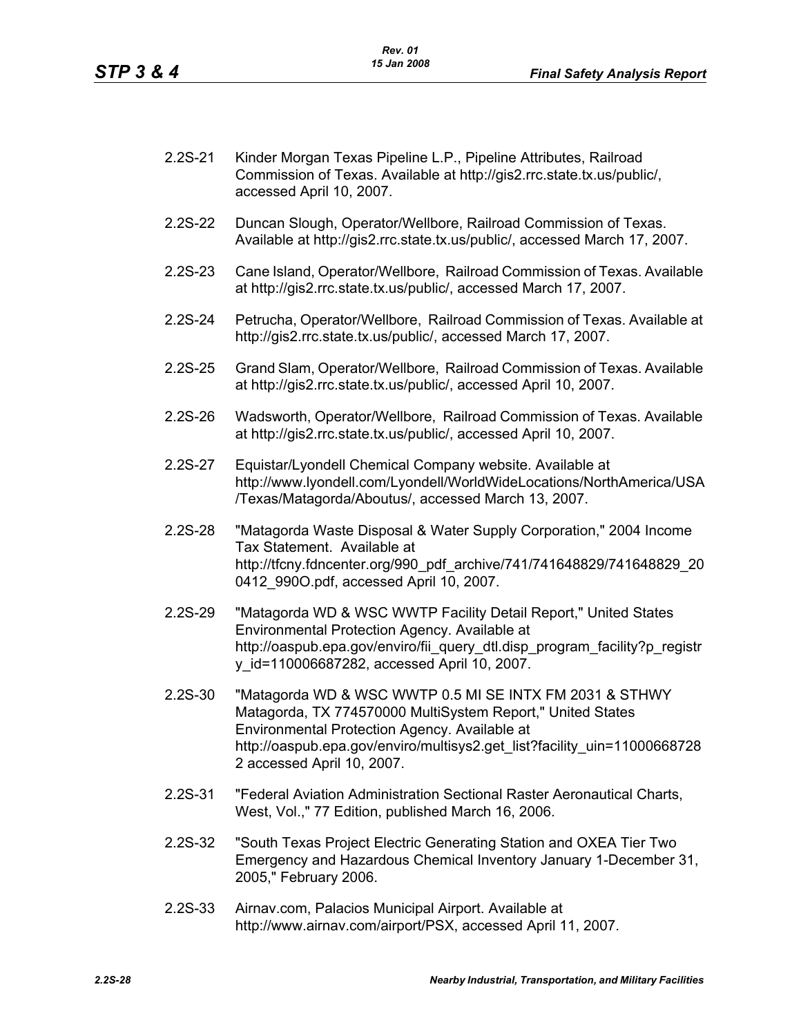2.2S-21 Kinder Morgan Texas Pipeline L.P., Pipeline Attributes, Railroad Commission of Texas. Available at http://gis2.rrc.state.tx.us/public/, accessed April 10, 2007.

2.2S-22 Duncan Slough, Operator/Wellbore, Railroad Commission of Texas. Available at http://gis2.rrc.state.tx.us/public/, accessed March 17, 2007.

2.2S-23 Cane Island, Operator/Wellbore, Railroad Commission of Texas. Available at http://gis2.rrc.state.tx.us/public/, accessed March 17, 2007.

2.2S-24 Petrucha, Operator/Wellbore, Railroad Commission of Texas. Available at http://gis2.rrc.state.tx.us/public/, accessed March 17, 2007.

2.2S-25 Grand Slam, Operator/Wellbore, Railroad Commission of Texas. Available at http://gis2.rrc.state.tx.us/public/, accessed April 10, 2007.

2.2S-26 Wadsworth, Operator/Wellbore, Railroad Commission of Texas. Available at http://gis2.rrc.state.tx.us/public/, accessed April 10, 2007.

2.2S-27 Equistar/Lyondell Chemical Company website. Available at http://www.lyondell.com/Lyondell/WorldWideLocations/NorthAmerica/USA/Texas/Matagorda/Aboutus/, accessed March 13, 2007.

2.2S-28 "Matagorda Waste Disposal & Water Supply Corporation," 2004 Income Tax Statement. Available at http://tfcny.fdncenter.org/990_pdf_archive/741/741648829/741648829_200412_990O.pdf, accessed April 10, 2007.

2.2S-29 "Matagorda WD & WSC WWTP Facility Detail Report," United States Environmental Protection Agency. Available at http://oaspub.epa.gov/enviro/fii_query_dtl.disp_program_facility?p_registry_id=110006687282, accessed April 10, 2007.

2.2S-30 "Matagorda WD & WSC WWTP 0.5 MI SE INTX FM 2031 & STHWY Matagorda, TX 774570000 MultiSystem Report," United States Environmental Protection Agency. Available at http://oaspub.epa.gov/enviro/multisys2.get_list?facility_uin=110006687282 accessed April 10, 2007.

2.2S-31 "Federal Aviation Administration Sectional Raster Aeronautical Charts, West, Vol.," 77 Edition, published March 16, 2006.

2.2S-32 "South Texas Project Electric Generating Station and OXEA Tier Two Emergency and Hazardous Chemical Inventory January 1-December 31, 2005," February 2006.

2.2S-33 Airnav.com, Palacios Municipal Airport. Available at http://www.airnav.com/airport/PSX, accessed April 11, 2007.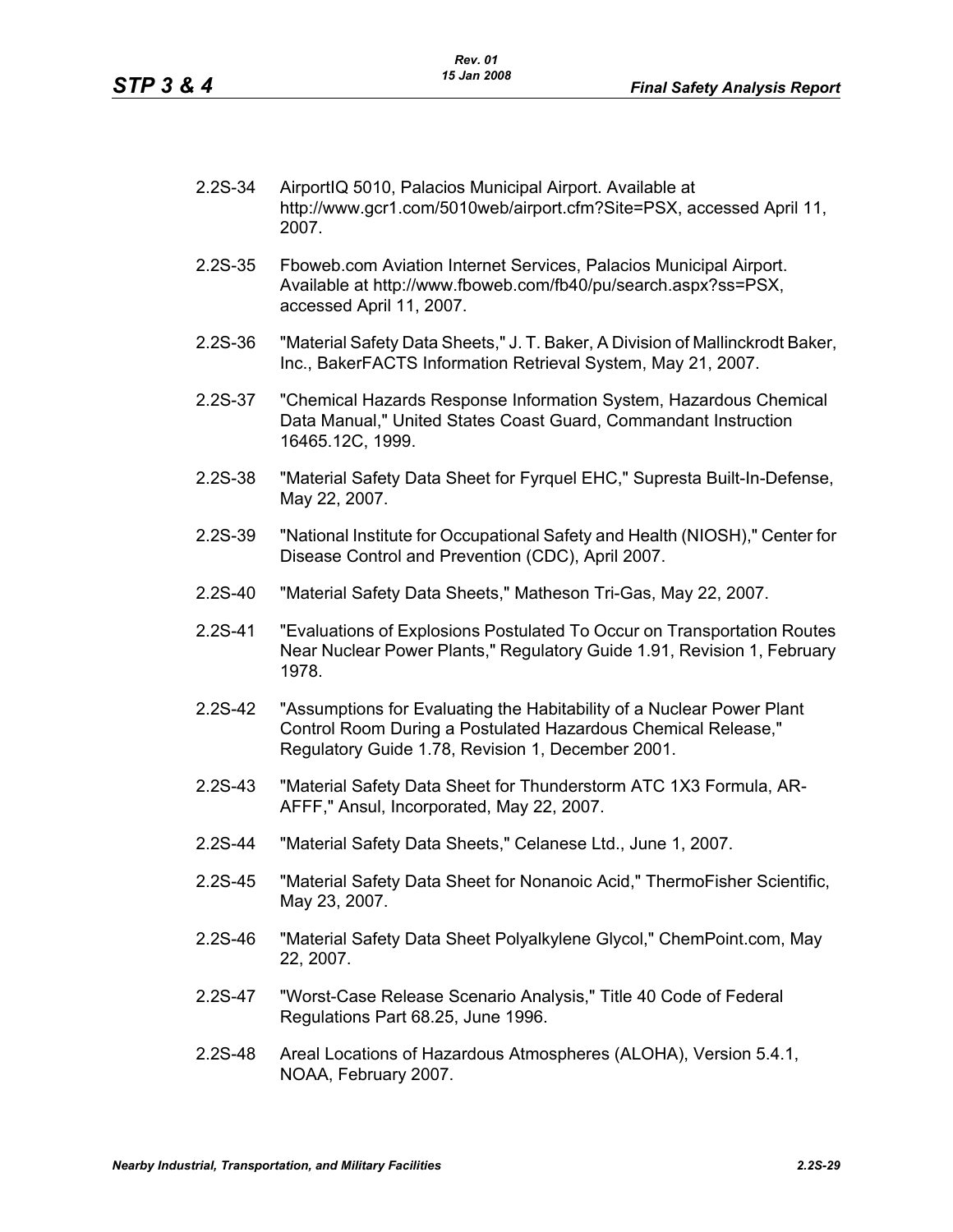2.2S-34 AirportIQ 5010, Palacios Municipal Airport. Available at http://www.gcr1.com/5010web/airport.cfm?Site=PSX, accessed April 11, 2007.

2.2S-35 Fboweb.com Aviation Internet Services, Palacios Municipal Airport. Available at http://www.fboweb.com/fb40/pu/search.aspx?ss=PSX, accessed April 11, 2007.

2.2S-36 "Material Safety Data Sheets," J. T. Baker, A Division of Mallinckrodt Baker, Inc., BakerFACTS Information Retrieval System, May 21, 2007.

2.2S-37 "Chemical Hazards Response Information System, Hazardous Chemical Data Manual," United States Coast Guard, Commandant Instruction 16465.12C, 1999.

2.2S-38 "Material Safety Data Sheet for Fyrquel EHC," Supresta Built-In-Defense, May 22, 2007.

2.2S-39 "National Institute for Occupational Safety and Health (NIOSH)," Center for Disease Control and Prevention (CDC), April 2007.

2.2S-40 "Material Safety Data Sheets," Matheson Tri-Gas, May 22, 2007.

2.2S-41 "Evaluations of Explosions Postulated To Occur on Transportation Routes Near Nuclear Power Plants," Regulatory Guide 1.91, Revision 1, February 1978.

2.2S-42 "Assumptions for Evaluating the Habitability of a Nuclear Power Plant Control Room During a Postulated Hazardous Chemical Release," Regulatory Guide 1.78, Revision 1, December 2001.

2.2S-43 "Material Safety Data Sheet for Thunderstorm ATC 1X3 Formula, AR-AFFF," Ansul, Incorporated, May 22, 2007.

2.2S-44 "Material Safety Data Sheets," Celanese Ltd., June 1, 2007.

2.2S-45 "Material Safety Data Sheet for Nonanoic Acid," ThermoFisher Scientific, May 23, 2007.

2.2S-46 "Material Safety Data Sheet Polyalkylene Glycol," ChemPoint.com, May 22, 2007.

2.2S-47 "Worst-Case Release Scenario Analysis," Title 40 Code of Federal Regulations Part 68.25, June 1996.

2.2S-48 Areal Locations of Hazardous Atmospheres (ALOHA), Version 5.4.1, NOAA, February 2007.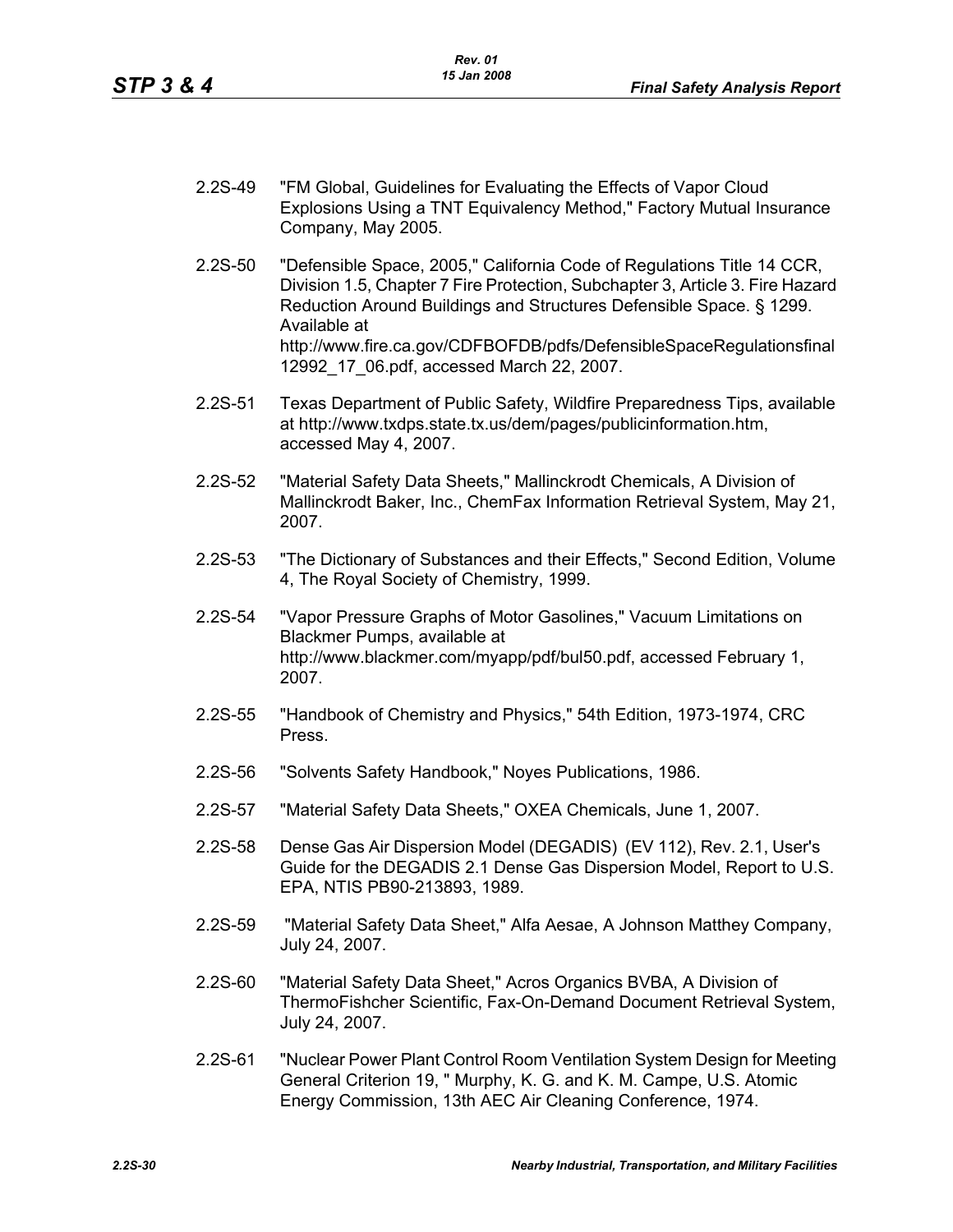2.2S-49 "FM Global, Guidelines for Evaluating the Effects of Vapor Cloud Explosions Using a TNT Equivalency Method," Factory Mutual Insurance Company, May 2005.

2.2S-50 "Defensible Space, 2005," California Code of Regulations Title 14 CCR, Division 1.5, Chapter 7 Fire Protection, Subchapter 3, Article 3. Fire Hazard Reduction Around Buildings and Structures Defensible Space. § 1299. Available at http://www.fire.ca.gov/CDFBOFDB/pdfs/DefensibleSpaceRegulationsfinal12992_17_06.pdf, accessed March 22, 2007.

2.2S-51 Texas Department of Public Safety, Wildfire Preparedness Tips, available at http://www.txdps.state.tx.us/dem/pages/publicinformation.htm, accessed May 4, 2007.

2.2S-52 "Material Safety Data Sheets," Mallinckrodt Chemicals, A Division of Mallinckrodt Baker, Inc., ChemFax Information Retrieval System, May 21, 2007.

2.2S-53 "The Dictionary of Substances and their Effects," Second Edition, Volume 4, The Royal Society of Chemistry, 1999.

2.2S-54 "Vapor Pressure Graphs of Motor Gasolines," Vacuum Limitations on Blackmer Pumps, available at http://www.blackmer.com/myapp/pdf/bul50.pdf, accessed February 1, 2007.

2.2S-55 "Handbook of Chemistry and Physics," 54th Edition, 1973-1974, CRC Press.

2.2S-56 "Solvents Safety Handbook," Noyes Publications, 1986.

2.2S-57 "Material Safety Data Sheets," OXEA Chemicals, June 1, 2007.

2.2S-58 Dense Gas Air Dispersion Model (DEGADIS) (EV 112), Rev. 2.1, User's Guide for the DEGADIS 2.1 Dense Gas Dispersion Model, Report to U.S. EPA, NTIS PB90-213893, 1989.

2.2S-59 "Material Safety Data Sheet," Alfa Aesae, A Johnson Matthey Company, July 24, 2007.

2.2S-60 "Material Safety Data Sheet," Acros Organics BVBA, A Division of ThermoFishcher Scientific, Fax-On-Demand Document Retrieval System, July 24, 2007.

2.2S-61 "Nuclear Power Plant Control Room Ventilation System Design for Meeting General Criterion 19, " Murphy, K. G. and K. M. Campe, U.S. Atomic Energy Commission, 13th AEC Air Cleaning Conference, 1974.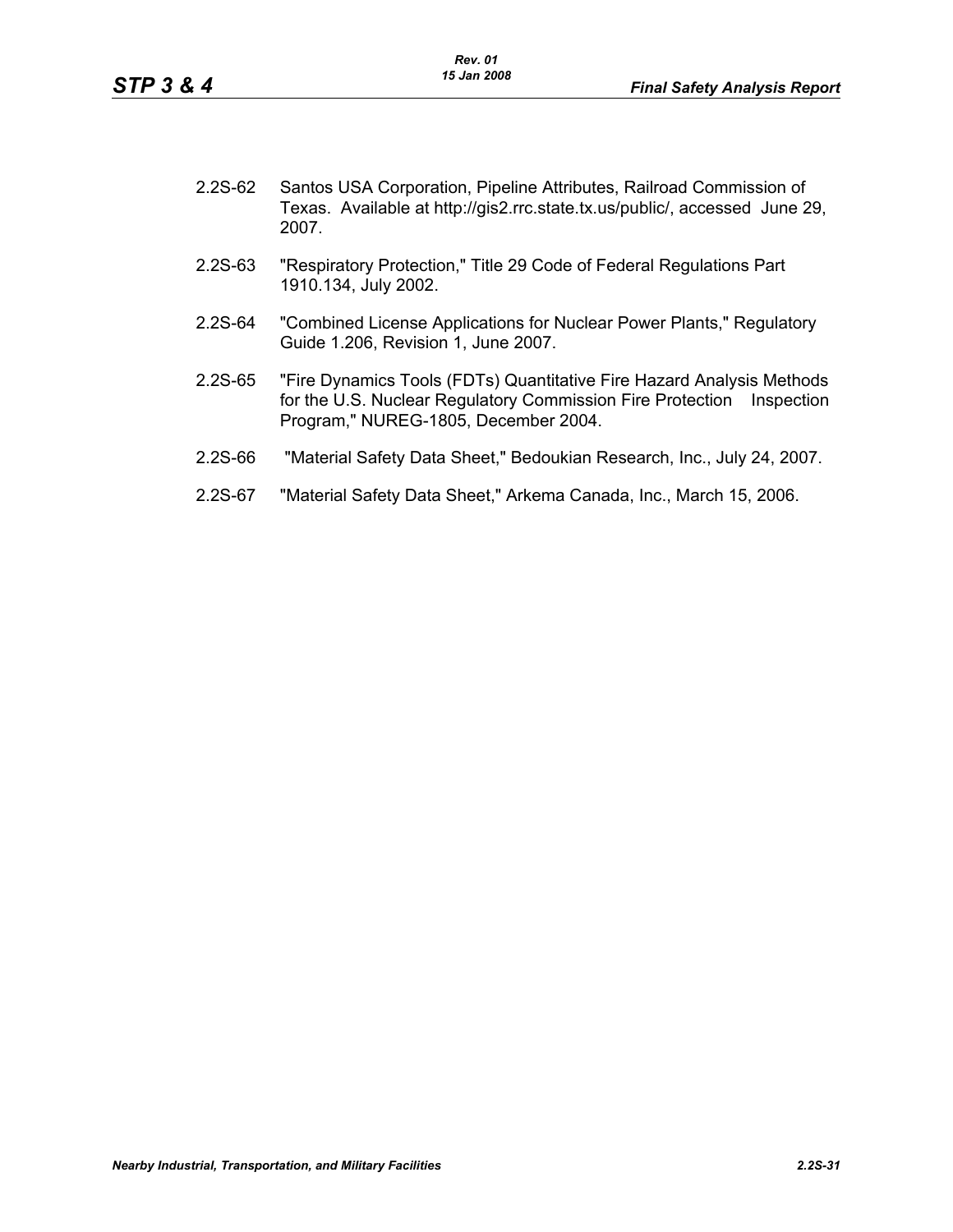2.2S-62 Santos USA Corporation, Pipeline Attributes, Railroad Commission of Texas. Available at http://gis2.rrc.state.tx.us/public/, accessed June 29, 2007.

2.2S-63 "Respiratory Protection," Title 29 Code of Federal Regulations Part 1910.134, July 2002.

2.2S-64 "Combined License Applications for Nuclear Power Plants," Regulatory Guide 1.206, Revision 1, June 2007.

2.2S-65 "Fire Dynamics Tools (FDTs) Quantitative Fire Hazard Analysis Methods for the U.S. Nuclear Regulatory Commission Fire Protection Inspection Program," NUREG-1805, December 2004.

2.2S-66 "Material Safety Data Sheet," Bedoukian Research, Inc., July 24, 2007.

2.2S-67 "Material Safety Data Sheet," Arkema Canada, Inc., March 15, 2006.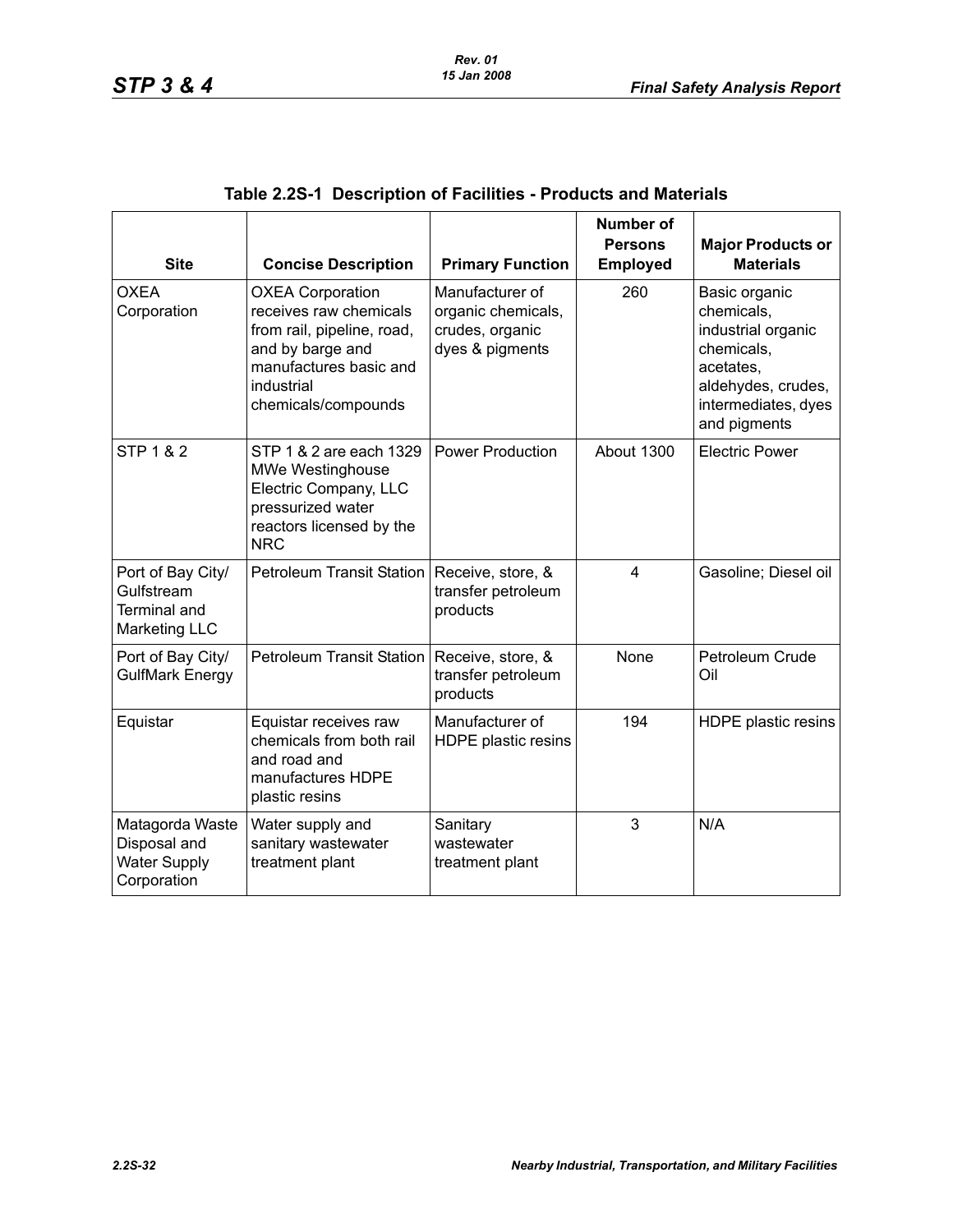**Table 2.2S-1 Description of Facilities - Products and Materials**

| Site | Concise Description | Primary Function | Number of Persons Employed | Major Products or Materials |
|---|---|---|---|---|
| OXEA Corporation | OXEA Corporation receives raw chemicals from rail, pipeline, road, and by barge and manufactures basic and industrial chemicals/compounds | Manufacturer of organic chemicals, crudes, organic dyes & pigments | 260 | Basic organic chemicals, industrial organic chemicals, acetates, aldehydes, crudes, intermediates, dyes and pigments |
| STP 1 & 2 | STP 1 & 2 are each 1329 MWe Westinghouse Electric Company, LLC pressurized water reactors licensed by the NRC | Power Production | About 1300 | Electric Power |
| Port of Bay City/ Gulfstream Terminal and Marketing LLC | Petroleum Transit Station | Receive, store, & transfer petroleum products | 4 | Gasoline; Diesel oil |
| Port of Bay City/ GulfMark Energy | Petroleum Transit Station | Receive, store, & transfer petroleum products | None | Petroleum Crude Oil |
| Equistar | Equistar receives raw chemicals from both rail and road and manufactures HDPE plastic resins | Manufacturer of HDPE plastic resins | 194 | HDPE plastic resins |
| Matagorda Waste Disposal and Water Supply Corporation | Water supply and sanitary wastewater treatment plant | Sanitary wastewater treatment plant | 3 | N/A |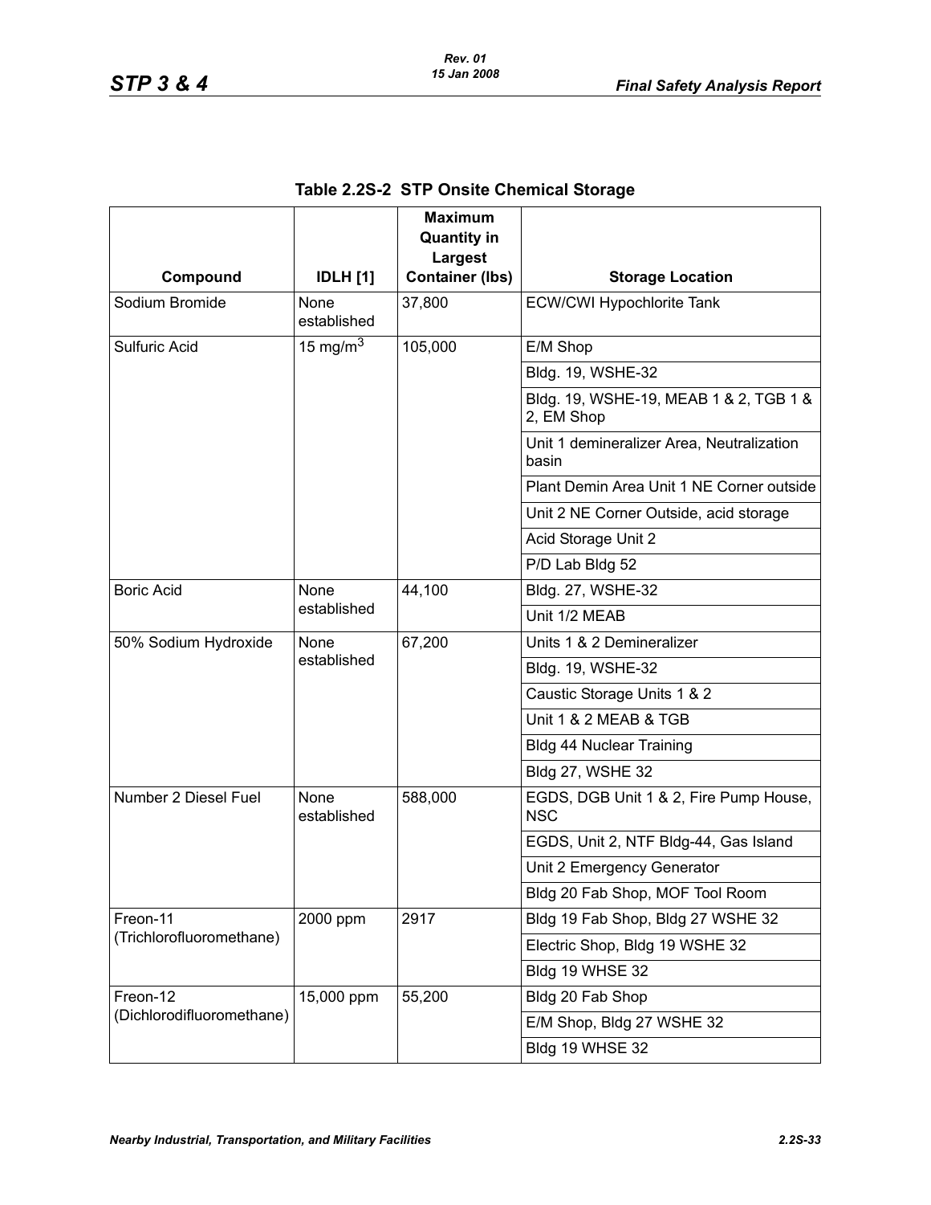**Table 2.2S-2 STP Onsite Chemical Storage**

| Compound | IDLH [1] | Maximum Quantity in Largest Container (lbs) | Storage Location |
|---|---|---|---|
| Sodium Bromide | None established | 37,800 | ECW/CWI Hypochlorite Tank |
| Sulfuric Acid | 15 mg/m$^3$ | 105,000 | E/M Shop |
| | | | Bldg. 19, WSHE-32 |
| | | | Bldg. 19, WSHE-19, MEAB 1 & 2, TGB 1 & 2, EM Shop |
| | | | Unit 1 demineralizer Area, Neutralization basin |
| | | | Plant Demin Area Unit 1 NE Corner outside |
| | | | Unit 2 NE Corner Outside, acid storage |
| | | | Acid Storage Unit 2 |
| | | | P/D Lab Bldg 52 |
| Boric Acid | None established | 44,100 | Bldg. 27, WSHE-32 |
| | | | Unit 1/2 MEAB |
| 50% Sodium Hydroxide | None established | 67,200 | Units 1 & 2 Demineralizer |
| | | | Bldg. 19, WSHE-32 |
| | | | Caustic Storage Units 1 & 2 |
| | | | Unit 1 & 2 MEAB & TGB |
| | | | Bldg 44 Nuclear Training |
| | | | Bldg 27, WSHE 32 |
| Number 2 Diesel Fuel | None established | 588,000 | EGDS, DGB Unit 1 & 2, Fire Pump House, NSC |
| | | | EGDS, Unit 2, NTF Bldg-44, Gas Island |
| | | | Unit 2 Emergency Generator |
| | | | Bldg 20 Fab Shop, MOF Tool Room |
| Freon-11 (Trichlorofluoromethane) | 2000 ppm | 2917 | Bldg 19 Fab Shop, Bldg 27 WSHE 32 |
| | | | Electric Shop, Bldg 19 WSHE 32 |
| | | | Bldg 19 WHSE 32 |
| Freon-12 (Dichlorodifluoromethane) | 15,000 ppm | 55,200 | Bldg 20 Fab Shop |
| | | | E/M Shop, Bldg 27 WSHE 32 |
| | | | Bldg 19 WHSE 32 |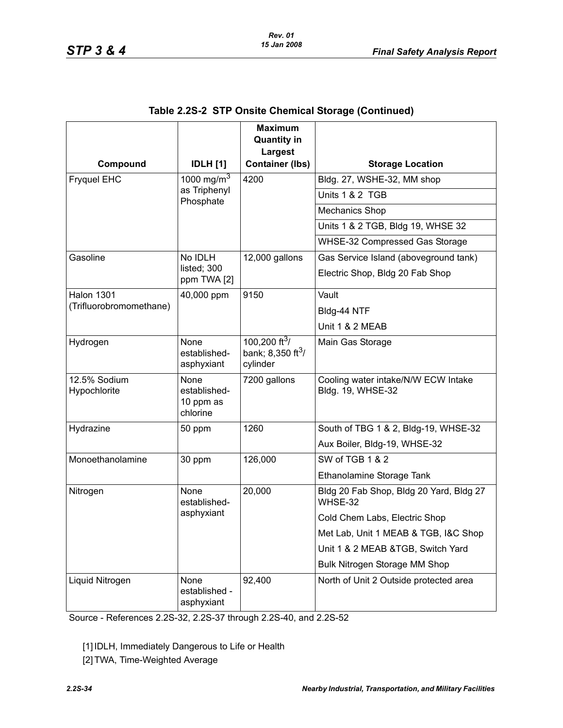**Table 2.2S-2 STP Onsite Chemical Storage (Continued)**

| Compound | IDLH [1] | Maximum Quantity in Largest Container (lbs) | Storage Location |
|---|---|---|---|
| Fryquel EHC | 1000 $mg/m^3$ as Triphenyl Phosphate | 4200 | Bldg. 27, WSHE-32, MM shop |
| | | | Units 1 & 2 TGB |
| | | | Mechanics Shop |
| | | | Units 1 & 2 TGB, Bldg 19, WHSE 32 |
| | | | WHSE-32 Compressed Gas Storage |
| Gasoline | No IDLH listed; 300 ppm TWA [2] | 12,000 gallons | Gas Service Island (aboveground tank)<br>Electric Shop, Bldg 20 Fab Shop |
| Halon 1301 (Trifluorobromomethane) | 40,000 ppm | 9150 | Vault<br>Bldg-44 NTF<br>Unit 1 & 2 MEAB |
| Hydrogen | None established-asphyxiant | 100,200 $ft^3$/ bank; 8,350 $ft^3$/ cylinder | Main Gas Storage |
| 12.5% Sodium Hypochlorite | None established-10 ppm as chlorine | 7200 gallons | Cooling water intake/N/W ECW Intake Bldg. 19, WHSE-32 |
| Hydrazine | 50 ppm | 1260 | South of TBG 1 & 2, Bldg-19, WHSE-32 |
| | | | Aux Boiler, Bldg-19, WHSE-32 |
| Monoethanolamine | 30 ppm | 126,000 | SW of TGB 1 & 2 |
| | | | Ethanolamine Storage Tank |
| Nitrogen | None established-asphyxiant | 20,000 | Bldg 20 Fab Shop, Bldg 20 Yard, Bldg 27 WHSE-32 |
| | | | Cold Chem Labs, Electric Shop |
| | | | Met Lab, Unit 1 MEAB & TGB, I&C Shop |
| | | | Unit 1 & 2 MEAB &TGB, Switch Yard |
| | | | Bulk Nitrogen Storage MM Shop |
| Liquid Nitrogen | None established - asphyxiant | 92,400 | North of Unit 2 Outside protected area |

Source - References 2.2S-32, 2.2S-37 through 2.2S-40, and 2.2S-52

[1] IDLH, Immediately Dangerous to Life or Health

[2] TWA, Time-Weighted Average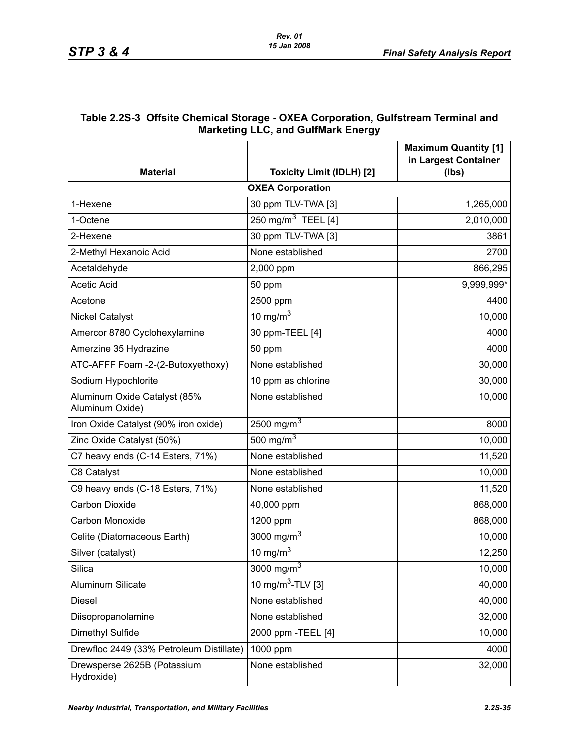**Table 2.2S-3 Offsite Chemical Storage - OXEA Corporation, Gulfstream Terminal and Marketing LLC, and GulfMark Energy**

| Material | Toxicity Limit (IDLH) [2] | Maximum Quantity [1] in Largest Container (lbs) |
|---|---|---|
| **OXEA Corporation** | | |
| 1-Hexene | 30 ppm TLV-TWA [3] | 1,265,000 |
| 1-Octene | 250 $mg/m^3$ TEEL [4] | 2,010,000 |
| 2-Hexene | 30 ppm TLV-TWA [3] | 3861 |
| 2-Methyl Hexanoic Acid | None established | 2700 |
| Acetaldehyde | 2,000 ppm | 866,295 |
| Acetic Acid | 50 ppm | 9,999,999* |
| Acetone | 2500 ppm | 4400 |
| Nickel Catalyst | 10 $mg/m^3$ | 10,000 |
| Amercor 8780 Cyclohexylamine | 30 ppm-TEEL [4] | 4000 |
| Amerzine 35 Hydrazine | 50 ppm | 4000 |
| ATC-AFFF Foam -2-(2-Butoxyethoxy) | None established | 30,000 |
| Sodium Hypochlorite | 10 ppm as chlorine | 30,000 |
| Aluminum Oxide Catalyst (85% Aluminum Oxide) | None established | 10,000 |
| Iron Oxide Catalyst (90% iron oxide) | 2500 $mg/m^3$ | 8000 |
| Zinc Oxide Catalyst (50%) | 500 $mg/m^3$ | 10,000 |
| C7 heavy ends (C-14 Esters, 71%) | None established | 11,520 |
| C8 Catalyst | None established | 10,000 |
| C9 heavy ends (C-18 Esters, 71%) | None established | 11,520 |
| Carbon Dioxide | 40,000 ppm | 868,000 |
| Carbon Monoxide | 1200 ppm | 868,000 |
| Celite (Diatomaceous Earth) | 3000 $mg/m^3$ | 10,000 |
| Silver (catalyst) | 10 $mg/m^3$ | 12,250 |
| Silica | 3000 $mg/m^3$ | 10,000 |
| Aluminum Silicate | 10 $mg/m^3$-TLV [3] | 40,000 |
| Diesel | None established | 40,000 |
| Diisopropanolamine | None established | 32,000 |
| Dimethyl Sulfide | 2000 ppm -TEEL [4] | 10,000 |
| Drewfloc 2449 (33% Petroleum Distillate) | 1000 ppm | 4000 |
| Drewsperse 2625B (Potassium Hydroxide) | None established | 32,000 |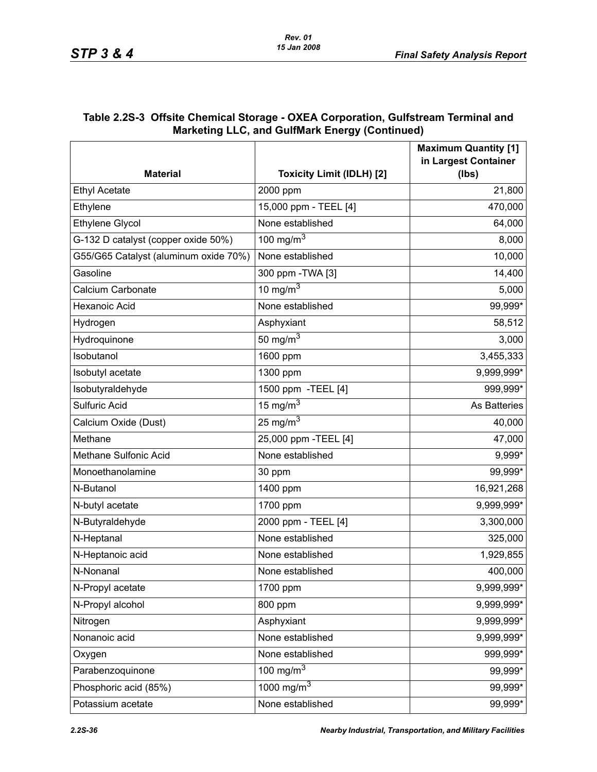### Table 2.2S-3 Offsite Chemical Storage - OXEA Corporation, Gulfstream Terminal and Marketing LLC, and GulfMark Energy (Continued)

| Material | Toxicity Limit (IDLH) [2] | Maximum Quantity [1] in Largest Container (lbs) |
|---|---|---|
| Ethyl Acetate | 2000 ppm | 21,800 |
| Ethylene | 15,000 ppm - TEEL [4] | 470,000 |
| Ethylene Glycol | None established | 64,000 |
| G-132 D catalyst (copper oxide 50%) | 100 $mg/m^3$ | 8,000 |
| G55/G65 Catalyst (aluminum oxide 70%) | None established | 10,000 |
| Gasoline | 300 ppm -TWA [3] | 14,400 |
| Calcium Carbonate | 10 $mg/m^3$ | 5,000 |
| Hexanoic Acid | None established | 99,999* |
| Hydrogen | Asphyxiant | 58,512 |
| Hydroquinone | 50 $mg/m^3$ | 3,000 |
| Isobutanol | 1600 ppm | 3,455,333 |
| Isobutyl acetate | 1300 ppm | 9,999,999* |
| Isobutyraldehyde | 1500 ppm -TEEL [4] | 999,999* |
| Sulfuric Acid | 15 $mg/m^3$ | As Batteries |
| Calcium Oxide (Dust) | 25 $mg/m^3$ | 40,000 |
| Methane | 25,000 ppm -TEEL [4] | 47,000 |
| Methane Sulfonic Acid | None established | 9,999* |
| Monoethanolamine | 30 ppm | 99,999* |
| N-Butanol | 1400 ppm | 16,921,268 |
| N-butyl acetate | 1700 ppm | 9,999,999* |
| N-Butyraldehyde | 2000 ppm - TEEL [4] | 3,300,000 |
| N-Heptanal | None established | 325,000 |
| N-Heptanoic acid | None established | 1,929,855 |
| N-Nonanal | None established | 400,000 |
| N-Propyl acetate | 1700 ppm | 9,999,999* |
| N-Propyl alcohol | 800 ppm | 9,999,999* |
| Nitrogen | Asphyxiant | 9,999,999* |
| Nonanoic acid | None established | 9,999,999* |
| Oxygen | None established | 999,999* |
| Parabenzoquinone | 100 $mg/m^3$ | 99,999* |
| Phosphoric acid (85%) | 1000 $mg/m^3$ | 99,999* |
| Potassium acetate | None established | 99,999* |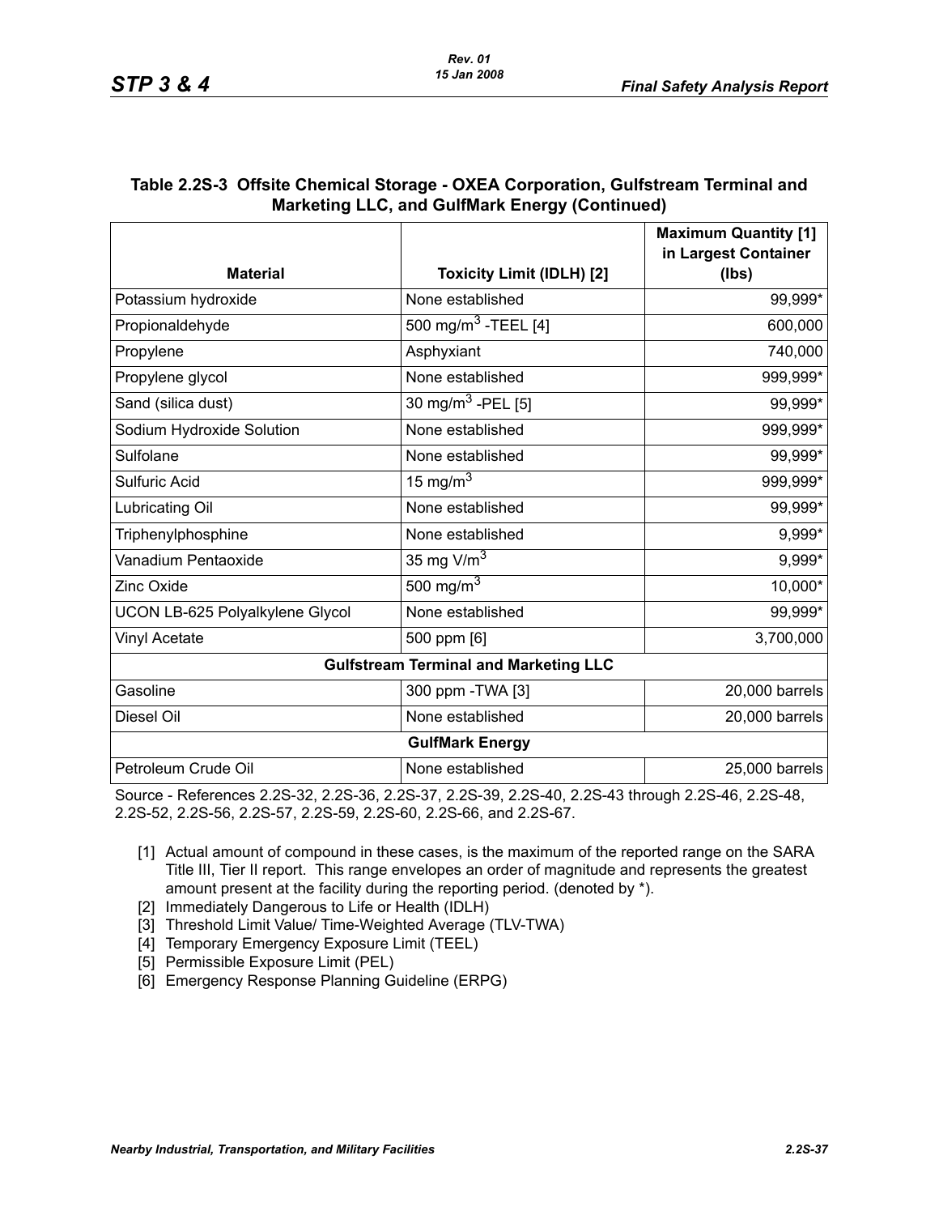## Table 2.2S-3 Offsite Chemical Storage - OXEA Corporation, Gulfstream Terminal and Marketing LLC, and GulfMark Energy (Continued)

| Material | Toxicity Limit (IDLH) [2] | Maximum Quantity [1] in Largest Container (lbs) |
|---|---|---|
| Potassium hydroxide | None established | 99,999* |
| Propionaldehyde | 500 $mg/m^3$ -TEEL [4] | 600,000 |
| Propylene | Asphyxiant | 740,000 |
| Propylene glycol | None established | 999,999* |
| Sand (silica dust) | 30 $mg/m^3$ -PEL [5] | 99,999* |
| Sodium Hydroxide Solution | None established | 999,999* |
| Sulfolane | None established | 99,999* |
| Sulfuric Acid | 15 $mg/m^3$ | 999,999* |
| Lubricating Oil | None established | 99,999* |
| Triphenylphosphine | None established | 9,999* |
| Vanadium Pentaoxide | 35 mg $V/m^3$ | 9,999* |
| Zinc Oxide | 500 $mg/m^3$ | 10,000* |
| UCON LB-625 Polyalkylene Glycol | None established | 99,999* |
| Vinyl Acetate | 500 ppm [6] | 3,700,000 |
| **Gulfstream Terminal and Marketing LLC** | | |
| Gasoline | 300 ppm -TWA [3] | 20,000 barrels |
| Diesel Oil | None established | 20,000 barrels |
| **GulfMark Energy** | | |
| Petroleum Crude Oil | None established | 25,000 barrels |

Source - References 2.2S-32, 2.2S-36, 2.2S-37, 2.2S-39, 2.2S-40, 2.2S-43 through 2.2S-46, 2.2S-48, 2.2S-52, 2.2S-56, 2.2S-57, 2.2S-59, 2.2S-60, 2.2S-66, and 2.2S-67.

[1] Actual amount of compound in these cases, is the maximum of the reported range on the SARA Title III, Tier II report. This range envelopes an order of magnitude and represents the greatest amount present at the facility during the reporting period. (denoted by *).
[2] Immediately Dangerous to Life or Health (IDLH)
[3] Threshold Limit Value/ Time-Weighted Average (TLV-TWA)
[4] Temporary Emergency Exposure Limit (TEEL)
[5] Permissible Exposure Limit (PEL)
[6] Emergency Response Planning Guideline (ERPG)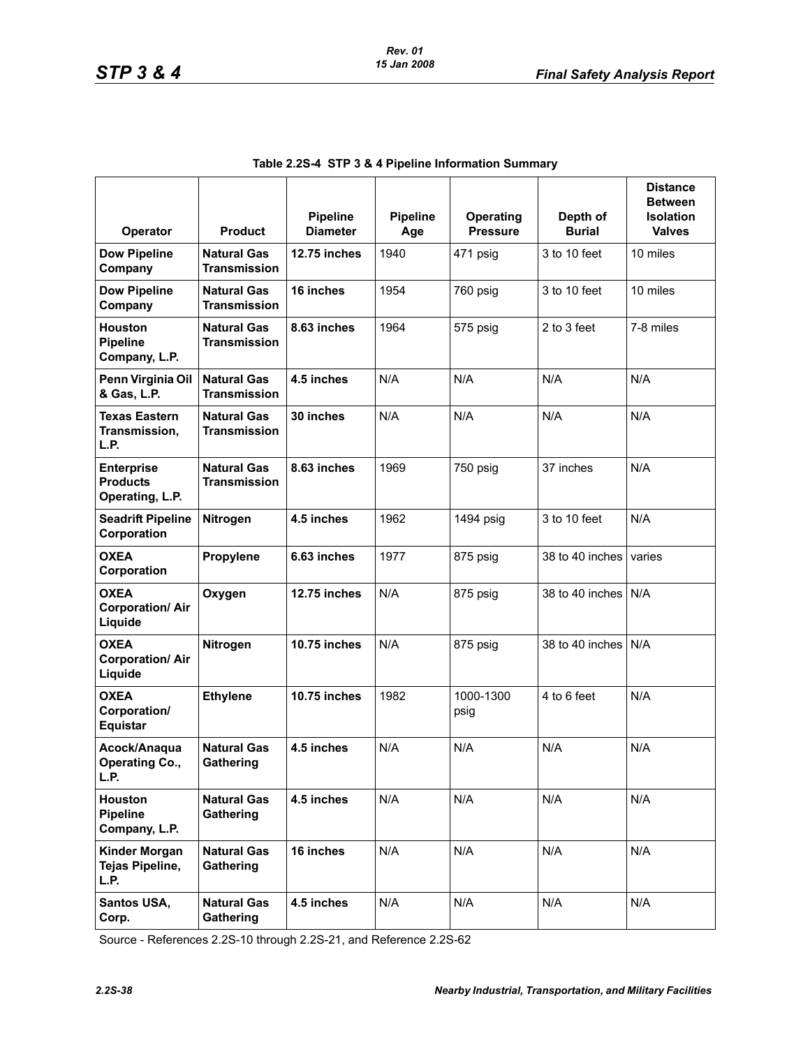**Table 2.2S-4 STP 3 & 4 Pipeline Information Summary**

| Operator | Product | Pipeline Diameter | Pipeline Age | Operating Pressure | Depth of Burial | Distance Between Isolation Valves |
|---|---|---|---|---|---|---|
| **Dow Pipeline Company** | **Natural Gas Transmission** | **12.75 inches** | 1940 | 471 psig | 3 to 10 feet | 10 miles |
| **Dow Pipeline Company** | **Natural Gas Transmission** | **16 inches** | 1954 | 760 psig | 3 to 10 feet | 10 miles |
| **Houston Pipeline Company, L.P.** | **Natural Gas Transmission** | **8.63 inches** | 1964 | 575 psig | 2 to 3 feet | 7-8 miles |
| **Penn Virginia Oil & Gas, L.P.** | **Natural Gas Transmission** | **4.5 inches** | N/A | N/A | N/A | N/A |
| **Texas Eastern Transmission, L.P.** | **Natural Gas Transmission** | **30 inches** | N/A | N/A | N/A | N/A |
| **Enterprise Products Operating, L.P.** | **Natural Gas Transmission** | **8.63 inches** | 1969 | 750 psig | 37 inches | N/A |
| **Seadrift Pipeline Corporation** | **Nitrogen** | **4.5 inches** | 1962 | 1494 psig | 3 to 10 feet | N/A |
| **OXEA Corporation** | **Propylene** | **6.63 inches** | 1977 | 875 psig | 38 to 40 inches | varies |
| **OXEA Corporation/ Air Liquide** | **Oxygen** | **12.75 inches** | N/A | 875 psig | 38 to 40 inches | N/A |
| **OXEA Corporation/ Air Liquide** | **Nitrogen** | **10.75 inches** | N/A | 875 psig | 38 to 40 inches | N/A |
| **OXEA Corporation/ Equistar** | **Ethylene** | **10.75 inches** | 1982 | 1000-1300 psig | 4 to 6 feet | N/A |
| **Acock/Anaqua Operating Co., L.P.** | **Natural Gas Gathering** | **4.5 inches** | N/A | N/A | N/A | N/A |
| **Houston Pipeline Company, L.P.** | **Natural Gas Gathering** | **4.5 inches** | N/A | N/A | N/A | N/A |
| **Kinder Morgan Tejas Pipeline, L.P.** | **Natural Gas Gathering** | **16 inches** | N/A | N/A | N/A | N/A |
| **Santos USA, Corp.** | **Natural Gas Gathering** | **4.5 inches** | N/A | N/A | N/A | N/A |

Source - References 2.2S-10 through 2.2S-21, and Reference 2.2S-62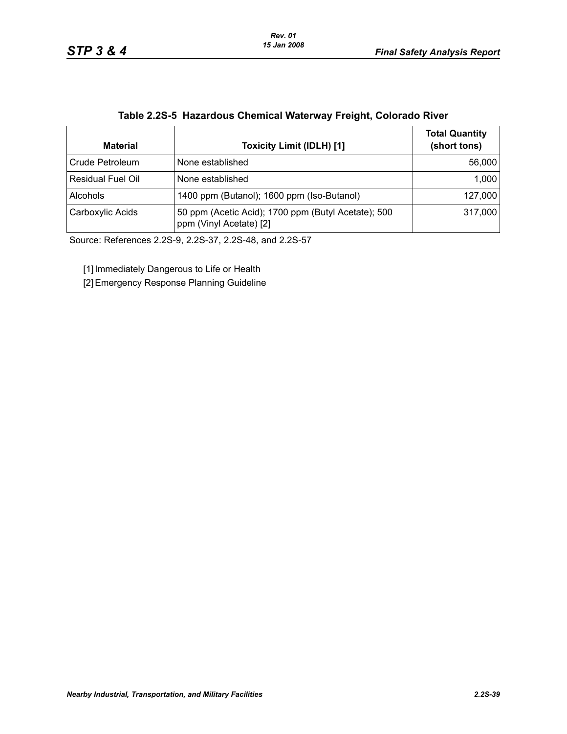**Table 2.2S-5 Hazardous Chemical Waterway Freight, Colorado River**

| Material | Toxicity Limit (IDLH) [1] | Total Quantity (short tons) |
|---|---|---|
| Crude Petroleum | None established | 56,000 |
| Residual Fuel Oil | None established | 1,000 |
| Alcohols | 1400 ppm (Butanol); 1600 ppm (Iso-Butanol) | 127,000 |
| Carboxylic Acids | 50 ppm (Acetic Acid); 1700 ppm (Butyl Acetate); 500 ppm (Vinyl Acetate) [2] | 317,000 |

Source: References 2.2S-9, 2.2S-37, 2.2S-48, and 2.2S-57

[1] Immediately Dangerous to Life or Health

[2] Emergency Response Planning Guideline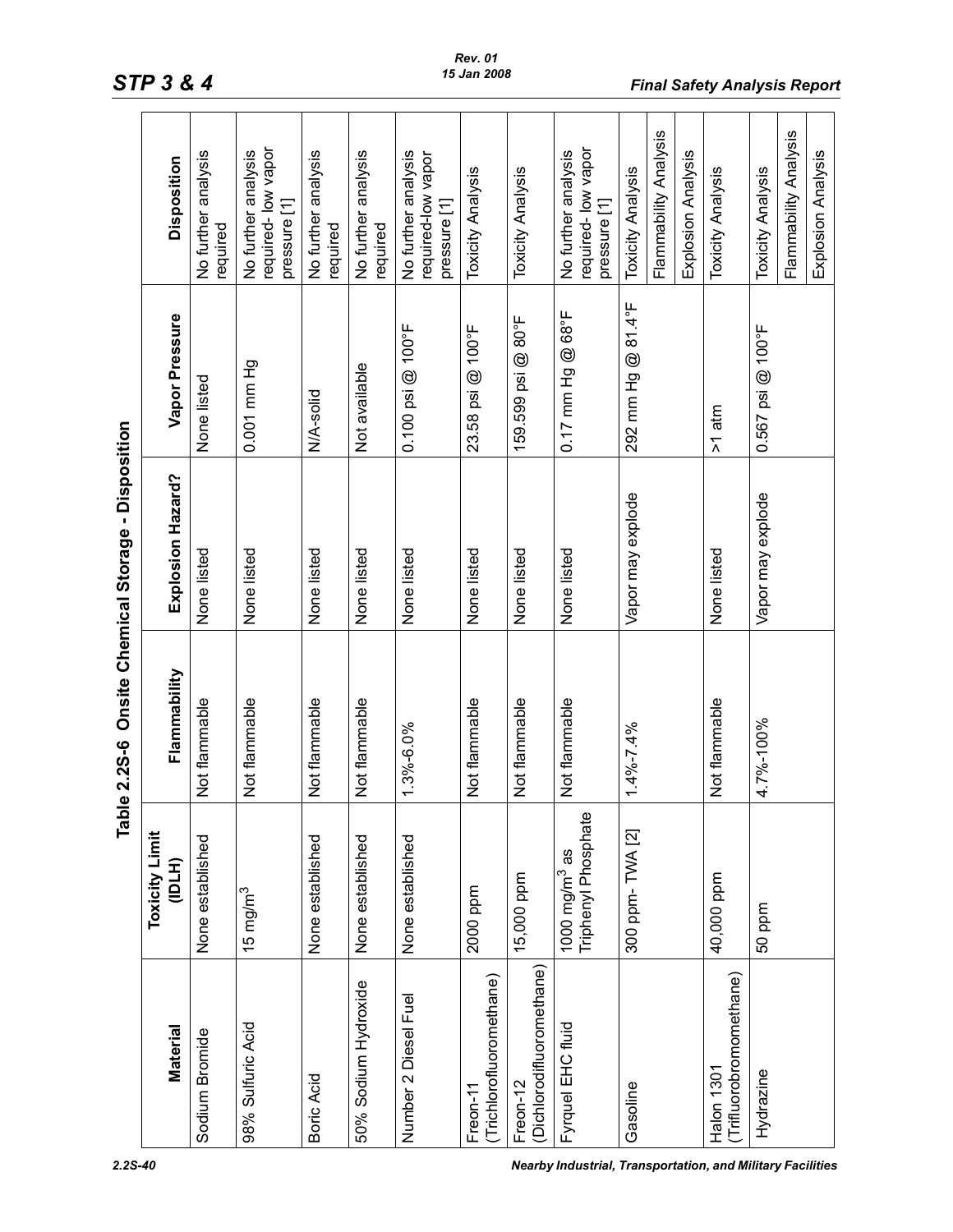# Table 2.2S-6 Onsite Chemical Storage - Disposition

| Material | Toxicity Limit (IDLH) | Flammability | Explosion Hazard? | Vapor Pressure | Disposition |
|---|---|---|---|---|---|
| Sodium Bromide | None established | Not flammable | None listed | None listed | No further analysis required |
| 98% Sulfuric Acid | 15 mg/m$^3$ | Not flammable | None listed | 0.001 mm Hg | No further analysis required- low vapor pressure [1] |
| Boric Acid | None established | Not flammable | None listed | N/A-solid | No further analysis required |
| 50% Sodium Hydroxide | None established | Not flammable | None listed | Not available | No further analysis required |
| Number 2 Diesel Fuel | None established | 1.3%-6.0% | None listed | 0.100 psi @ 100°F | No further analysis required-low vapor pressure [1] |
| Freon-11 (Trichlorofluoromethane) | 2000 ppm | Not flammable | None listed | 23.58 psi @ 100°F | Toxicity Analysis |
| Freon-12 (Dichlorodifluoromethane) | 15,000 ppm | Not flammable | None listed | 159.599 psi @ 80°F | Toxicity Analysis |
| Fyrquel EHC fluid | 1000 mg/m$^3$ as Triphenyl Phosphate | Not flammable | None listed | 0.17 mm Hg @ 68°F | No further analysis required- low vapor pressure [1] |
| Gasoline | 300 ppm- TWA [2] | 1.4%-7.4% | Vapor may explode | 292 mm Hg @ 81.4°F | Toxicity Analysis |
| | | | | | Flammability Analysis |
| | | | | | Explosion Analysis |
| Halon 1301 (Trifluorobromomethane) | 40,000 ppm | Not flammable | None listed | >1 atm | Toxicity Analysis |
| Hydrazine | 50 ppm | 4.7%-100% | Vapor may explode | 0.567 psi @ 100°F | Toxicity Analysis |
| | | | | | Flammability Analysis |
| | | | | | Explosion Analysis |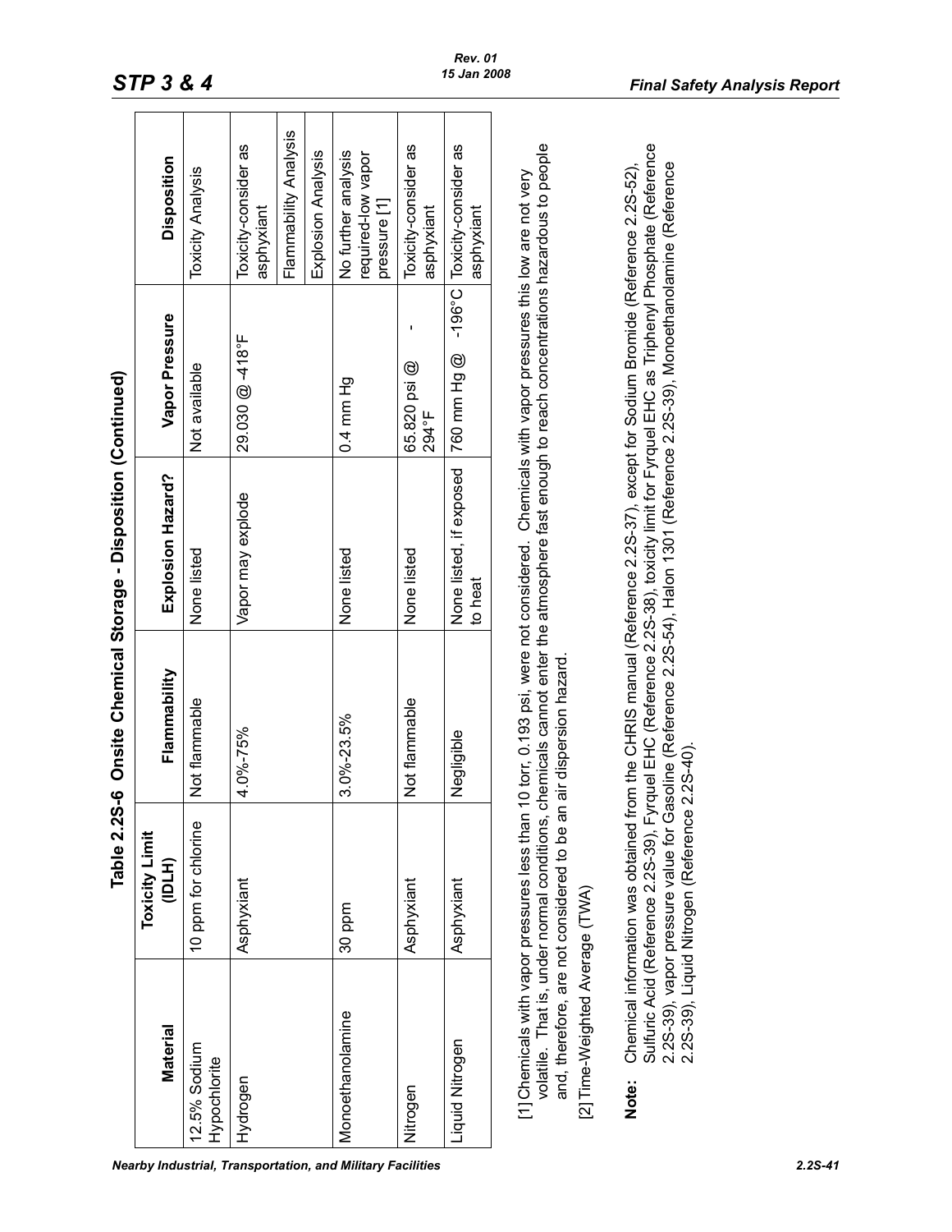**Table 2.2S-6 Onsite Chemical Storage - Disposition (Continued)**

| Material | Toxicity Limit (IDLH) | Flammability | Explosion Hazard? | Vapor Pressure | Disposition |
|---|---|---|---|---|---|
| 12.5% Sodium Hypochlorite | 10 ppm for chlorine | Not flammable | None listed | Not available | Toxicity Analysis |
| Hydrogen | Asphyxiant | 4.0%-75% | Vapor may explode | 29.030 @ -418°F | Toxicity-consider as asphyxiant |
| | | | | | Flammability Analysis |
| | | | | | Explosion Analysis |
| Monoethanolamine | 30 ppm | 3.0%-23.5% | None listed | 0.4 mm Hg | No further analysis required-low vapor pressure [1] |
| Nitrogen | Asphyxiant | Not flammable | None listed | 65.820 psi @ -294°F | Toxicity-consider as asphyxiant |
| Liquid Nitrogen | Asphyxiant | Negligible | None listed, if exposed to heat | 760 mm Hg @ -196°C | Toxicity-consider as asphyxiant |

[1] Chemicals with vapor pressures less than 10 torr, 0.193 psi, were not considered. Chemicals with vapor pressures this low are not very volatile. That is, under normal conditions, chemicals cannot enter the atmosphere fast enough to reach concentrations hazardous to people and, therefore, are not considered to be an air dispersion hazard.

[2] Time-Weighted Average (TWA)

**Note:** Chemical information was obtained from the CHRIS manual (Reference 2.2S-37), except for Sodium Bromide (Reference 2.2S-52), Sulfuric Acid (Reference 2.2S-39), Fyrquel EHC (Reference 2.2S-38), toxicity limit for Fyrquel EHC as Triphenyl Phosphate (Reference 2.2S-39), vapor pressure value for Gasoline (Reference 2.2S-54), Halon 1301 (Reference 2.2S-39), Monoethanolamine (Reference 2.2S-39), Liquid Nitrogen (Reference 2.2S-40).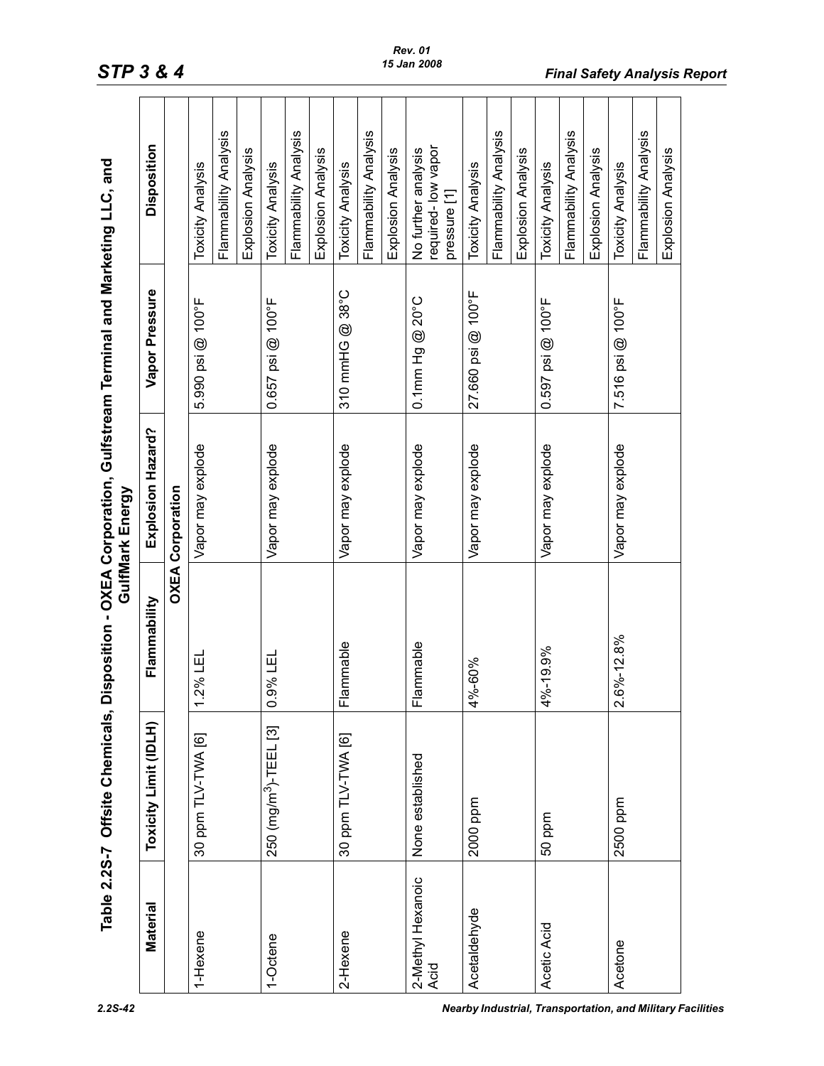## Table 2.2S-7 Offsite Chemicals, Disposition - OXEA Corporation, Gulfstream Terminal and Marketing LLC, and GulfMark Energy

| Material | Toxicity Limit (IDLH) | Flammability | Explosion Hazard? | Vapor Pressure | Disposition |
|---|---|---|---|---|---|
| **OXEA Corporation** | | | | | |
| 1-Hexene | 30 ppm TLV-TWA [6] | 1.2% LEL | Vapor may explode | 5.990 psi @ 100°F | Toxicity Analysis |
| | | | | | Flammability Analysis |
| | | | | | Explosion Analysis |
| 1-Octene | 250 (mg/m$^3$)-TEEL [3] | 0.9% LEL | Vapor may explode | 0.657 psi @ 100°F | Toxicity Analysis |
| | | | | | Flammability Analysis |
| | | | | | Explosion Analysis |
| 2-Hexene | 30 ppm TLV-TWA [6] | Flammable | Vapor may explode | 310 mmHG @ 38°C | Toxicity Analysis |
| | | | | | Flammability Analysis |
| | | | | | Explosion Analysis |
| 2-Methyl Hexanoic Acid | None established | Flammable | Vapor may explode | 0.1mm Hg @ 20°C | No further analysis required- low vapor pressure [1] |
| Acetaldehyde | 2000 ppm | 4%-60% | Vapor may explode | 27.660 psi @ 100°F | Toxicity Analysis |
| | | | | | Flammability Analysis |
| | | | | | Explosion Analysis |
| Acetic Acid | 50 ppm | 4%-19.9% | Vapor may explode | 0.597 psi @ 100°F | Toxicity Analysis |
| | | | | | Flammability Analysis |
| | | | | | Explosion Analysis |
| Acetone | 2500 ppm | 2.6%-12.8% | Vapor may explode | 7.516 psi @ 100°F | Toxicity Analysis |
| | | | | | Flammability Analysis |
| | | | | | Explosion Analysis |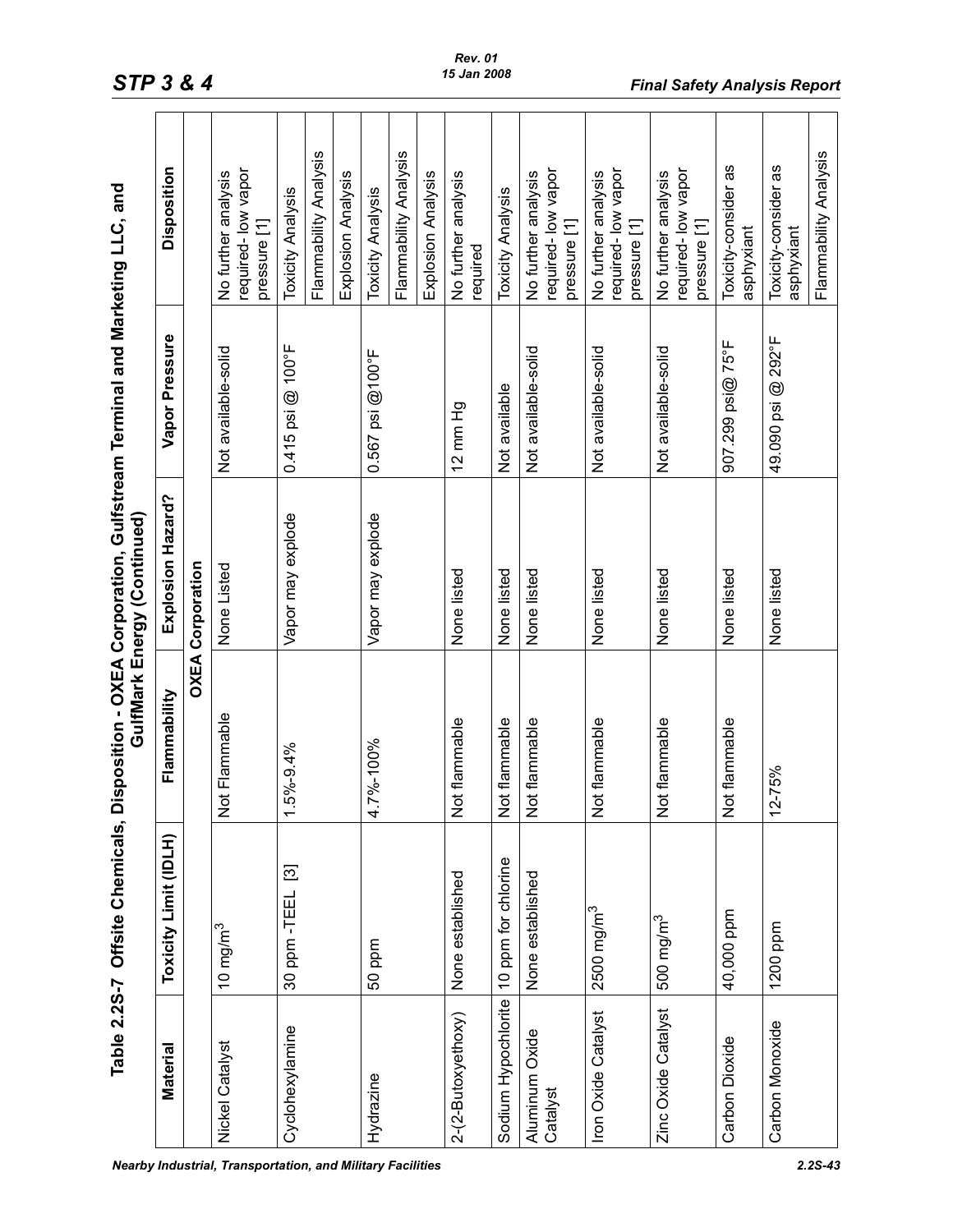**Table 2.2S-7 Offsite Chemicals, Disposition - OXEA Corporation, Gulfstream Terminal and Marketing LLC, and GulfMark Energy (Continued)**

| Material | Toxicity Limit (IDLH) | Flammability | Explosion Hazard? | Vapor Pressure | Disposition |
|---|---|---|---|---|---|
| | | **OXEA Corporation** | | | |
| Nickel Catalyst | 10 mg/m$^3$ | Not Flammable | None Listed | Not available-solid | No further analysis required- low vapor pressure [1] |
| Cyclohexylamine | 30 ppm -TEEL [3] | 1.5%-9.4% | Vapor may explode | 0.415 psi @ 100°F | Toxicity Analysis |
| | | | | | Flammability Analysis |
| | | | | | Explosion Analysis |
| Hydrazine | 50 ppm | 4.7%-100% | Vapor may explode | 0.567 psi @100°F | Toxicity Analysis |
| | | | | | Flammability Analysis |
| | | | | | Explosion Analysis |
| 2-(2-Butoxyethoxy) | None established | Not flammable | None listed | 12 mm Hg | No further analysis required |
| Sodium Hypochlorite | 10 ppm for chlorine | Not flammable | None listed | Not available | Toxicity Analysis |
| Aluminum Oxide Catalyst | None established | Not flammable | None listed | Not available-solid | No further analysis required- low vapor pressure [1] |
| Iron Oxide Catalyst | 2500 mg/m$^3$ | Not flammable | None listed | Not available-solid | No further analysis required- low vapor pressure [1] |
| Zinc Oxide Catalyst | 500 mg/m$^3$ | Not flammable | None listed | Not available-solid | No further analysis required- low vapor pressure [1] |
| Carbon Dioxide | 40,000 ppm | Not flammable | None listed | 907.299 psi@ 75°F | Toxicity-consider as asphyxiant |
| Carbon Monoxide | 1200 ppm | 12-75% | None listed | 49.090 psi @ 292°F | Toxicity-consider as asphyxiant |
| | | | | | Flammability Analysis |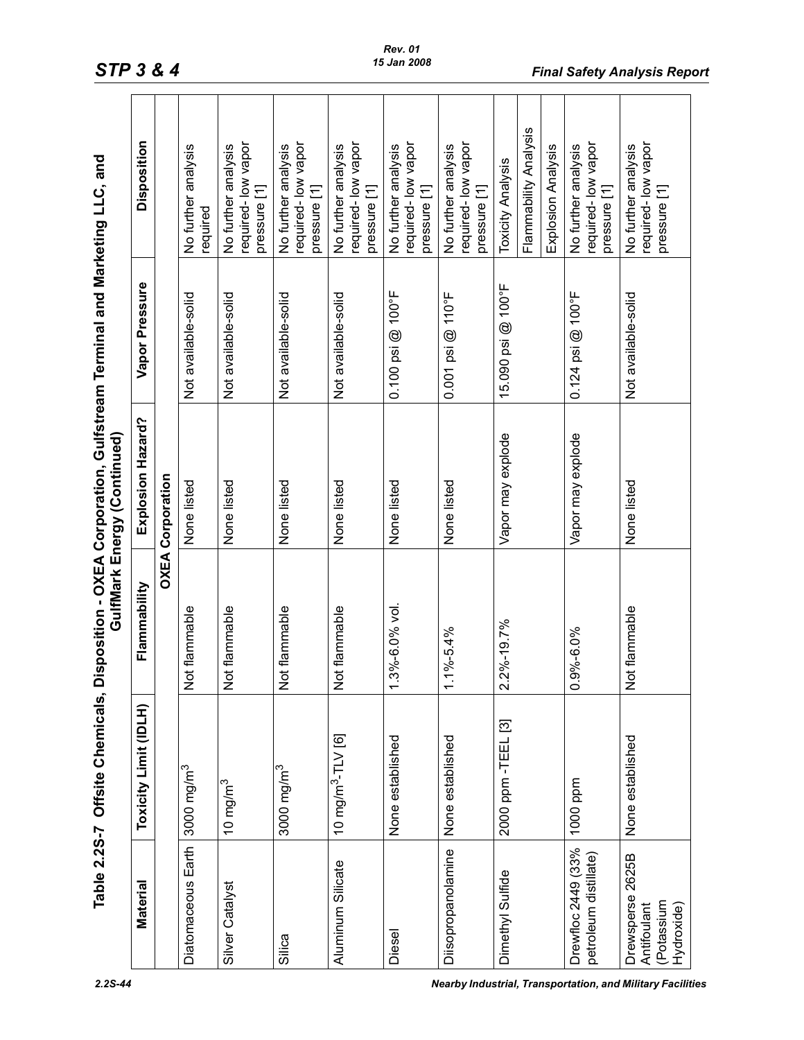## Table 2.2S-7 Offsite Chemicals, Disposition - OXEA Corporation, Gulfstream Terminal and Marketing LLC, and GulfMark Energy (Continued)

| Material | Toxicity Limit (IDLH) | Flammability | Explosion Hazard? | Vapor Pressure | Disposition |
|---|---|---|---|---|---|
| **OXEA Corporation** | | | | | |
| Diatomaceous Earth | 3000 $mg/m^3$ | Not flammable | None listed | Not available-solid | No further analysis required |
| Silver Catalyst | 10 $mg/m^3$ | Not flammable | None listed | Not available-solid | No further analysis required- low vapor pressure [1] |
| Silica | 3000 $mg/m^3$ | Not flammable | None listed | Not available-solid | No further analysis required- low vapor pressure [1] |
| Aluminum Silicate | 10 $mg/m^3$-TLV [6] | Not flammable | None listed | Not available-solid | No further analysis required- low vapor pressure [1] |
| Diesel | None established | 1.3%-6.0% vol. | None listed | 0.100 psi @ 100°F | No further analysis required- low vapor pressure [1] |
| Diisopropanolamine | None established | 1.1%-5.4% | None listed | 0.001 psi @ 110°F | No further analysis required- low vapor pressure [1] |
| Dimethyl Sulfide | 2000 ppm -TEEL [3] | 2.2%-19.7% | Vapor may explode | 15.090 psi @ 100°F | Toxicity Analysis |
| | | | | | Flammability Analysis |
| | | | | | Explosion Analysis |
| Drewfloc 2449 (33% petroleum distillate) | 1000 ppm | 0.9%-6.0% | Vapor may explode | 0.124 psi @ 100°F | No further analysis required- low vapor pressure [1] |
| Drewsperse 2625B Antifoulant (Potassium Hydroxide) | None established | Not flammable | None listed | Not available-solid | No further analysis required- low vapor pressure [1] |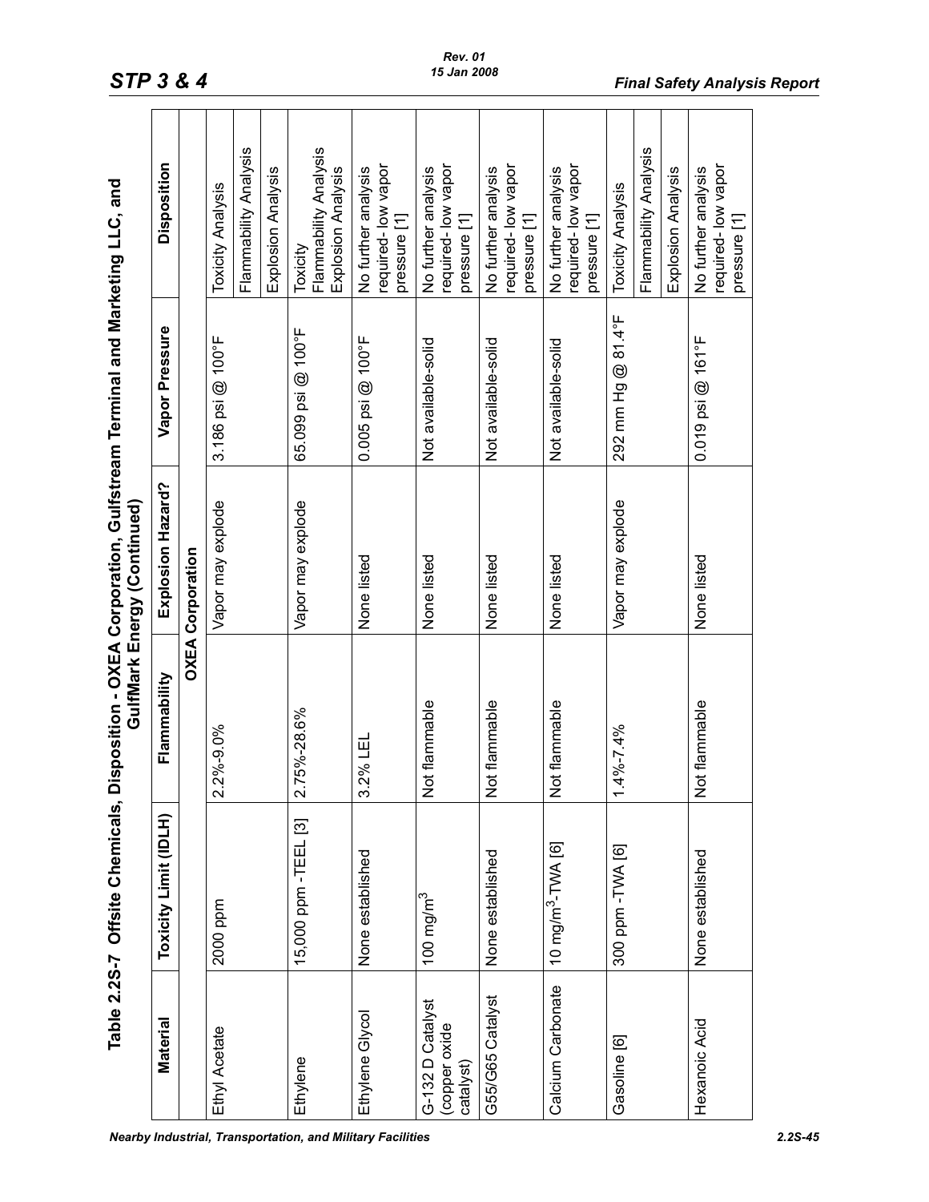## Table 2.2S-7 Offsite Chemicals, Disposition - OXEA Corporation, Gulfstream Terminal and Marketing LLC, and GulfMark Energy (Continued)

| Material | Toxicity Limit (IDLH) | Flammability | Explosion Hazard? | Vapor Pressure | Disposition |
|---|---|---|---|---|---|
| | | **OXEA Corporation** | | | |
| Ethyl Acetate | 2000 ppm | 2.2%-9.0% | Vapor may explode | 3.186 psi @ 100°F | Toxicity Analysis |
| | | | | | Flammability Analysis |
| | | | | | Explosion Analysis |
| Ethylene | 15,000 ppm -TEEL [3] | 2.75%-28.6% | Vapor may explode | 65.099 psi @ 100°F | Toxicity Flammability Analysis Explosion Analysis |
| Ethylene Glycol | None established | 3.2% LEL | None listed | 0.005 psi @ 100°F | No further analysis required- low vapor pressure [1] |
| G-132 D Catalyst (copper oxide catalyst) | 100 $mg/m^3$ | Not flammable | None listed | Not available-solid | No further analysis required- low vapor pressure [1] |
| G55/G65 Catalyst | None established | Not flammable | None listed | Not available-solid | No further analysis required- low vapor pressure [1] |
| Calcium Carbonate | 10 $mg/m^3$-TWA [6] | Not flammable | None listed | Not available-solid | No further analysis required- low vapor pressure [1] |
| Gasoline [6] | 300 ppm -TWA [6] | 1.4%-7.4% | Vapor may explode | 292 mm Hg @ 81.4°F | Toxicity Analysis |
| | | | | | Flammability Analysis |
| | | | | | Explosion Analysis |
| Hexanoic Acid | None established | Not flammable | None listed | 0.019 psi @ 161°F | No further analysis required- low vapor pressure [1] |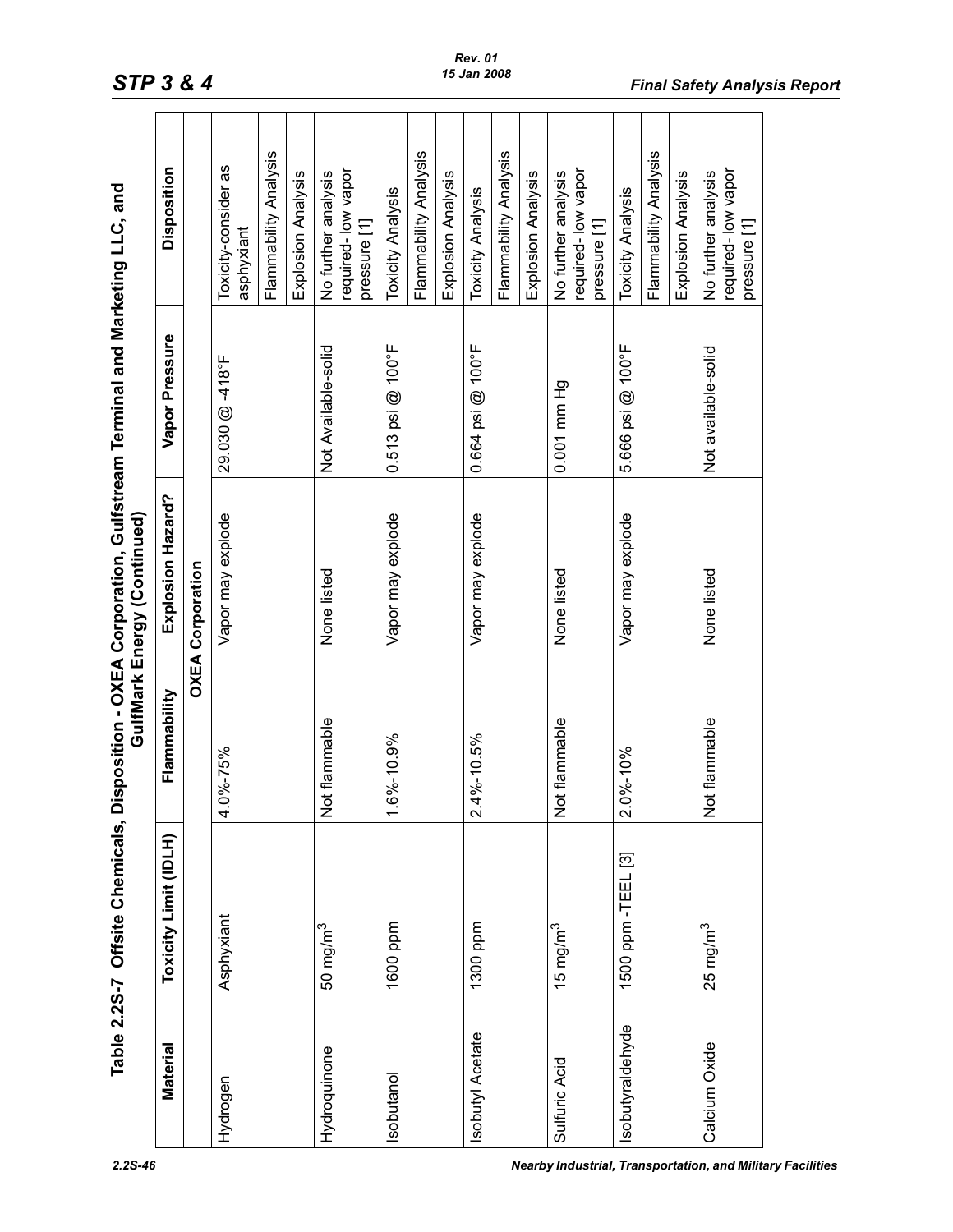## Table 2.2S-7 Offsite Chemicals, Disposition - OXEA Corporation, Gulfstream Terminal and Marketing LLC, and GulfMark Energy (Continued)

| Material | Toxicity Limit (IDLH) | Flammability | Explosion Hazard? | Vapor Pressure | Disposition |
|---|---|---|---|---|---|
| **OXEA Corporation** | | | | | |
| Hydrogen | Asphyxiant | 4.0%-75% | Vapor may explode | 29.030 @ -418°F | Toxicity-consider as asphyxiant |
| | | | | | Flammability Analysis |
| | | | | | Explosion Analysis |
| Hydroquinone | 50 mg/m$^3$ | Not flammable | None listed | Not Available-solid | No further analysis required- low vapor pressure [1] |
| Isobutanol | 1600 ppm | 1.6%-10.9% | Vapor may explode | 0.513 psi @ 100°F | Toxicity Analysis |
| | | | | | Flammability Analysis |
| | | | | | Explosion Analysis |
| Isobutyl Acetate | 1300 ppm | 2.4%-10.5% | Vapor may explode | 0.664 psi @ 100°F | Toxicity Analysis |
| | | | | | Flammability Analysis |
| | | | | | Explosion Analysis |
| Sulfuric Acid | 15 mg/m$^3$ | Not flammable | None listed | 0.001 mm Hg | No further analysis required- low vapor pressure [1] |
| Isobutyraldehyde | 1500 ppm -TEEL [3] | 2.0%-10% | Vapor may explode | 5.666 psi @ 100°F | Toxicity Analysis |
| | | | | | Flammability Analysis |
| | | | | | Explosion Analysis |
| Calcium Oxide | 25 mg/m$^3$ | Not flammable | None listed | Not available-solid | No further analysis required- low vapor pressure [1] |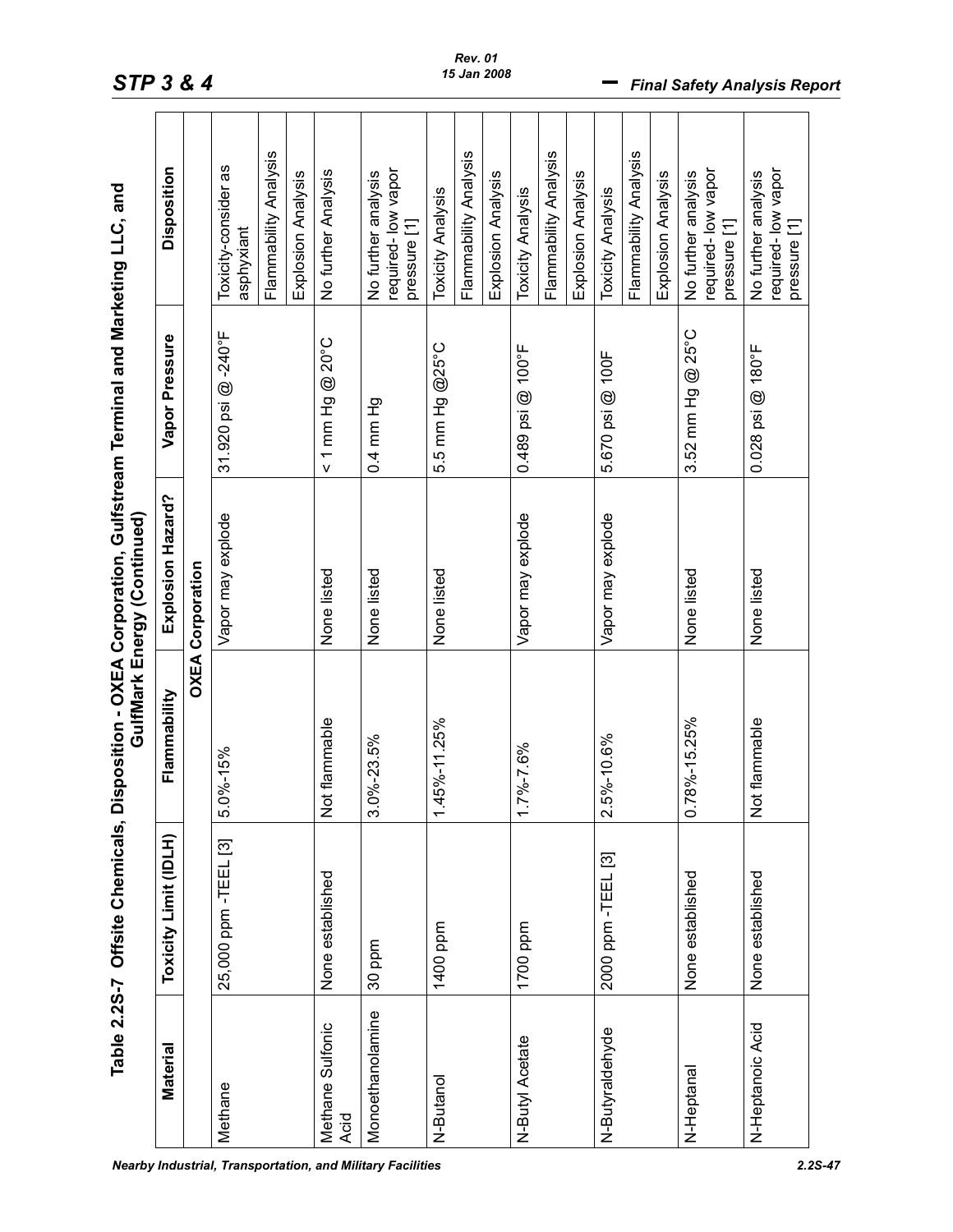**Table 2.2S-7 Offsite Chemicals, Disposition - OXEA Corporation, Gulfstream Terminal and Marketing LLC, and GulfMark Energy (Continued)**

| Material | Toxicity Limit (IDLH) | Flammability | Explosion Hazard? | Vapor Pressure | Disposition |
|---|---|---|---|---|---|
| | | **OXEA Corporation** | | | |
| Methane | 25,000 ppm -TEEL [3] | 5.0%-15% | Vapor may explode | 31.920 psi @ -240°F | Toxicity-consider as asphyxiant |
| | | | | | Flammability Analysis |
| | | | | | Explosion Analysis |
| Methane Sulfonic Acid | None established | Not flammable | None listed | < 1 mm Hg @ 20°C | No further Analysis |
| Monoethanolamine | 30 ppm | 3.0%-23.5% | None listed | 0.4 mm Hg | No further analysis required- low vapor pressure [1] |
| N-Butanol | 1400 ppm | 1.45%-11.25% | None listed | 5.5 mm Hg @25°C | Toxicity Analysis |
| | | | | | Flammability Analysis |
| | | | | | Explosion Analysis |
| N-Butyl Acetate | 1700 ppm | 1.7%-7.6% | Vapor may explode | 0.489 psi @ 100°F | Toxicity Analysis |
| | | | | | Flammability Analysis |
| | | | | | Explosion Analysis |
| N-Butyraldehyde | 2000 ppm -TEEL [3] | 2.5%-10.6% | Vapor may explode | 5.670 psi @ 100F | Toxicity Analysis |
| | | | | | Flammability Analysis |
| | | | | | Explosion Analysis |
| N-Heptanal | None established | 0.78%-15.25% | None listed | 3.52 mm Hg @ 25°C | No further analysis required- low vapor pressure [1] |
| N-Heptanoic Acid | None established | Not flammable | None listed | 0.028 psi @ 180°F | No further analysis required- low vapor pressure [1] |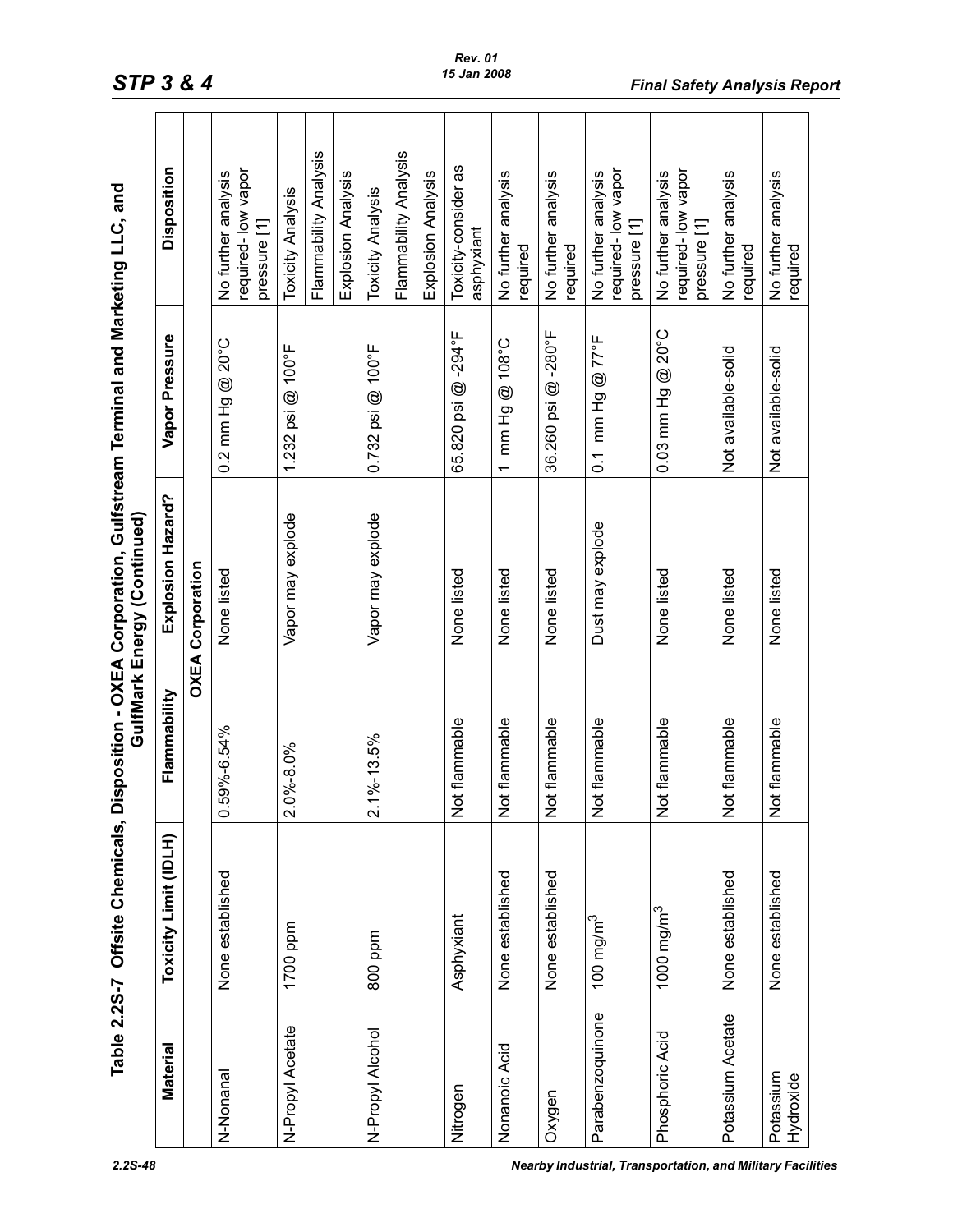# Table 2.2S-7 Offsite Chemicals, Disposition - OXEA Corporation, Gulfstream Terminal and Marketing LLC, and GulfMark Energy (Continued)

| Material | Toxicity Limit (IDLH) | Flammability | Explosion Hazard? | Vapor Pressure | Disposition |
|---|---|---|---|---|---|
| **OXEA Corporation** | | | | | |
| N-Nonanal | None established | 0.59%-6.54% | None listed | 0.2 mm Hg @ 20°C | No further analysis required- low vapor pressure [1] |
| N-Propyl Acetate | 1700 ppm | 2.0%-8.0% | Vapor may explode | 1.232 psi @ 100°F | Toxicity Analysis |
| | | | | | Flammability Analysis |
| | | | | | Explosion Analysis |
| N-Propyl Alcohol | 800 ppm | 2.1%-13.5% | Vapor may explode | 0.732 psi @ 100°F | Toxicity Analysis |
| | | | | | Flammability Analysis |
| | | | | | Explosion Analysis |
| Nitrogen | Asphyxiant | Not flammable | None listed | 65.820 psi @ -294°F | Toxicity-consider as asphyxiant |
| Nonanoic Acid | None established | Not flammable | None listed | 1 mm Hg @ 108°C | No further analysis required |
| Oxygen | None established | Not flammable | None listed | 36.260 psi @ -280°F | No further analysis required |
| Parabenzoquinone | 100 mg/m$^3$ | Not flammable | Dust may explode | 0.1 mm Hg @ 77°F | No further analysis required- low vapor pressure [1] |
| Phosphoric Acid | 1000 mg/m$^3$ | Not flammable | None listed | 0.03 mm Hg @ 20°C | No further analysis required- low vapor pressure [1] |
| Potassium Acetate | None established | Not flammable | None listed | Not available-solid | No further analysis required |
| Potassium Hydroxide | None established | Not flammable | None listed | Not available-solid | No further analysis required |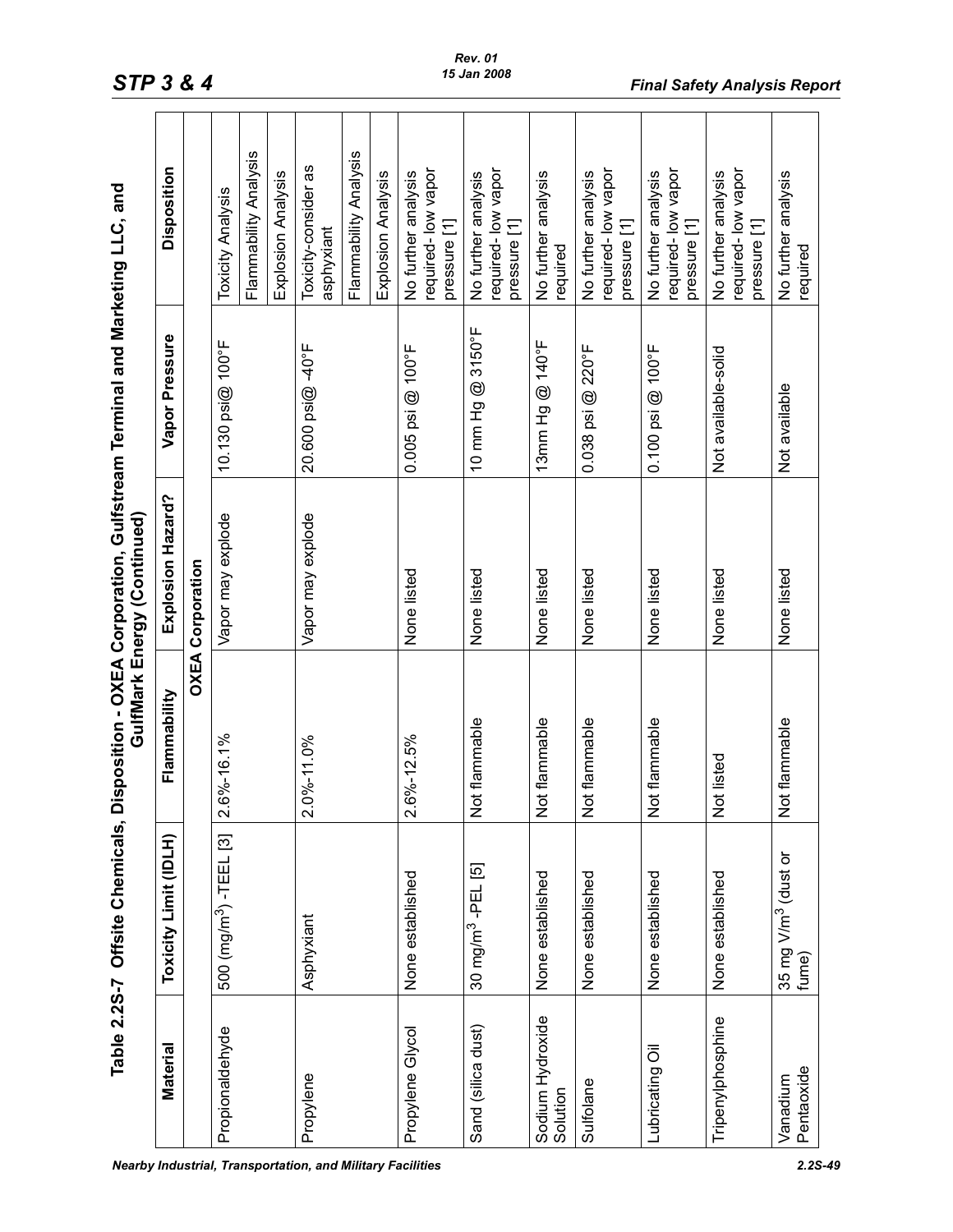## Table 2.2S-7 Offsite Chemicals, Disposition - OXEA Corporation, Gulfstream Terminal and Marketing LLC, and GulfMark Energy (Continued)

| Material | Toxicity Limit (IDLH) | Flammability | Explosion Hazard? | Vapor Pressure | Disposition |
|---|---|---|---|---|---|
| | | OXEA Corporation | | | |
| Propionaldehyde | 500 (mg/m$^3$) -TEEL [3] | 2.6%-16.1% | Vapor may explode | 10.130 psi@ 100°F | Toxicity Analysis |
| | | | | | Flammability Analysis |
| | | | | | Explosion Analysis |
| Propylene | Asphyxiant | 2.0%-11.0% | Vapor may explode | 20.600 psi@ -40°F | Toxicity-consider as asphyxiant |
| | | | | | Flammability Analysis |
| | | | | | Explosion Analysis |
| Propylene Glycol | None established | 2.6%-12.5% | None listed | 0.005 psi @ 100°F | No further analysis required- low vapor pressure [1] |
| Sand (silica dust) | 30 mg/m$^3$ -PEL [5] | Not flammable | None listed | 10 mm Hg @ 3150°F | No further analysis required- low vapor pressure [1] |
| Sodium Hydroxide Solution | None established | Not flammable | None listed | 13mm Hg @ 140°F | No further analysis required |
| Sulfolane | None established | Not flammable | None listed | 0.038 psi @ 220°F | No further analysis required- low vapor pressure [1] |
| Lubricating Oil | None established | Not flammable | None listed | 0.100 psi @ 100°F | No further analysis required- low vapor pressure [1] |
| Tripenylphosphine | None established | Not listed | None listed | Not available-solid | No further analysis required- low vapor pressure [1] |
| Vanadium Pentaoxide | 35 mg V/m$^3$ (dust or fume) | Not flammable | None listed | Not available | No further analysis required |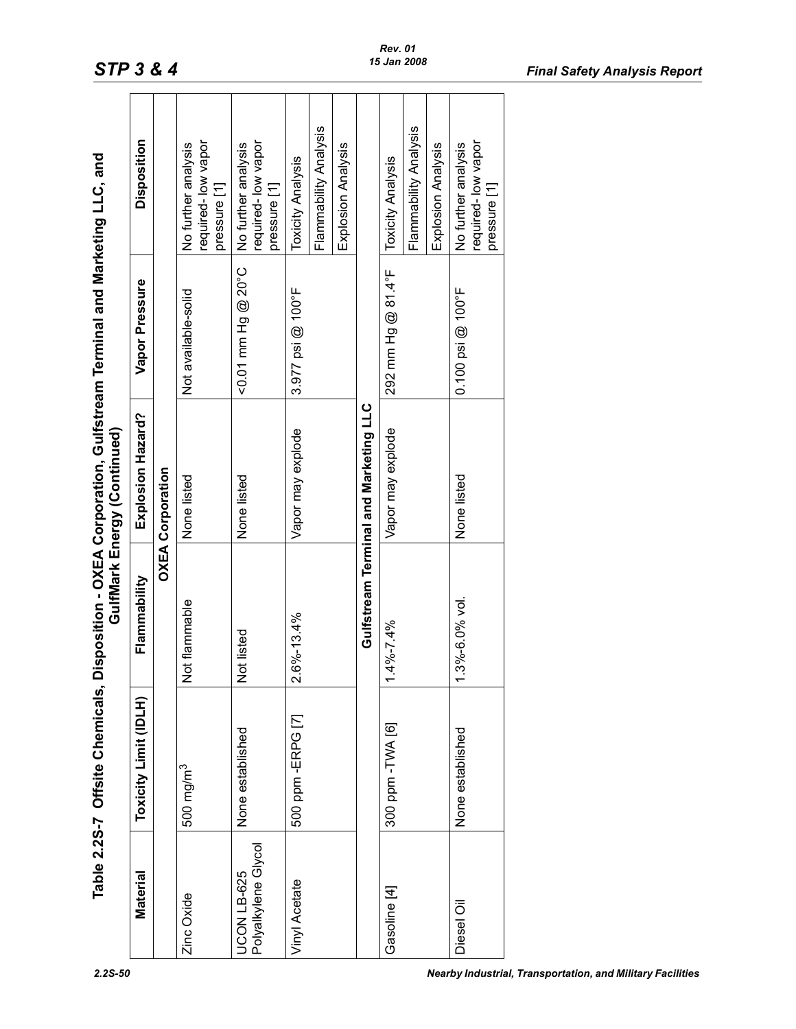## Table 2.2S-7 Offsite Chemicals, Disposition - OXEA Corporation, Gulfstream Terminal and Marketing LLC, and GulfMark Energy (Continued)

| Material | Toxicity Limit (IDLH) | Flammability | Explosion Hazard? | Vapor Pressure | Disposition |
|---|---|---|---|---|---|
| **OXEA Corporation** | | | | | |
| Zinc Oxide | 500 mg/m$^3$ | Not flammable | None listed | Not available-solid | No further analysis required- low vapor pressure [1] |
| UCON LB-625 Polyalkylene Glycol | None established | Not listed | None listed | <0.01 mm Hg @ 20°C | No further analysis required- low vapor pressure [1] |
| Vinyl Acetate | 500 ppm -ERPG [7] | 2.6%-13.4% | Vapor may explode | 3.977 psi @ 100°F | Toxicity Analysis |
| | | | | | Flammability Analysis |
| | | | | | Explosion Analysis |
| **Gulfstream Terminal and Marketing LLC** | | | | | |
| Gasoline [4] | 300 ppm -TWA [6] | 1.4%-7.4% | Vapor may explode | 292 mm Hg @ 81.4°F | Toxicity Analysis |
| | | | | | Flammability Analysis |
| | | | | | Explosion Analysis |
| Diesel Oil | None established | 1.3%-6.0% vol. | None listed | 0.100 psi @ 100°F | No further analysis required- low vapor pressure [1] |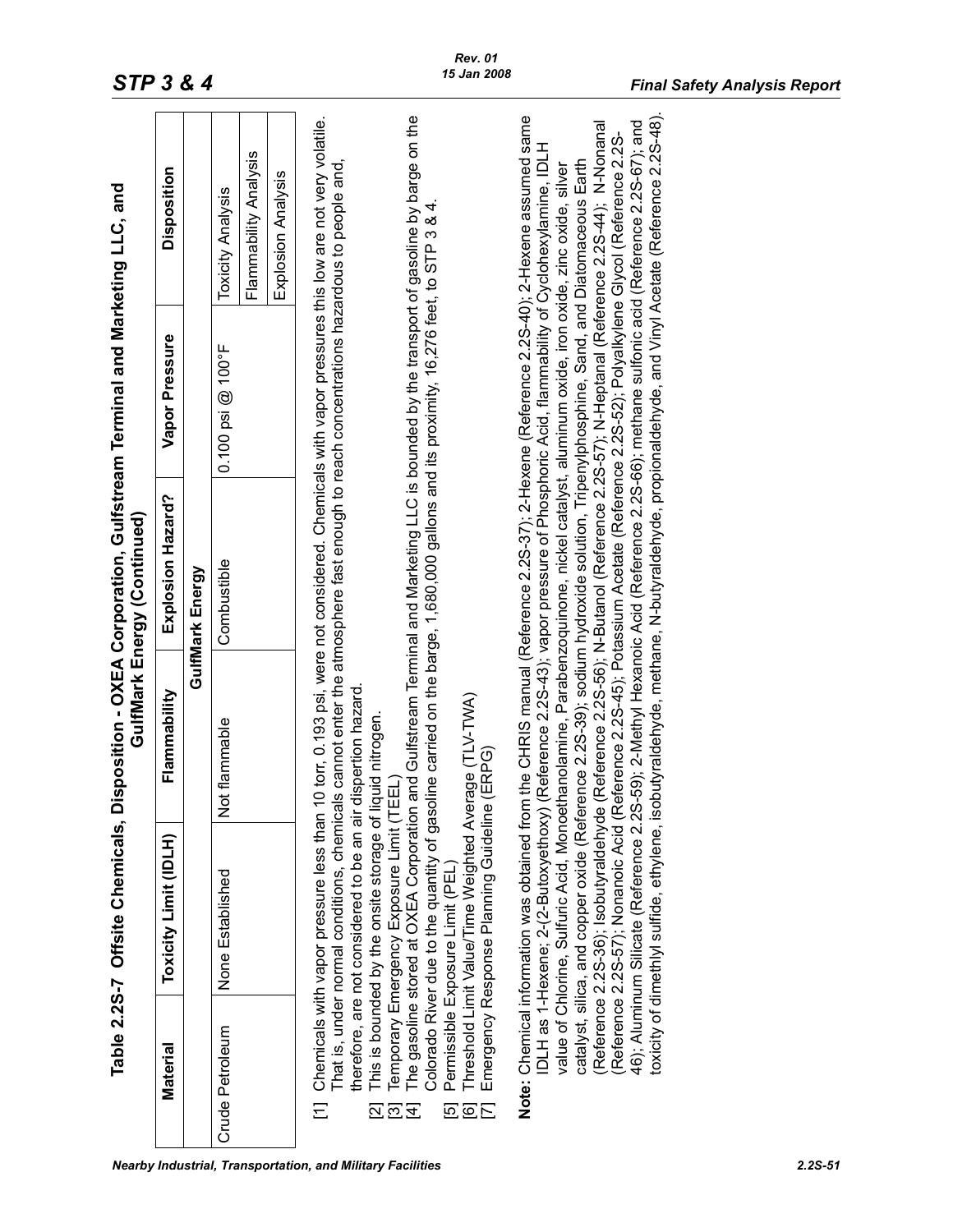## Table 2.2S-7 Offsite Chemicals, Disposition - OXEA Corporation, Gulfstream Terminal and Marketing LLC, and GulfMark Energy (Continued)

| Material | Toxicity Limit (IDLH) | Flammability | Explosion Hazard? | Vapor Pressure | Disposition |
|---|---|---|---|---|---|
| | | GulfMark Energy | | | |
| Crude Petroleum | None Established | Not flammable | Combustible | 0.100 psi @ 100°F | Toxicity Analysis |
| | | | | | Flammability Analysis |
| | | | | | Explosion Analysis |

[1] Chemicals with vapor pressure less than 10 torr, 0.193 psi, were not considered. Chemicals with vapor pressures this low are not very volatile. That is, under normal conditions, chemicals cannot enter the atmosphere fast enough to reach concentrations hazardous to people and, therefore, are not considered to be an air dispertion hazard.

[2] This is bounded by the onsite storage of liquid nitrogen.

[3] Temporary Emergency Exposure Limit (TEEL)

[4] The gasoline stored at OXEA Corporation and Gulfstream Terminal and Marketing LLC is bounded by the transport of gasoline by barge on the Colorado River due to the quantity of gasoline carried on the barge, 1,680,000 gallons and its proximity, 16,276 feet, to STP 3 & 4.

[5] Permissible Exposure Limit (PEL)

[6] Threshold Limit Value/Time Weighted Average (TLV-TWA)

[7] Emergency Response Planning Guideline (ERPG)

**Note:** Chemical information was obtained from the CHRIS manual (Reference 2.2S-37); 2-Hexene (Reference 2.2S-40); 2-Hexene assumed same IDLH as 1-Hexene; 2-(2-Butoxyethoxy) (Reference 2.2S-43); vapor pressure of Phosphoric Acid, flammability of Cyclohexylamine, IDLH value of Chlorine, Sulfuric Acid, Monoethanolamine, Parabenzoquinone, nickel catalyst, aluminum oxide, iron oxide, zinc oxide, silver catalyst, silica, and copper oxide (Reference 2.2S-39); sodium hydroxide solution, Tripenylphosphine, Sand, and Diatomaceous Earth (Reference 2.2S-36); Isobutyraldehyde (Reference 2.2S-56); N-Butanol (Reference 2.2S-57); N-Heptanal (Reference 2.2S-44); N-Nonanal (Reference 2.2S-57); Nonanoic Acid (Reference 2.2S-45); Potassium Acetate (Reference 2.2S-52); Polyalkylene Glycol (Reference 2.2S-46); Aluminum Silicate (Reference 2.2S-59); 2-Methyl Hexanoic Acid (Reference 2.2S-66); methane sulfonic acid (Reference 2.2S-67); and toxicity of dimethlyl sulfide, ethylene, isobutyraldehyde, methane, N-butyraldehyde, propionaldehyde, and Vinyl Acetate (Reference 2.2S-48).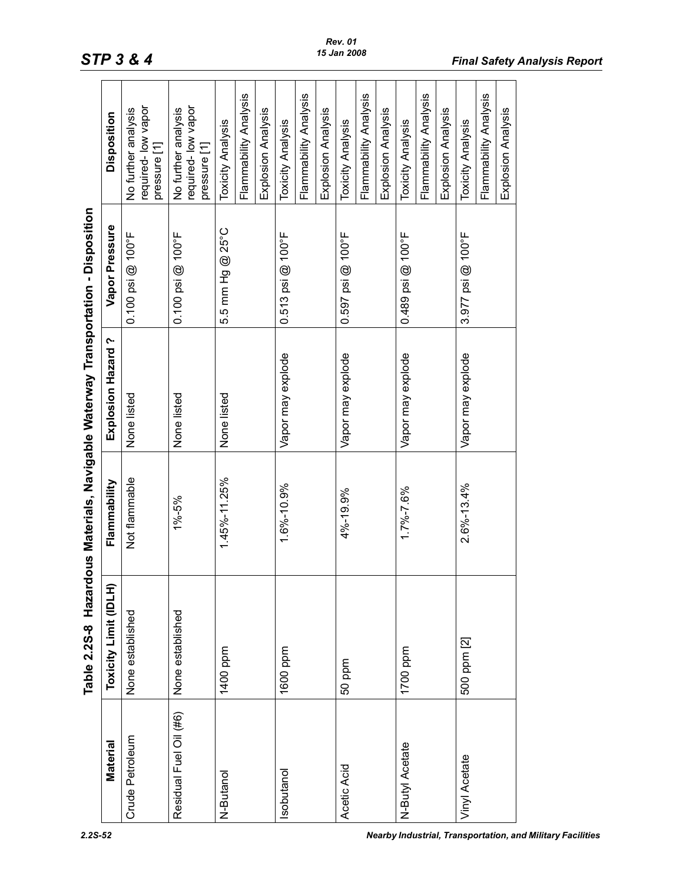## Table 2.2S-8 Hazardous Materials, Navigable Waterway Transportation - Disposition

| Material | Toxicity Limit (IDLH) | Flammability | Explosion Hazard ? | Vapor Pressure | Disposition |
|---|---|---|---|---|---|
| Crude Petroleum | None established | Not flammable | None listed | 0.100 psi @ 100°F | No further analysis required- low vapor pressure [1] |
| Residual Fuel Oil (#6) | None established | 1%-5% | None listed | 0.100 psi @ 100°F | No further analysis required- low vapor pressure [1] |
| N-Butanol | 1400 ppm | 1.45%-11.25% | None listed | 5.5 mm Hg @ 25°C | Toxicity Analysis |
| | | | | | Flammability Analysis |
| | | | | | Explosion Analysis |
| Isobutanol | 1600 ppm | 1.6%-10.9% | Vapor may explode | 0.513 psi @ 100°F | Toxicity Analysis |
| | | | | | Flammability Analysis |
| | | | | | Explosion Analysis |
| Acetic Acid | 50 ppm | 4%-19.9% | Vapor may explode | 0.597 psi @ 100°F | Toxicity Analysis |
| | | | | | Flammability Analysis |
| | | | | | Explosion Analysis |
| N-Butyl Acetate | 1700 ppm | 1.7%-7.6% | Vapor may explode | 0.489 psi @ 100°F | Toxicity Analysis |
| | | | | | Flammability Analysis |
| | | | | | Explosion Analysis |
| Vinyl Acetate | 500 ppm [2] | 2.6%-13.4% | Vapor may explode | 3.977 psi @ 100°F | Toxicity Analysis |
| | | | | | Flammability Analysis |
| | | | | | Explosion Analysis |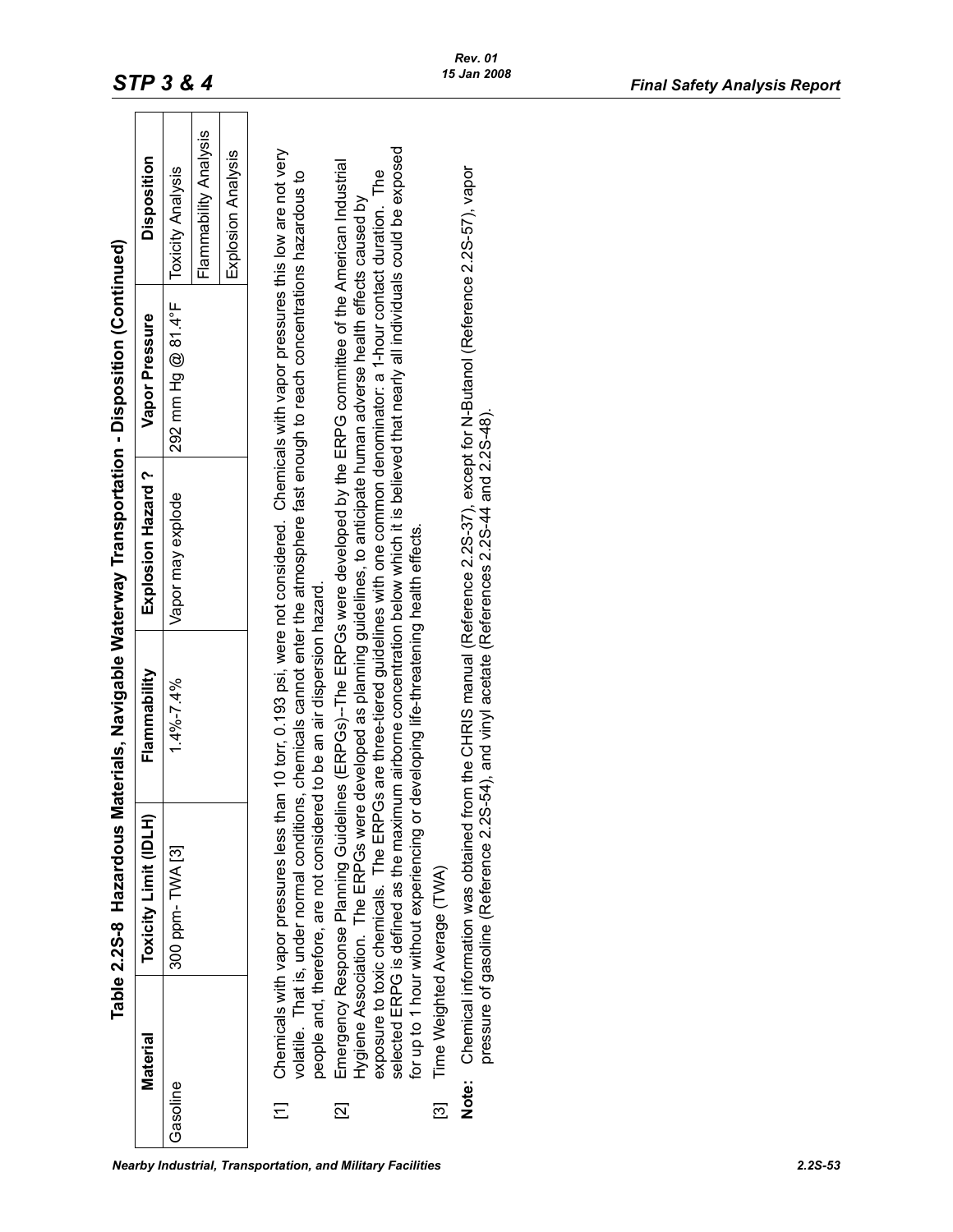**Table 2.2S-8 Hazardous Materials, Navigable Waterway Transportation - Disposition (Continued)**

| Material | Toxicity Limit (IDLH) | Flammability | Explosion Hazard ? | Vapor Pressure | Disposition |
|---|---|---|---|---|---|
| Gasoline | 300 ppm- TWA [3] | 1.4%-7.4% | Vapor may explode | 292 mm Hg @ 81.4°F | Toxicity Analysis |
| | | | | | Flammability Analysis |
| | | | | | Explosion Analysis |

[1] Chemicals with vapor pressures less than 10 torr, 0.193 psi, were not considered. Chemicals with vapor pressures this low are not very volatile. That is, under normal conditions, chemicals cannot enter the atmosphere fast enough to reach concentrations hazardous to people and, therefore, are not considered to be an air dispersion hazard.

[2] Emergency Response Planning Guidelines (ERPGs)--The ERPGs were developed by the ERPG committee of the American Industrial Hygiene Association. The ERPGs were developed as planning guidelines, to anticipate human adverse health effects caused by exposure to toxic chemicals. The ERPGs are three-tiered guidelines with one common denominator: a 1-hour contact duration. The selected ERPG is defined as the maximum airborne concentration below which it is believed that nearly all individuals could be exposed for up to 1 hour without experiencing or developing life-threatening health effects.

[3] Time Weighted Average (TWA)

**Note:** Chemical information was obtained from the CHRIS manual (Reference 2.2S-37), except for N-Butanol (Reference 2.2S-57), vapor pressure of gasoline (Reference 2.2S-54), and vinyl acetate (References 2.2S-44 and 2.2S-48).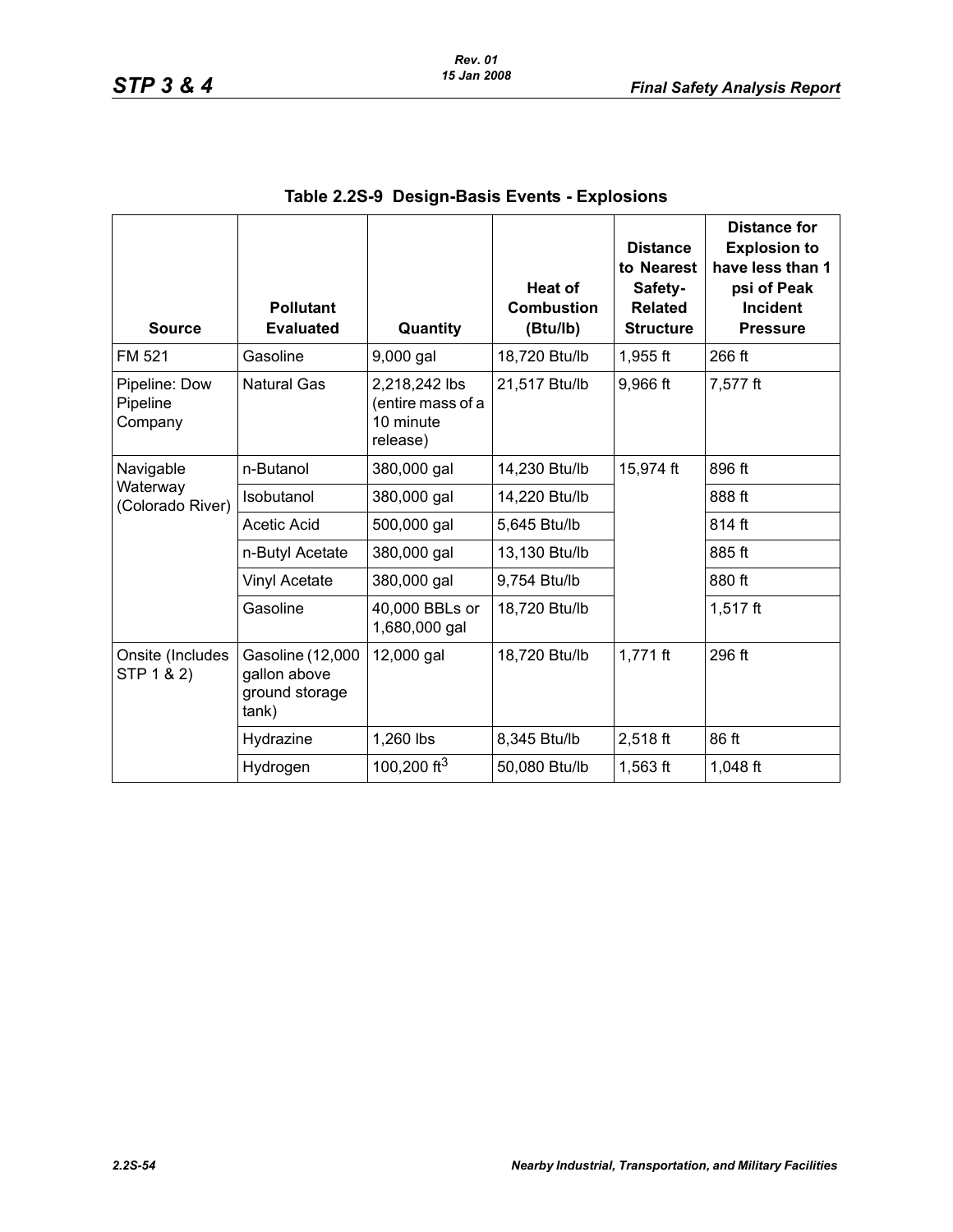## Table 2.2S-9 Design-Basis Events - Explosions

| Source | Pollutant Evaluated | Quantity | Heat of Combustion (Btu/lb) | Distance to Nearest Safety-Related Structure | Distance for Explosion to have less than 1 psi of Peak Incident Pressure |
|---|---|---|---|---|---|
| FM 521 | Gasoline | 9,000 gal | 18,720 Btu/lb | 1,955 ft | 266 ft |
| Pipeline: Dow Pipeline Company | Natural Gas | 2,218,242 lbs (entire mass of a 10 minute release) | 21,517 Btu/lb | 9,966 ft | 7,577 ft |
| Navigable Waterway (Colorado River) | n-Butanol | 380,000 gal | 14,230 Btu/lb | 15,974 ft | 896 ft |
| | Isobutanol | 380,000 gal | 14,220 Btu/lb | | 888 ft |
| | Acetic Acid | 500,000 gal | 5,645 Btu/lb | | 814 ft |
| | n-Butyl Acetate | 380,000 gal | 13,130 Btu/lb | | 885 ft |
| | Vinyl Acetate | 380,000 gal | 9,754 Btu/lb | | 880 ft |
| | Gasoline | 40,000 BBLs or 1,680,000 gal | 18,720 Btu/lb | | 1,517 ft |
| Onsite (Includes STP 1 & 2) | Gasoline (12,000 gallon above ground storage tank) | 12,000 gal | 18,720 Btu/lb | 1,771 ft | 296 ft |
| | Hydrazine | 1,260 lbs | 8,345 Btu/lb | 2,518 ft | 86 ft |
| | Hydrogen | 100,200 $ft^3$ | 50,080 Btu/lb | 1,563 ft | 1,048 ft |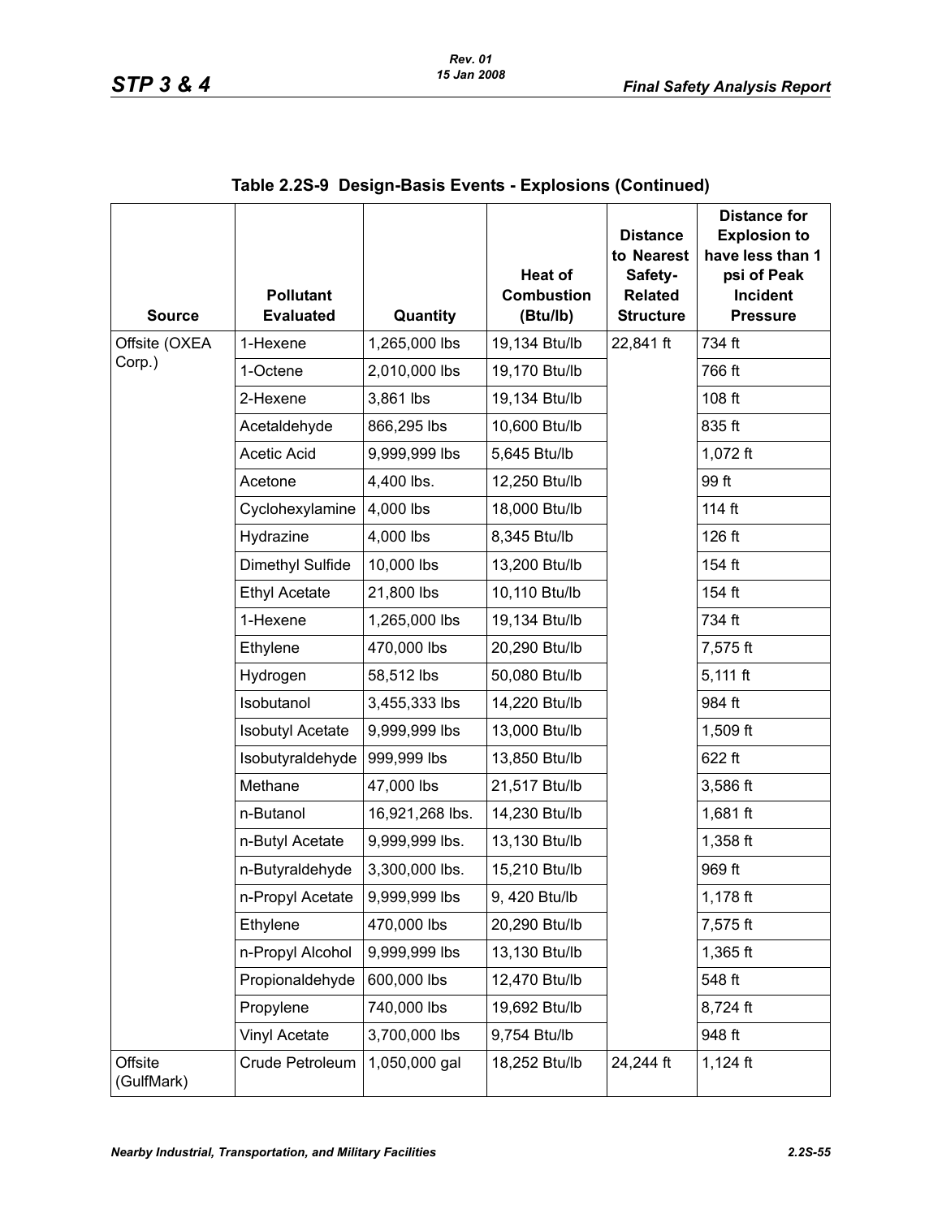**Table 2.2S-9 Design-Basis Events - Explosions (Continued)**

| Source | Pollutant Evaluated | Quantity | Heat of Combustion (Btu/lb) | Distance to Nearest Safety-Related Structure | Distance for Explosion to have less than 1 psi of Peak Incident Pressure |
|---|---|---|---|---|---|
| Offsite (OXEA Corp.) | 1-Hexene | 1,265,000 lbs | 19,134 Btu/lb | 22,841 ft | 734 ft |
| | 1-Octene | 2,010,000 lbs | 19,170 Btu/lb | | 766 ft |
| | 2-Hexene | 3,861 lbs | 19,134 Btu/lb | | 108 ft |
| | Acetaldehyde | 866,295 lbs | 10,600 Btu/lb | | 835 ft |
| | Acetic Acid | 9,999,999 lbs | 5,645 Btu/lb | | 1,072 ft |
| | Acetone | 4,400 lbs. | 12,250 Btu/lb | | 99 ft |
| | Cyclohexylamine | 4,000 lbs | 18,000 Btu/lb | | 114 ft |
| | Hydrazine | 4,000 lbs | 8,345 Btu/lb | | 126 ft |
| | Dimethyl Sulfide | 10,000 lbs | 13,200 Btu/lb | | 154 ft |
| | Ethyl Acetate | 21,800 lbs | 10,110 Btu/lb | | 154 ft |
| | 1-Hexene | 1,265,000 lbs | 19,134 Btu/lb | | 734 ft |
| | Ethylene | 470,000 lbs | 20,290 Btu/lb | | 7,575 ft |
| | Hydrogen | 58,512 lbs | 50,080 Btu/lb | | 5,111 ft |
| | Isobutanol | 3,455,333 lbs | 14,220 Btu/lb | | 984 ft |
| | Isobutyl Acetate | 9,999,999 lbs | 13,000 Btu/lb | | 1,509 ft |
| | Isobutyraldehyde | 999,999 lbs | 13,850 Btu/lb | | 622 ft |
| | Methane | 47,000 lbs | 21,517 Btu/lb | | 3,586 ft |
| | n-Butanol | 16,921,268 lbs. | 14,230 Btu/lb | | 1,681 ft |
| | n-Butyl Acetate | 9,999,999 lbs. | 13,130 Btu/lb | | 1,358 ft |
| | n-Butyraldehyde | 3,300,000 lbs. | 15,210 Btu/lb | | 969 ft |
| | n-Propyl Acetate | 9,999,999 lbs | 9, 420 Btu/lb | | 1,178 ft |
| | Ethylene | 470,000 lbs | 20,290 Btu/lb | | 7,575 ft |
| | n-Propyl Alcohol | 9,999,999 lbs | 13,130 Btu/lb | | 1,365 ft |
| | Propionaldehyde | 600,000 lbs | 12,470 Btu/lb | | 548 ft |
| | Propylene | 740,000 lbs | 19,692 Btu/lb | | 8,724 ft |
| | Vinyl Acetate | 3,700,000 lbs | 9,754 Btu/lb | | 948 ft |
| Offsite (GulfMark) | Crude Petroleum | 1,050,000 gal | 18,252 Btu/lb | 24,244 ft | 1,124 ft |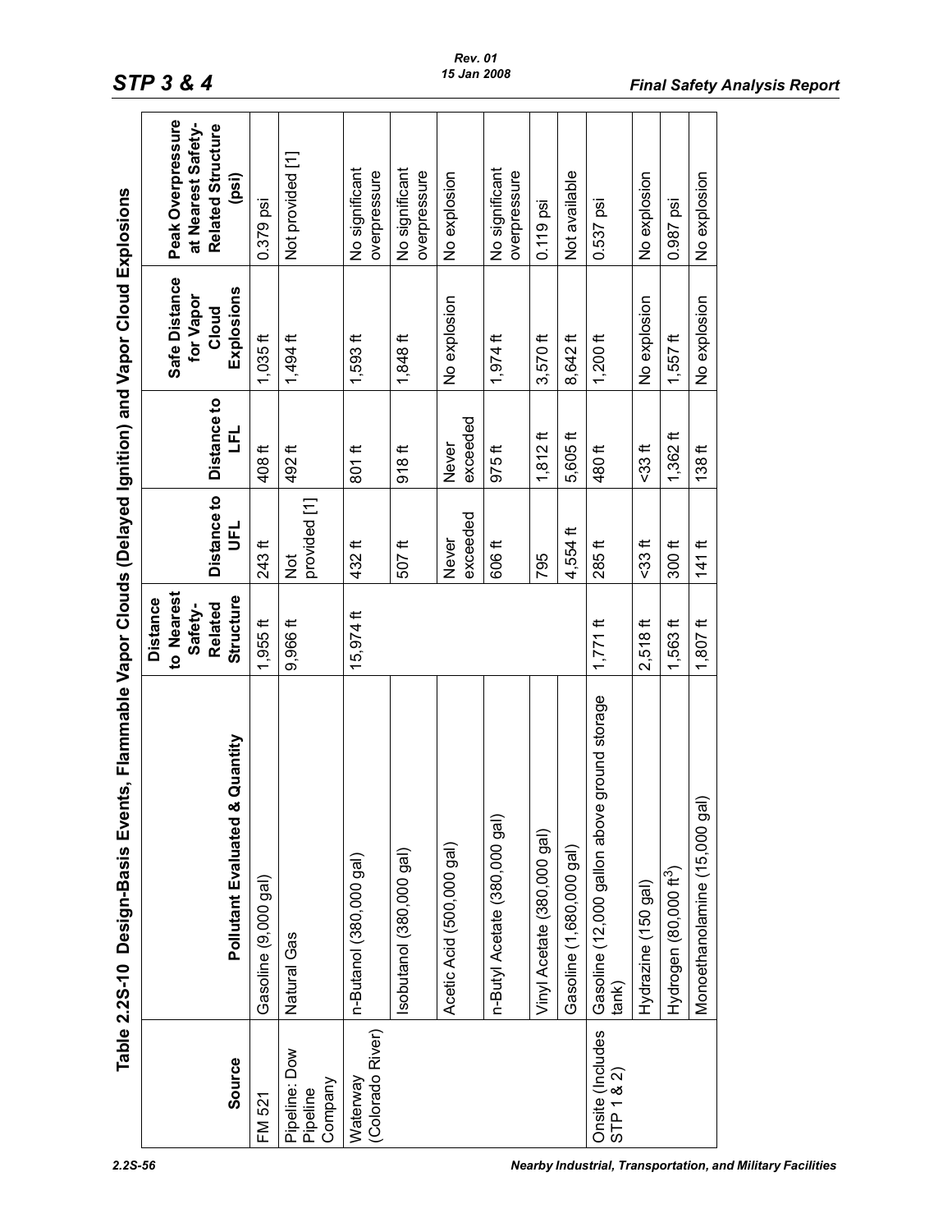## Table 2.2S-10 Design-Basis Events, Flammable Vapor Clouds (Delayed Ignition) and Vapor Cloud Explosions

| Source | Pollutant Evaluated & Quantity | Distance to Nearest Safety-Related Structure | Distance to UFL | Distance to LFL | Safe Distance for Vapor Cloud Explosions | Peak Overpressure at Nearest Safety-Related Structure (psi) |
|---|---|---|---|---|---|---|
| FM 521 | Gasoline (9,000 gal) | 1,955 ft | 243 ft | 408 ft | 1,035 ft | 0.379 psi |
| Pipeline: Dow Pipeline Company | Natural Gas | 9,966 ft | Not provided [1] | 492 ft | 1,494 ft | Not provided [1] |
| Waterway (Colorado River) | n-Butanol (380,000 gal) | 15,974 ft | 432 ft | 801 ft | 1,593 ft | No significant overpressure |
| | Isobutanol (380,000 gal) | | 507 ft | 918 ft | 1,848 ft | No significant overpressure |
| | Acetic Acid (500,000 gal) | | Never exceeded | Never exceeded | No explosion | No explosion |
| | n-Butyl Acetate (380,000 gal) | | 606 ft | 975 ft | 1,974 ft | No significant overpressure |
| | Vinyl Acetate (380,000 gal) | | 795 | 1,812 ft | 3,570 ft | 0.119 psi |
| | Gasoline (1,680,000 gal) | | 4,554 ft | 5,605 ft | 8,642 ft | Not available |
| Onsite (Includes STP 1 & 2) | Gasoline (12,000 gallon above ground storage tank) | 1,771 ft | 285 ft | 480 ft | 1,200 ft | 0.537 psi |
| | Hydrazine (150 gal) | 2,518 ft | <33 ft | <33 ft | No explosion | No explosion |
| | Hydrogen (80,000 $ft^3$) | 1,563 ft | 300 ft | 1,362 ft | 1,557 ft | 0.987 psi |
| | Monoethanolamine (15,000 gal) | 1,807 ft | 141 ft | 138 ft | No explosion | No explosion |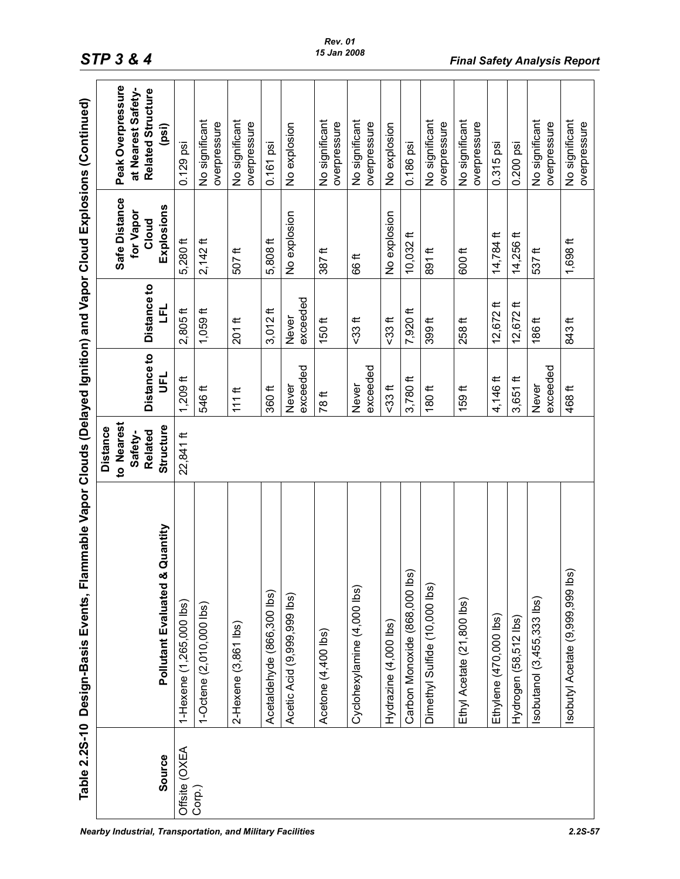## Table 2.2S-10 Design-Basis Events, Flammable Vapor Clouds (Delayed Ignition) and Vapor Cloud Explosions (Continued)

| Source | Pollutant Evaluated & Quantity | Distance to Nearest Safety-Related Structure | Distance to UFL | Distance to LFL | Safe Distance for Vapor Cloud Explosions | Peak Overpressure at Nearest Safety-Related Structure (psi) |
|---|---|---|---|---|---|---|
| Offsite (OXEA Corp.) | 1-Hexene (1,265,000 lbs) | 22,841 ft | 1,209 ft | 2,805 ft | 5,280 ft | 0.129 psi |
| | 1-Octene (2,010,000 lbs) | | 546 ft | 1,059 ft | 2,142 ft | No significant overpressure |
| | 2-Hexene (3,861 lbs) | | 111 ft | 201 ft | 507 ft | No significant overpressure |
| | Acetaldehyde (866,300 lbs) | | 360 ft | 3,012 ft | 5,808 ft | 0.161 psi |
| | Acetic Acid (9,999,999 lbs) | | Never exceeded | Never exceeded | No explosion | No explosion |
| | Acetone (4,400 lbs) | | 78 ft | 150 ft | 387 ft | No significant overpressure |
| | Cyclohexylamine (4,000 lbs) | | Never exceeded | <33 ft | 66 ft | No significant overpressure |
| | Hydrazine (4,000 lbs) | | <33 ft | <33 ft | No explosion | No explosion |
| | Carbon Monoxide (868,000 lbs) | | 3,780 ft | 7,920 ft | 10,032 ft | 0.186 psi |
| | Dimethyl Sulfide (10,000 lbs) | | 180 ft | 399 ft | 891 ft | No significant overpressure |
| | Ethyl Acetate (21,800 lbs) | | 159 ft | 258 ft | 600 ft | No significant overpressure |
| | Ethylene (470,000 lbs) | | 4,146 ft | 12,672 ft | 14,784 ft | 0.315 psi |
| | Hydrogen (58,512 lbs) | | 3,651 ft | 12,672 ft | 14,256 ft | 0.200 psi |
| | Isobutanol (3,455,333 lbs) | | Never exceeded | 186 ft | 537 ft | No significant overpressure |
| | Isobutyl Acetate (9,999,999 lbs) | | 468 ft | 843 ft | 1,698 ft | No significant overpressure |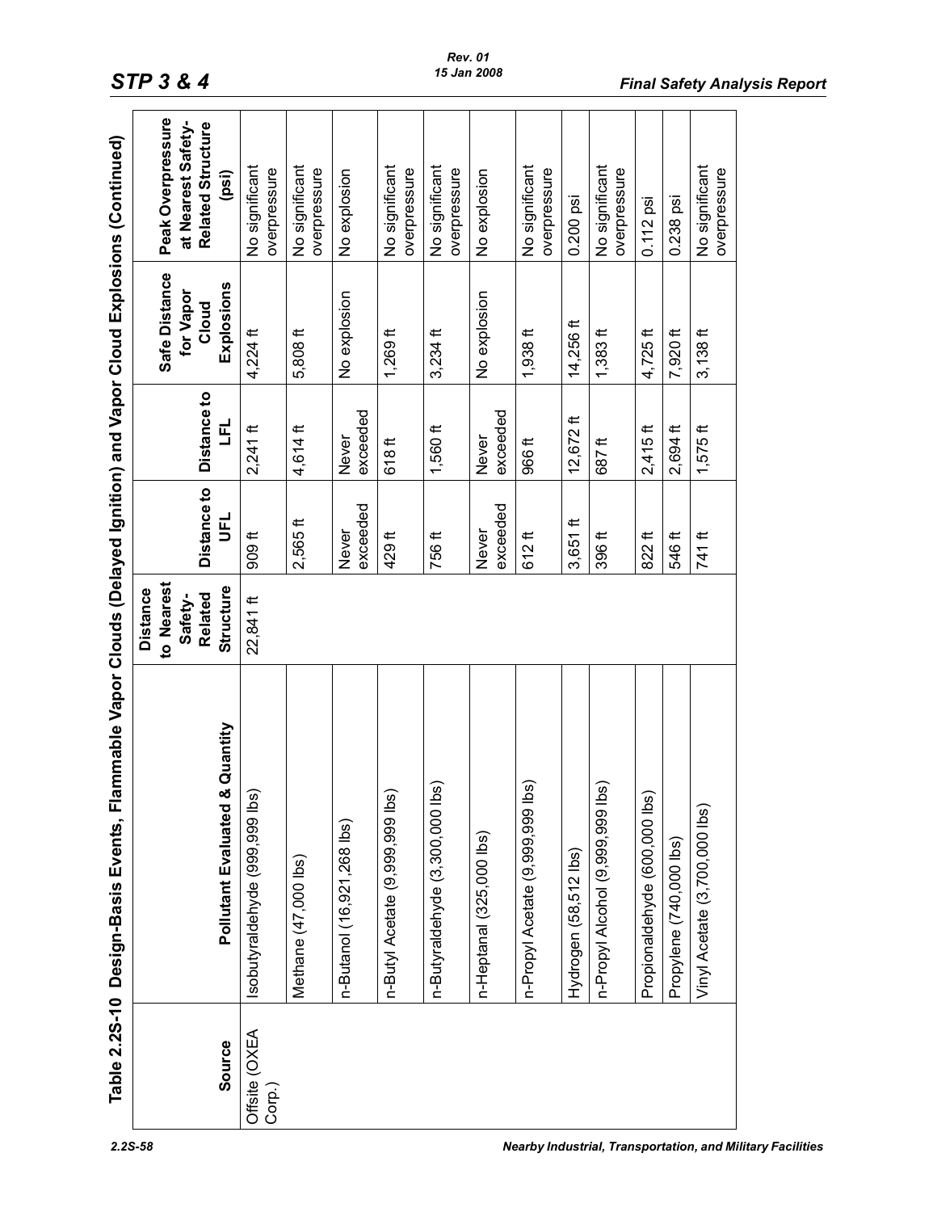## Table 2.2S-10 Design-Basis Events, Flammable Vapor Clouds (Delayed Ignition) and Vapor Cloud Explosions (Continued)

| Source | Pollutant Evaluated & Quantity | Distance to Nearest Safety-Related Structure | Distance to UFL | Distance to LFL | Safe Distance for Vapor Cloud Explosions | Peak Overpressure at Nearest Safety-Related Structure (psi) |
|---|---|---|---|---|---|---|
| Offsite (OXEA Corp.) | Isobutyraldehyde (999,999 lbs) | 22,841 ft | 909 ft | 2,241 ft | 4,224 ft | No significant overpressure |
| | Methane (47,000 lbs) | | 2,565 ft | 4,614 ft | 5,808 ft | No significant overpressure |
| | n-Butanol (16,921,268 lbs) | | Never exceeded | Never exceeded | No explosion | No explosion |
| | n-Butyl Acetate (9,999,999 lbs) | | 429 ft | 618 ft | 1,269 ft | No significant overpressure |
| | n-Butyraldehyde (3,300,000 lbs) | | 756 ft | 1,560 ft | 3,234 ft | No significant overpressure |
| | n-Heptanal (325,000 lbs) | | Never exceeded | Never exceeded | No explosion | No explosion |
| | n-Propyl Acetate (9,999,999 lbs) | | 612 ft | 966 ft | 1,938 ft | No significant overpressure |
| | Hydrogen (58,512 lbs) | | 3,651 ft | 12,672 ft | 14,256 ft | 0.200 psi |
| | n-Propyl Alcohol (9,999,999 lbs) | | 396 ft | 687 ft | 1,383 ft | No significant overpressure |
| | Propionaldehyde (600,000 lbs) | | 822 ft | 2,415 ft | 4,725 ft | 0.112 psi |
| | Propylene (740,000 lbs) | | 546 ft | 2,694 ft | 7,920 ft | 0.238 psi |
| | Vinyl Acetate (3,700,000 lbs) | | 741 ft | 1,575 ft | 3,138 ft | No significant overpressure |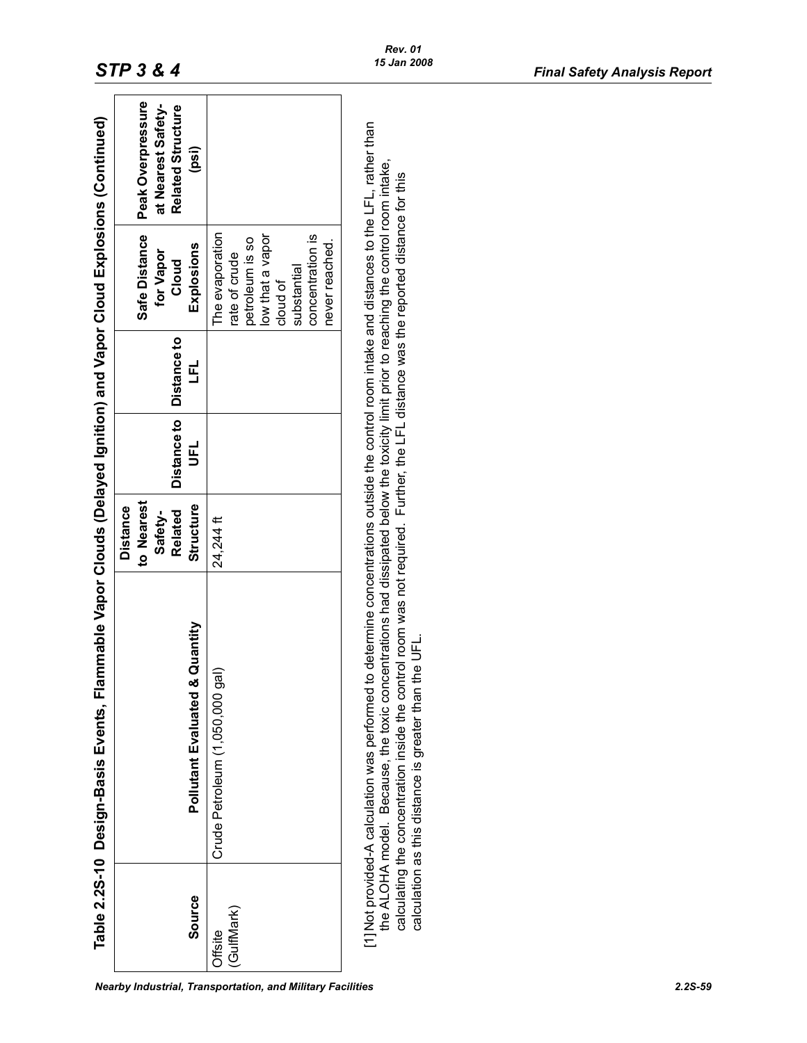**Table 2.2S-10 Design-Basis Events, Flammable Vapor Clouds (Delayed Ignition) and Vapor Cloud Explosions (Continued)**

| Source | Pollutant Evaluated & Quantity | Distance to Nearest Safety-Related Structure | Distance to UFL | Distance to LFL | Safe Distance for Vapor Cloud Explosions | Peak Overpressure at Nearest Safety-Related Structure (psi) |
|---|---|---|---|---|---|---|
| Offsite (GulfMark) | Crude Petroleum (1,050,000 gal) | 24,244 ft | | | The evaporation rate of crude petroleum is so low that a vapor cloud of substantial concentration is never reached. | |

[1] Not provided-A calculation was performed to determine concentrations outside the control room intake and distances to the LFL, rather than the ALOHA model. Because, the toxic concentrations had dissipated below the toxicity limit prior to reaching the control room intake, calculating the concentration inside the control room was not required. Further, the LFL distance was the reported distance for this calculation as this distance is greater than the UFL.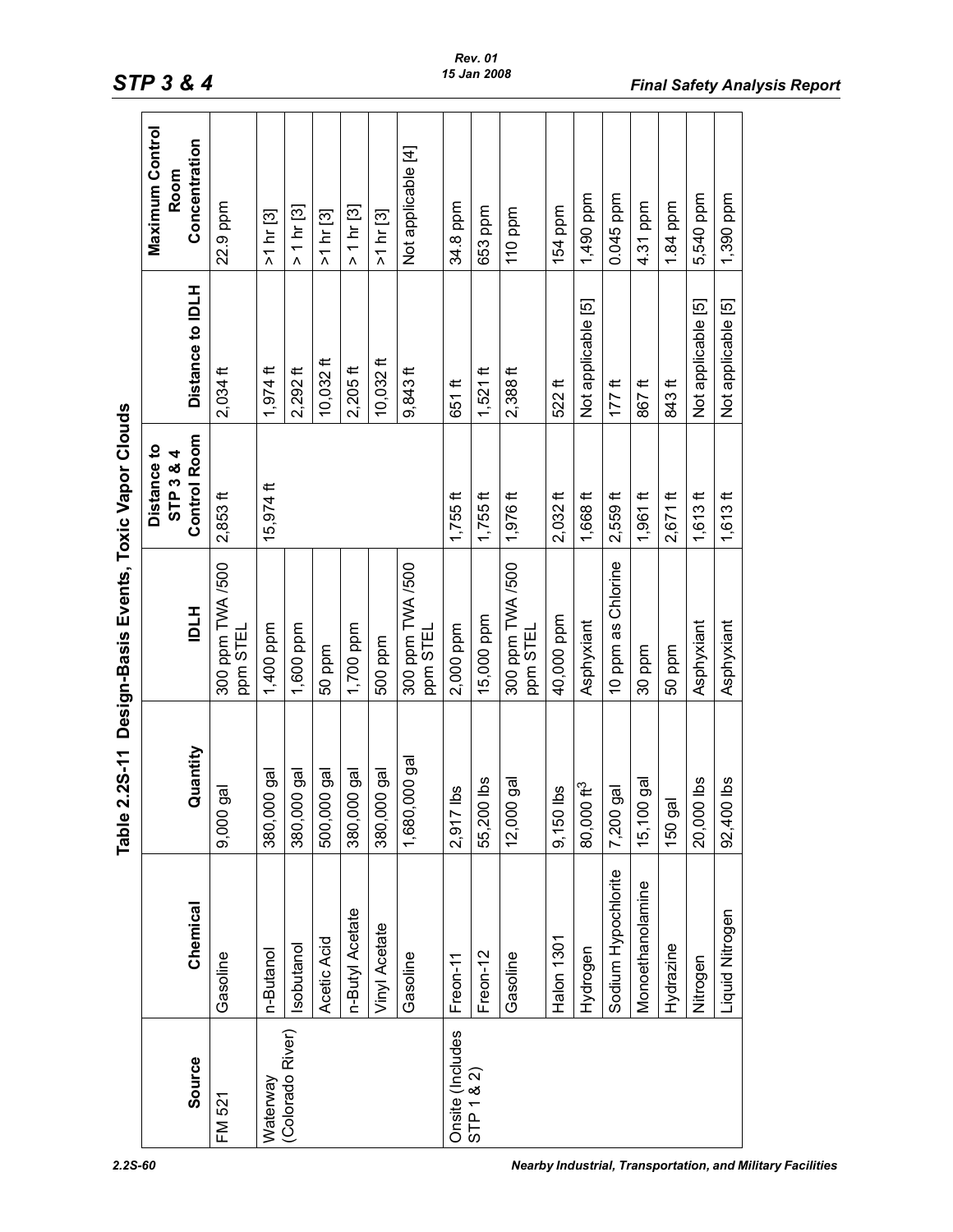## Table 2.2S-11 Design-Basis Events, Toxic Vapor Clouds

| Source | Chemical | Quantity | IDLH | Distance to STP 3 & 4 Control Room | Distance to IDLH | Maximum Control Room Concentration |
|---|---|---|---|---|---|---|
| FM 521 | Gasoline | 9,000 gal | 300 ppm TWA /500 ppm STEL | 2,853 ft | 2,034 ft | 22.9 ppm |
| Waterway (Colorado River) | n-Butanol | 380,000 gal | 1,400 ppm | 15,974 ft | 1,974 ft | >1 hr [3] |
| | Isobutanol | 380,000 gal | 1,600 ppm | | 2,292 ft | > 1 hr [3] |
| | Acetic Acid | 500,000 gal | 50 ppm | | 10,032 ft | >1 hr [3] |
| | n-Butyl Acetate | 380,000 gal | 1,700 ppm | | 2,205 ft | > 1 hr [3] |
| | Vinyl Acetate | 380,000 gal | 500 ppm | | 10,032 ft | >1 hr [3] |
| | Gasoline | 1,680,000 gal | 300 ppm TWA /500 ppm STEL | | 9,843 ft | Not applicable [4] |
| Onsite (Includes STP 1 & 2) | Freon-11 | 2,917 lbs | 2,000 ppm | 1,755 ft | 651 ft | 34.8 ppm |
| | Freon-12 | 55,200 lbs | 15,000 ppm | 1,755 ft | 1,521 ft | 653 ppm |
| | Gasoline | 12,000 gal | 300 ppm TWA /500 ppm STEL | 1,976 ft | 2,388 ft | 110 ppm |
| | Halon 1301 | 9,150 lbs | 40,000 ppm | 2,032 ft | 522 ft | 154 ppm |
| | Hydrogen | 80,000 ft$^3$ | Asphyxiant | 1,668 ft | Not applicable [5] | 1,490 ppm |
| | Sodium Hypochlorite | 7,200 gal | 10 ppm as Chlorine | 2,559 ft | 177 ft | 0.045 ppm |
| | Monoethanolamine | 15,100 gal | 30 ppm | 1,961 ft | 867 ft | 4.31 ppm |
| | Hydrazine | 150 gal | 50 ppm | 2,671 ft | 843 ft | 1.84 ppm |
| | Nitrogen | 20,000 lbs | Asphyxiant | 1,613 ft | Not applicable [5] | 5,540 ppm |
| | Liquid Nitrogen | 92,400 lbs | Asphyxiant | 1,613 ft | Not applicable [5] | 1,390 ppm |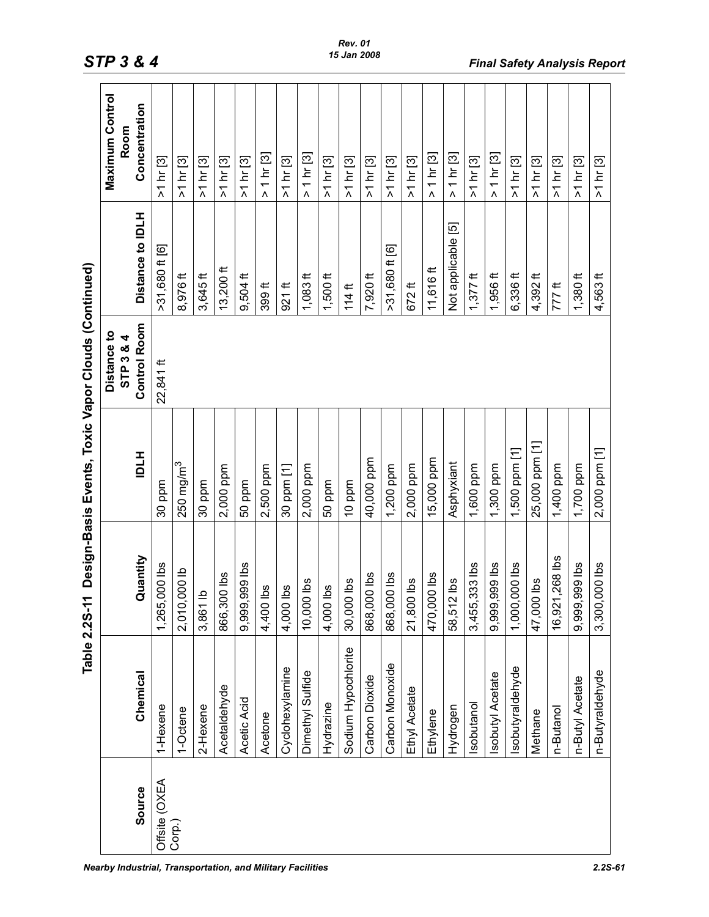## Table 2.2S-11 Design-Basis Events, Toxic Vapor Clouds (Continued)

| Source | Chemical | Quantity | IDLH | Distance to STP 3 & 4 Control Room | Distance to IDLH | Maximum Control Room Concentration |
|---|---|---|---|---|---|---|
| Offsite (OXEA Corp.) | 1-Hexene | 1,265,000 lbs | 30 ppm | 22,841 ft | >31,680 ft [6] | >1 hr [3] |
| | 1-Octene | 2,010,000 lb | 250 mg/m$^3$ | | 8,976 ft | >1 hr [3] |
| | 2-Hexene | 3,861 lb | 30 ppm | | 3,645 ft | >1 hr [3] |
| | Acetaldehyde | 866,300 lbs | 2,000 ppm | | 13,200 ft | >1 hr [3] |
| | Acetic Acid | 9,999,999 lbs | 50 ppm | | 9,504 ft | >1 hr [3] |
| | Acetone | 4,400 lbs | 2,500 ppm | | 399 ft | > 1 hr [3] |
| | Cyclohexylamine | 4,000 lbs | 30 ppm [1] | | 921 ft | >1 hr [3] |
| | Dimethyl Sulfide | 10,000 lbs | 2,000 ppm | | 1,083 ft | > 1 hr [3] |
| | Hydrazine | 4,000 lbs | 50 ppm | | 1,500 ft | >1 hr [3] |
| | Sodium Hypochlorite | 30,000 lbs | 10 ppm | | 114 ft | >1 hr [3] |
| | Carbon Dioxide | 868,000 lbs | 40,000 ppm | | 7,920 ft | >1 hr [3] |
| | Carbon Monoxide | 868,000 lbs | 1,200 ppm | | >31,680 ft [6] | >1 hr [3] |
| | Ethyl Acetate | 21,800 lbs | 2,000 ppm | | 672 ft | >1 hr [3] |
| | Ethylene | 470,000 lbs | 15,000 ppm | | 11,616 ft | > 1 hr [3] |
| | Hydrogen | 58,512 lbs | Asphyxiant | | Not applicable [5] | > 1 hr [3] |
| | Isobutanol | 3,455,333 lbs | 1,600 ppm | | 1,377 ft | >1 hr [3] |
| | Isobutyl Acetate | 9,999,999 lbs | 1,300 ppm | | 1,956 ft | > 1 hr [3] |
| | Isobutyraldehyde | 1,000,000 lbs | 1,500 ppm [1] | | 6,336 ft | >1 hr [3] |
| | Methane | 47,000 lbs | 25,000 ppm [1] | | 4,392 ft | >1 hr [3] |
| | n-Butanol | 16,921,268 lbs | 1,400 ppm | | 777 ft | >1 hr [3] |
| | n-Butyl Acetate | 9,999,999 lbs | 1,700 ppm | | 1,380 ft | >1 hr [3] |
| | n-Butyraldehyde | 3,300,000 lbs | 2,000 ppm [1] | | 4,563 ft | >1 hr [3] |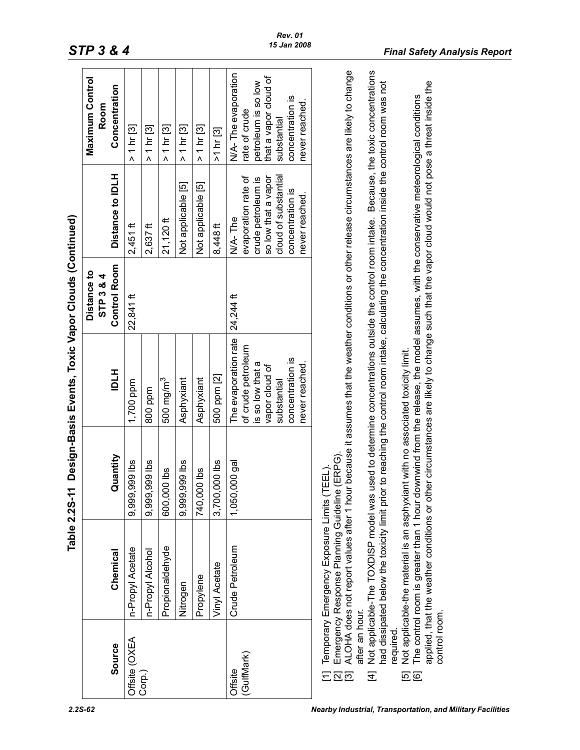## Table 2.2S-11 Design-Basis Events, Toxic Vapor Clouds (Continued)

| Source | Chemical | Quantity | IDLH | Distance to STP 3 & 4 Control Room | Distance to IDLH | Maximum Control Room Concentration |
|---|---|---|---|---|---|---|
| Offsite (OXEA Corp.) | n-Propyl Acetate | 9,999,999 lbs | 1,700 ppm | 22,841 ft | 2,451 ft | > 1 hr [3] |
| | n-Propyl Alcohol | 9,999,999 lbs | 800 ppm | | 2,637 ft | > 1 hr [3] |
| | Propionaldehyde | 600,000 lbs | 500 mg/m$^3$ | | 21,120 ft | > 1 hr [3] |
| | Nitrogen | 9,999,999 lbs | Asphyxiant | | Not applicable [5] | > 1 hr [3] |
| | Propylene | 740,000 lbs | Asphyxiant | | Not applicable [5] | > 1 hr [3] |
| | Vinyl Acetate | 3,700,000 lbs | 500 ppm [2] | | 8,448 ft | >1 hr [3] |
| Offsite (GulfMark) | Crude Petroleum | 1,050,000 gal | The evaporation rate of crude petroleum is so low that a vapor cloud of substantial concentration is never reached. | 24,244 ft | N/A- The evaporation rate of crude petroleum is so low that a vapor cloud of substantial concentration is never reached. | N/A- The evaporation rate of crude petroleum is so low that a vapor cloud of substantial concentration is never reached. |

[1] Temporary Emergency Exposure Limits (TEEL).

[2] Emergency Response Planning Guideline (ERPG).

[3] ALOHA does not report values after 1 hour because it assumes that the weather conditions or other release circumstances are likely to change after an hour.

[4] Not applicable-The TOXDISP model was used to determine concentrations outside the control room intake. Because, the toxic concentrations had dissipated below the toxicity limit prior to reaching the control room intake, calculating the concentration inside the control room was not required.

[5] Not applicable-the material is an asphyxiant with no associated toxicity limit.

[6] The control room is greater than 1 hour downwind from the release, the model assumes, with the conservative meteorological conditions applied, that the weather conditions or other circumstances are likely to change such that the vapor cloud would not pose a threat inside the control room.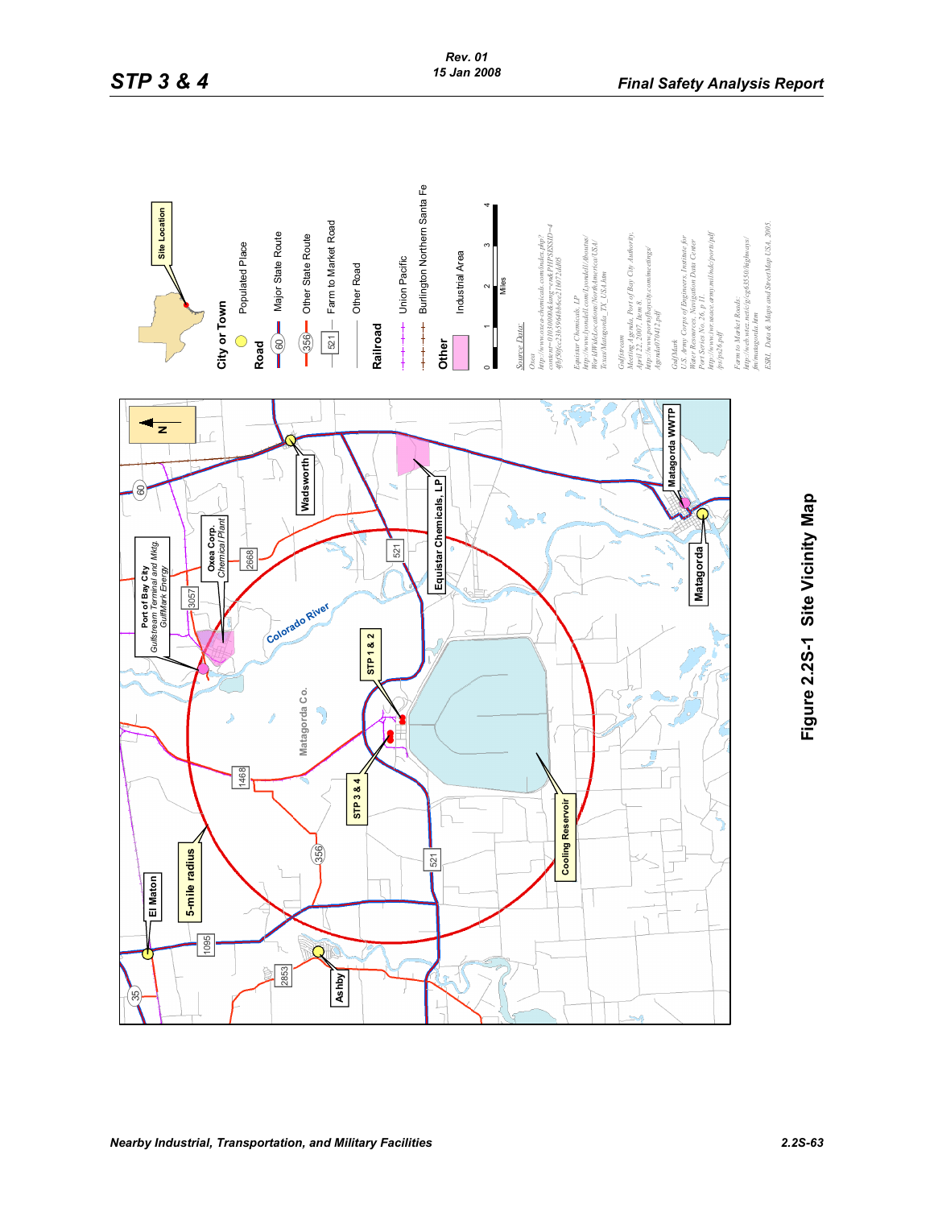Site Location

City or Town

Populated Place

Road

60 Major State Route

356 Other State Route

521 Farm to Market Road

Other Road

Railroad

Union Pacific

Burlington Northern Santa Fe

Other

Industrial Area

0 1 2 3 4 Miles

Source Data:

Oxea http://www.oxea-chemicals.com/index.php?content_id=0103000&lang=en&PHPSESSID=4ff6f59fcc2365964bb6ce216072dd05

Equistar Chemicals, LP http://www.lyondell.com/Lyondell/Aboutus/WorldWideLocations/NorthAmerica/USA/Texas/Matagorda_TX_USA.htm

Gulfstream Meeting Agenda, Port of Bay City Authority, April 22, 2007, Item 8. http://www.portofbaycity.com/meetings/Agenda070412.pdf

GulfMark U.S. Army Corps of Engineers, Institute for Water Resources, Navigation Data Center Port Series No. 26, p 11. http://www.iwr.usace.army.mil/ndc/ports/pdf/ps/ps26.pdf

Farm to Market Roads: http://web.wtez.net/c/cg63550/highways/fm/matagorda.htm

ESRI, Data & Maps and StreetMap USA, 2005.

N

Port of Bay City Gulfstream Terminal and Mktg GulfMark Energy

Oxea Corp. Chemical Plant

Wadsworth

Equistar Chemicals, LP

Matagorda WWTP

Matagorda

Colorado River

STP 1 & 2

STP 3 & 4

Matagorda Co.

Cooling Reservoir

El Maton

5-mile radius

Ashby

60, 3057, 2668, 521, 1468, 356, 521, 1095, 35, 2853

**Figure 2.2S-1 Site Vicinity Map**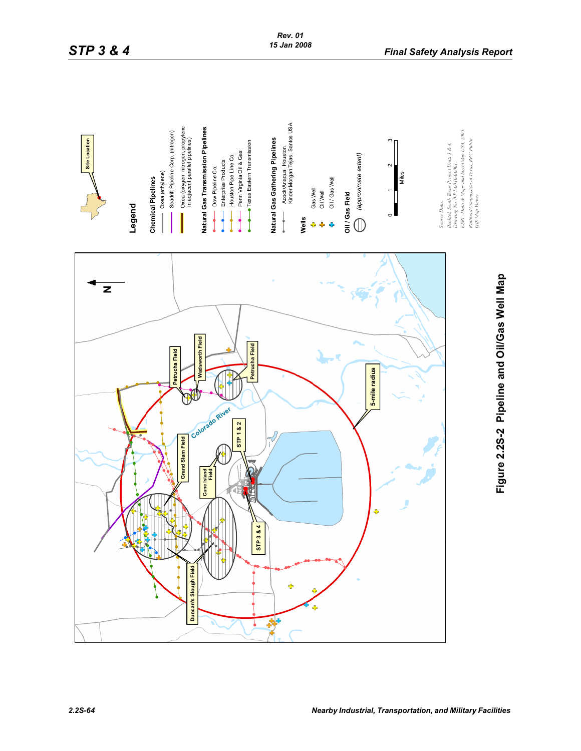Legend

Site Location

**Chemical Pipelines**
- Oxea (ethylene)
- Seadrift Pipeline Corp. (nitrogen)
- Oxea (oxygen, nitrogen, propylene in adjacent parallel pipelines)

**Natural Gas Transmission Pipelines**
- Dow Pipeline Co.
- Enterprise Products
- Houston Pipe Line Co.
- Penn Virginia Oil & Gas
- Texas Eastern Transmission

**Natural Gas Gathering Pipelines**
- Acock/Anaqua, Houston, Kinder Morgan Tejas, Santos USA

**Wells**
- Gas Well
- Oil Well
- Oil / Gas Well

**Oil / Gas Field**
- (approximate extent)

0 1 2 3 Miles

*Source Data:*
*Bechtel, South Texas Project Units 3 & 4, Drawing No. 0-P1-00-10-00001.*
*ESRI, Data & Maps and StreetMap USA, 2005.*
*Railroad Commission of Texas, RRC Public GIS Map Viewer*

N

Petrucha Field, Wadsworth Field, Petrucha Field, Colorado River, STP 1 & 2, Grand Slam Field, Cane Island Field, 5-mile radius, STP 3 & 4, Duncan's Slough Field

**Figure 2.2S-2 Pipeline and Oil/Gas Well Map**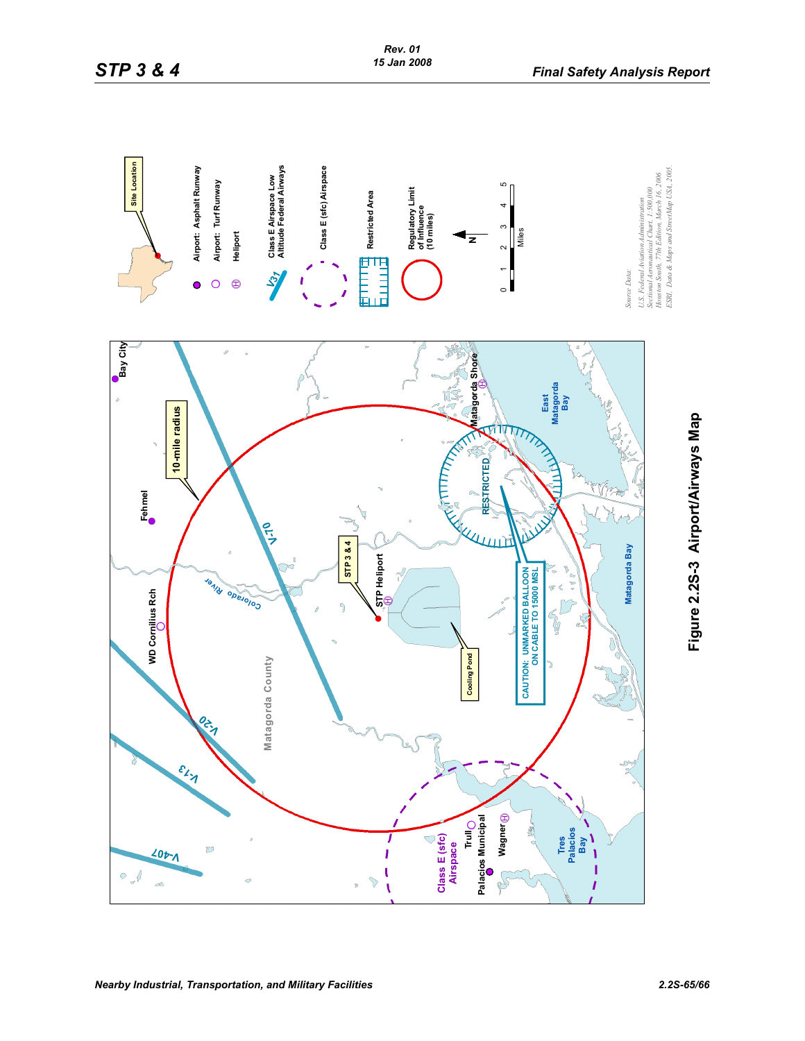Site Location

Airport: Asphalt Runway

Airport: Turf Runway

Heliport

V31 Class E Airspace Low Altitude Federal Airways

Class E (sfc) Airspace

Restricted Area

Regulatory Limit of Influence (10 miles)

N

0 1 2 3 4 5

Miles

*Source Data:*
*U.S. Federal Aviation Administration*
*Sectional Aeronautical Chart, 1:500,000*
*Houston South, 77th Edition, March 16, 2006*
*ESRI, Data & Maps and StreetMap USA, 2005.*

Bay City

Fehmel

10-mile radius

Matagorda Shore

East Matagorda Bay

RESTRICTED

V-70

STP 3 & 4

STP Heliport

Colorado River

WD Cornilius Rch

Matagorda County

CAUTION: UNMARKED BALLOON ON CABLE TO 15000 MSL

Matagorda Bay

Cooling Pond

V-20

V-13

V-407

Class E (sfc) Airspace

Trull

Palacios Municipal

Wagner

Tres Palacios Bay

**Figure 2.2S-3 Airport/Airways Map**